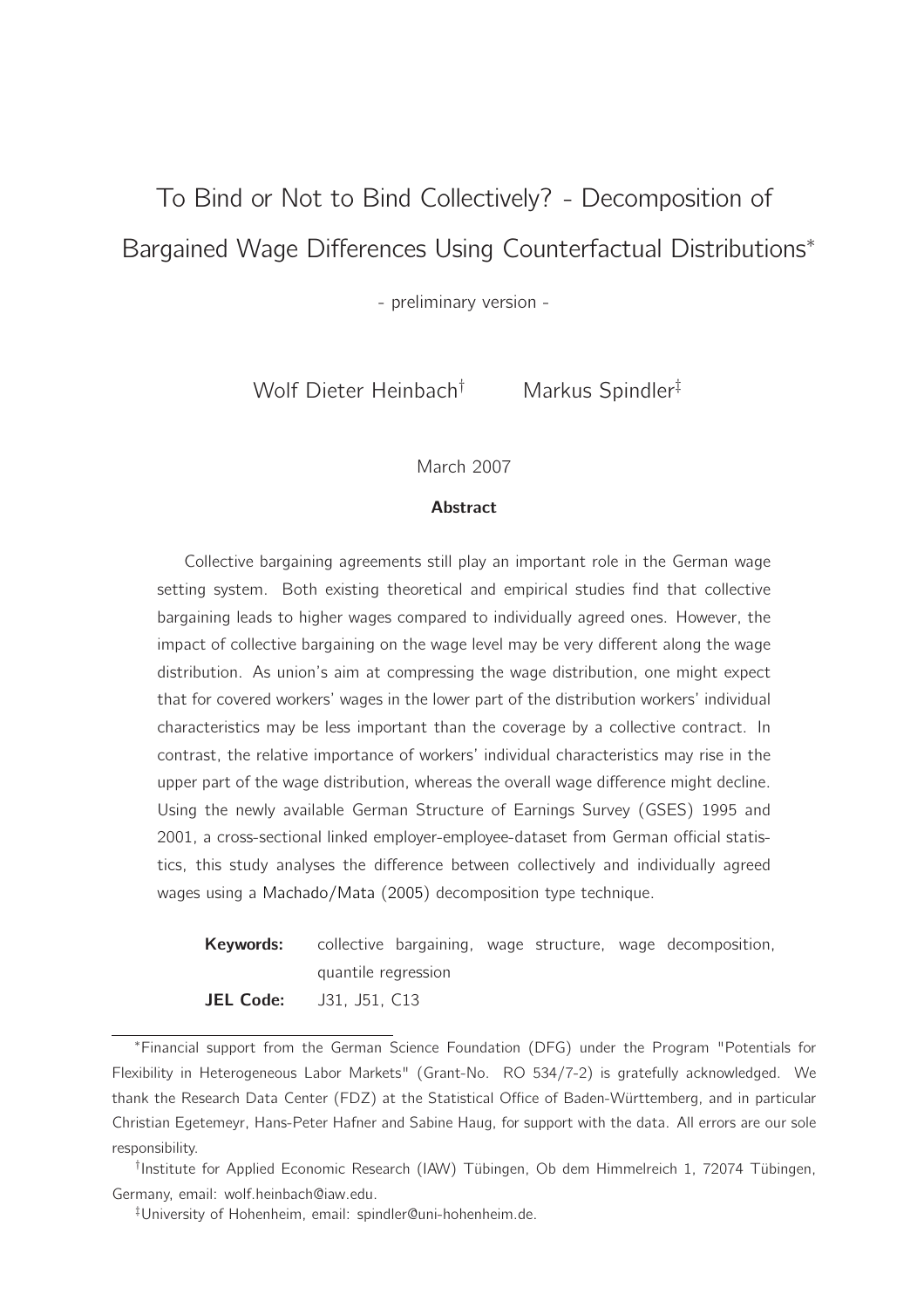# To Bind or Not to Bind Collectively? - Decomposition of Bargained Wage Differences Using Counterfactual Distributions*

- preliminary version -

Wolf Dieter Heinbach[†] Markus Spindler[‡]

March 2007

**Abstract**

Collective bargaining agreements still play an important role in the German wage setting system. Both existing theoretical and empirical studies find that collective bargaining leads to higher wages compared to individually agreed ones. However, the impact of collective bargaining on the wage level may be very different along the wage distribution. As union's aim at compressing the wage distribution, one might expect that for covered workers' wages in the lower part of the distribution workers' individual characteristics may be less important than the coverage by a collective contract. In contrast, the relative importance of workers' individual characteristics may rise in the upper part of the wage distribution, whereas the overall wage difference might decline. Using the newly available German Structure of Earnings Survey (GSES) 1995 and 2001, a cross-sectional linked employer-employee-dataset from German official statistics, this study analyses the difference between collectively and individually agreed wages using a Machado/Mata (2005) decomposition type technique.

**Keywords:** collective bargaining, wage structure, wage decomposition, quantile regression

**JEL Code:** J31, J51, C13

---

*Financial support from the German Science Foundation (DFG) under the Program "Potentials for Flexibility in Heterogeneous Labor Markets" (Grant-No. RO 534/7-2) is gratefully acknowledged. We thank the Research Data Center (FDZ) at the Statistical Office of Baden-Württemberg, and in particular Christian Egetemeyr, Hans-Peter Hafner and Sabine Haug, for support with the data. All errors are our sole responsibility.

[†]Institute for Applied Economic Research (IAW) Tübingen, Ob dem Himmelreich 1, 72074 Tübingen, Germany, email: wolf.heinbach@iaw.edu.

[‡]University of Hohenheim, email: spindler@uni-hohenheim.de.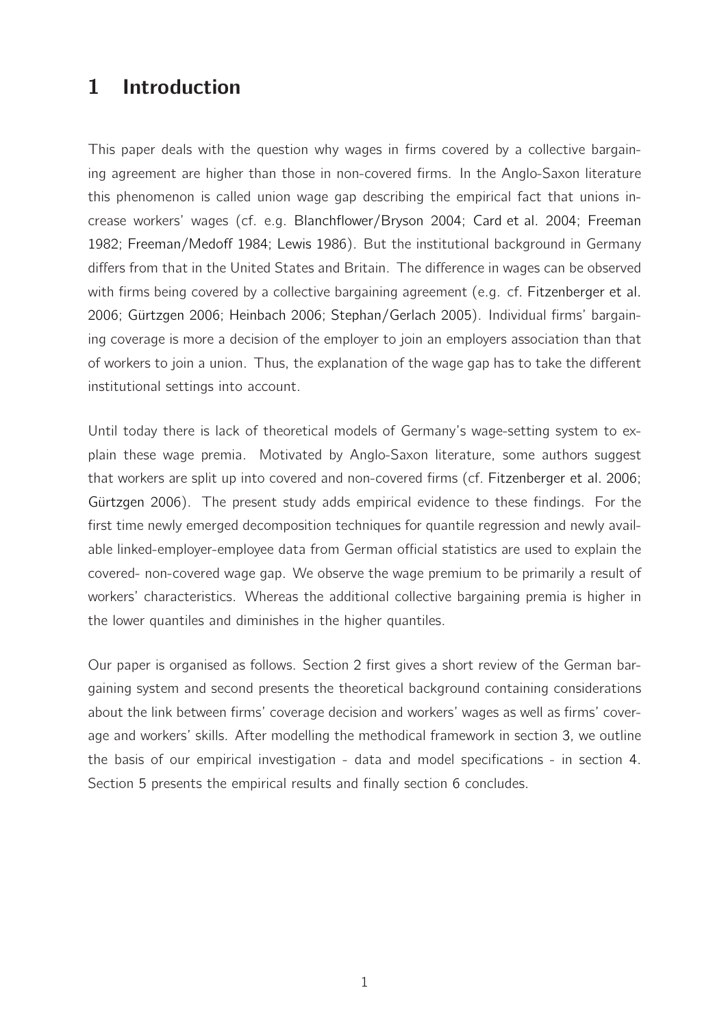# 1 Introduction

This paper deals with the question why wages in firms covered by a collective bargaining agreement are higher than those in non-covered firms. In the Anglo-Saxon literature this phenomenon is called union wage gap describing the empirical fact that unions increase workers' wages (cf. e.g. Blanchflower/Bryson 2004; Card et al. 2004; Freeman 1982; Freeman/Medoff 1984; Lewis 1986). But the institutional background in Germany differs from that in the United States and Britain. The difference in wages can be observed with firms being covered by a collective bargaining agreement (e.g. cf. Fitzenberger et al. 2006; Gürtzgen 2006; Heinbach 2006; Stephan/Gerlach 2005). Individual firms' bargaining coverage is more a decision of the employer to join an employers association than that of workers to join a union. Thus, the explanation of the wage gap has to take the different institutional settings into account.

Until today there is lack of theoretical models of Germany's wage-setting system to explain these wage premia. Motivated by Anglo-Saxon literature, some authors suggest that workers are split up into covered and non-covered firms (cf. Fitzenberger et al. 2006; Gürtzgen 2006). The present study adds empirical evidence to these findings. For the first time newly emerged decomposition techniques for quantile regression and newly available linked-employer-employee data from German official statistics are used to explain the covered- non-covered wage gap. We observe the wage premium to be primarily a result of workers' characteristics. Whereas the additional collective bargaining premia is higher in the lower quantiles and diminishes in the higher quantiles.

Our paper is organised as follows. Section 2 first gives a short review of the German bargaining system and second presents the theoretical background containing considerations about the link between firms' coverage decision and workers' wages as well as firms' coverage and workers' skills. After modelling the methodical framework in section 3, we outline the basis of our empirical investigation - data and model specifications - in section 4. Section 5 presents the empirical results and finally section 6 concludes.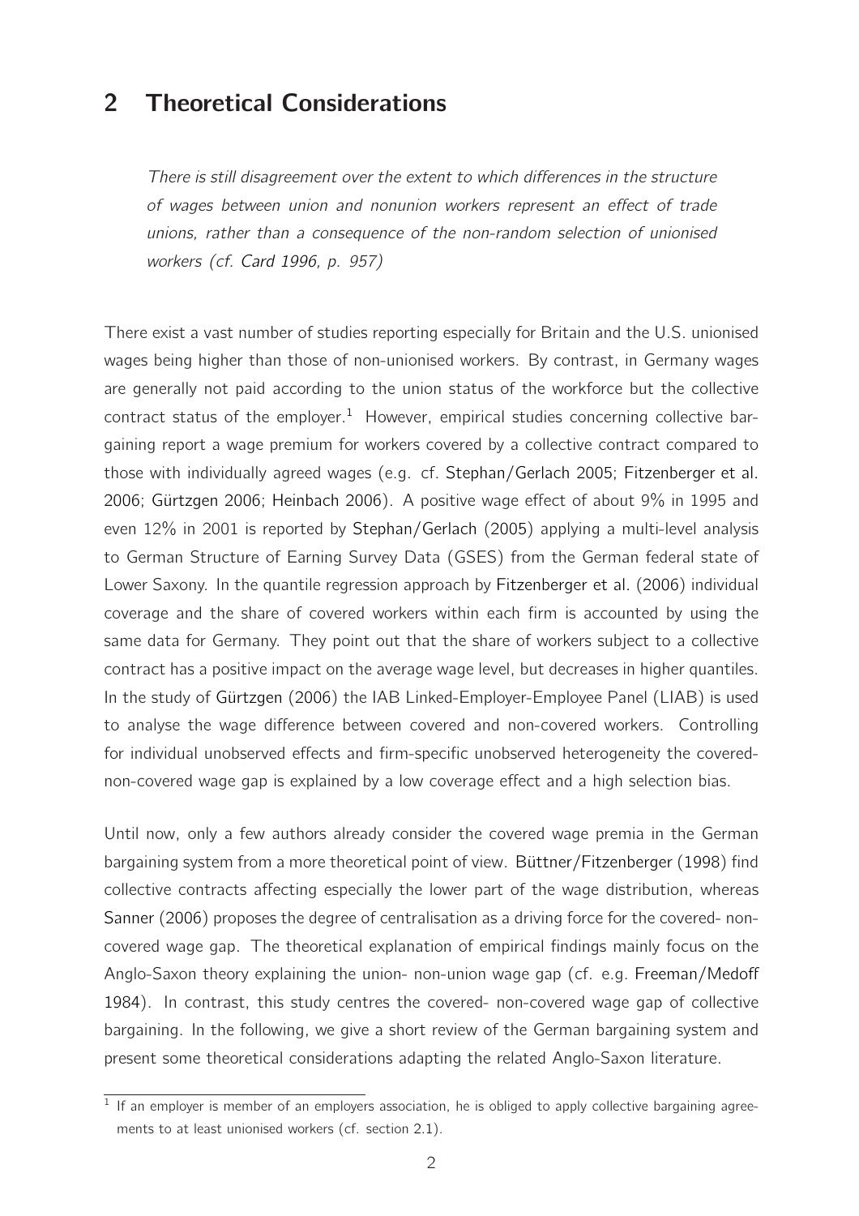## 2 Theoretical Considerations

> *There is still disagreement over the extent to which differences in the structure of wages between union and nonunion workers represent an effect of trade unions, rather than a consequence of the non-random selection of unionised workers (cf. Card 1996, p. 957)*

There exist a vast number of studies reporting especially for Britain and the U.S. unionised wages being higher than those of non-unionised workers. By contrast, in Germany wages are generally not paid according to the union status of the workforce but the collective contract status of the employer.[1] However, empirical studies concerning collective bargaining report a wage premium for workers covered by a collective contract compared to those with individually agreed wages (e.g. cf. Stephan/Gerlach 2005; Fitzenberger et al. 2006; Gürtzgen 2006; Heinbach 2006). A positive wage effect of about 9% in 1995 and even 12% in 2001 is reported by Stephan/Gerlach (2005) applying a multi-level analysis to German Structure of Earning Survey Data (GSES) from the German federal state of Lower Saxony. In the quantile regression approach by Fitzenberger et al. (2006) individual coverage and the share of covered workers within each firm is accounted by using the same data for Germany. They point out that the share of workers subject to a collective contract has a positive impact on the average wage level, but decreases in higher quantiles. In the study of Gürtzgen (2006) the IAB Linked-Employer-Employee Panel (LIAB) is used to analyse the wage difference between covered and non-covered workers. Controlling for individual unobserved effects and firm-specific unobserved heterogeneity the covered-non-covered wage gap is explained by a low coverage effect and a high selection bias.

Until now, only a few authors already consider the covered wage premia in the German bargaining system from a more theoretical point of view. Büttner/Fitzenberger (1998) find collective contracts affecting especially the lower part of the wage distribution, whereas Sanner (2006) proposes the degree of centralisation as a driving force for the covered- non-covered wage gap. The theoretical explanation of empirical findings mainly focus on the Anglo-Saxon theory explaining the union- non-union wage gap (cf. e.g. Freeman/Medoff 1984). In contrast, this study centres the covered- non-covered wage gap of collective bargaining. In the following, we give a short review of the German bargaining system and present some theoretical considerations adapting the related Anglo-Saxon literature.

[1] If an employer is member of an employers association, he is obliged to apply collective bargaining agreements to at least unionised workers (cf. section 2.1).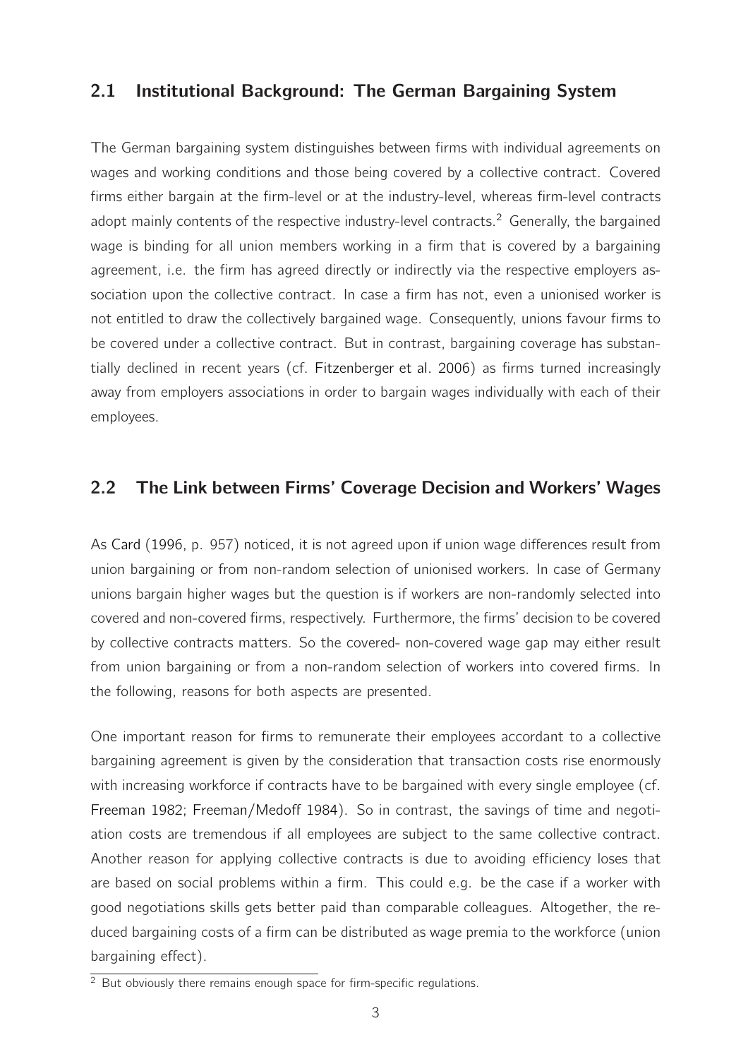## 2.1 Institutional Background: The German Bargaining System

The German bargaining system distinguishes between firms with individual agreements on wages and working conditions and those being covered by a collective contract. Covered firms either bargain at the firm-level or at the industry-level, whereas firm-level contracts adopt mainly contents of the respective industry-level contracts.[2] Generally, the bargained wage is binding for all union members working in a firm that is covered by a bargaining agreement, i.e. the firm has agreed directly or indirectly via the respective employers association upon the collective contract. In case a firm has not, even a unionised worker is not entitled to draw the collectively bargained wage. Consequently, unions favour firms to be covered under a collective contract. But in contrast, bargaining coverage has substantially declined in recent years (cf. Fitzenberger et al. 2006) as firms turned increasingly away from employers associations in order to bargain wages individually with each of their employees.

## 2.2 The Link between Firms' Coverage Decision and Workers' Wages

As Card (1996, p. 957) noticed, it is not agreed upon if union wage differences result from union bargaining or from non-random selection of unionised workers. In case of Germany unions bargain higher wages but the question is if workers are non-randomly selected into covered and non-covered firms, respectively. Furthermore, the firms' decision to be covered by collective contracts matters. So the covered- non-covered wage gap may either result from union bargaining or from a non-random selection of workers into covered firms. In the following, reasons for both aspects are presented.

One important reason for firms to remunerate their employees accordant to a collective bargaining agreement is given by the consideration that transaction costs rise enormously with increasing workforce if contracts have to be bargained with every single employee (cf. Freeman 1982; Freeman/Medoff 1984). So in contrast, the savings of time and negotiation costs are tremendous if all employees are subject to the same collective contract. Another reason for applying collective contracts is due to avoiding efficiency loses that are based on social problems within a firm. This could e.g. be the case if a worker with good negotiations skills gets better paid than comparable colleagues. Altogether, the reduced bargaining costs of a firm can be distributed as wage premia to the workforce (union bargaining effect).

[2] But obviously there remains enough space for firm-specific regulations.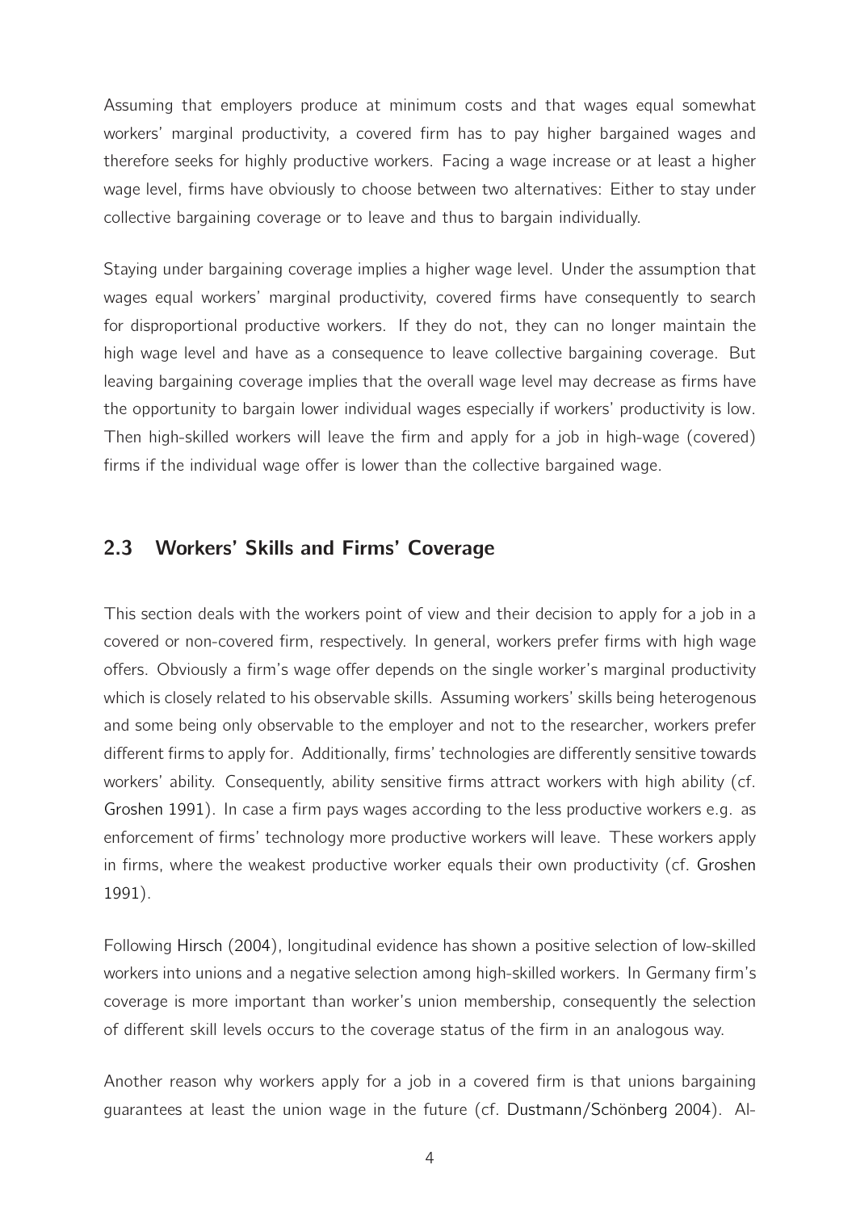Assuming that employers produce at minimum costs and that wages equal somewhat workers' marginal productivity, a covered firm has to pay higher bargained wages and therefore seeks for highly productive workers. Facing a wage increase or at least a higher wage level, firms have obviously to choose between two alternatives: Either to stay under collective bargaining coverage or to leave and thus to bargain individually.

Staying under bargaining coverage implies a higher wage level. Under the assumption that wages equal workers' marginal productivity, covered firms have consequently to search for disproportional productive workers. If they do not, they can no longer maintain the high wage level and have as a consequence to leave collective bargaining coverage. But leaving bargaining coverage implies that the overall wage level may decrease as firms have the opportunity to bargain lower individual wages especially if workers' productivity is low. Then high-skilled workers will leave the firm and apply for a job in high-wage (covered) firms if the individual wage offer is lower than the collective bargained wage.

## 2.3 Workers' Skills and Firms' Coverage

This section deals with the workers point of view and their decision to apply for a job in a covered or non-covered firm, respectively. In general, workers prefer firms with high wage offers. Obviously a firm's wage offer depends on the single worker's marginal productivity which is closely related to his observable skills. Assuming workers' skills being heterogenous and some being only observable to the employer and not to the researcher, workers prefer different firms to apply for. Additionally, firms' technologies are differently sensitive towards workers' ability. Consequently, ability sensitive firms attract workers with high ability (cf. Groshen 1991). In case a firm pays wages according to the less productive workers e.g. as enforcement of firms' technology more productive workers will leave. These workers apply in firms, where the weakest productive worker equals their own productivity (cf. Groshen 1991).

Following Hirsch (2004), longitudinal evidence has shown a positive selection of low-skilled workers into unions and a negative selection among high-skilled workers. In Germany firm's coverage is more important than worker's union membership, consequently the selection of different skill levels occurs to the coverage status of the firm in an analogous way.

Another reason why workers apply for a job in a covered firm is that unions bargaining guarantees at least the union wage in the future (cf. Dustmann/Schönberg 2004). Al-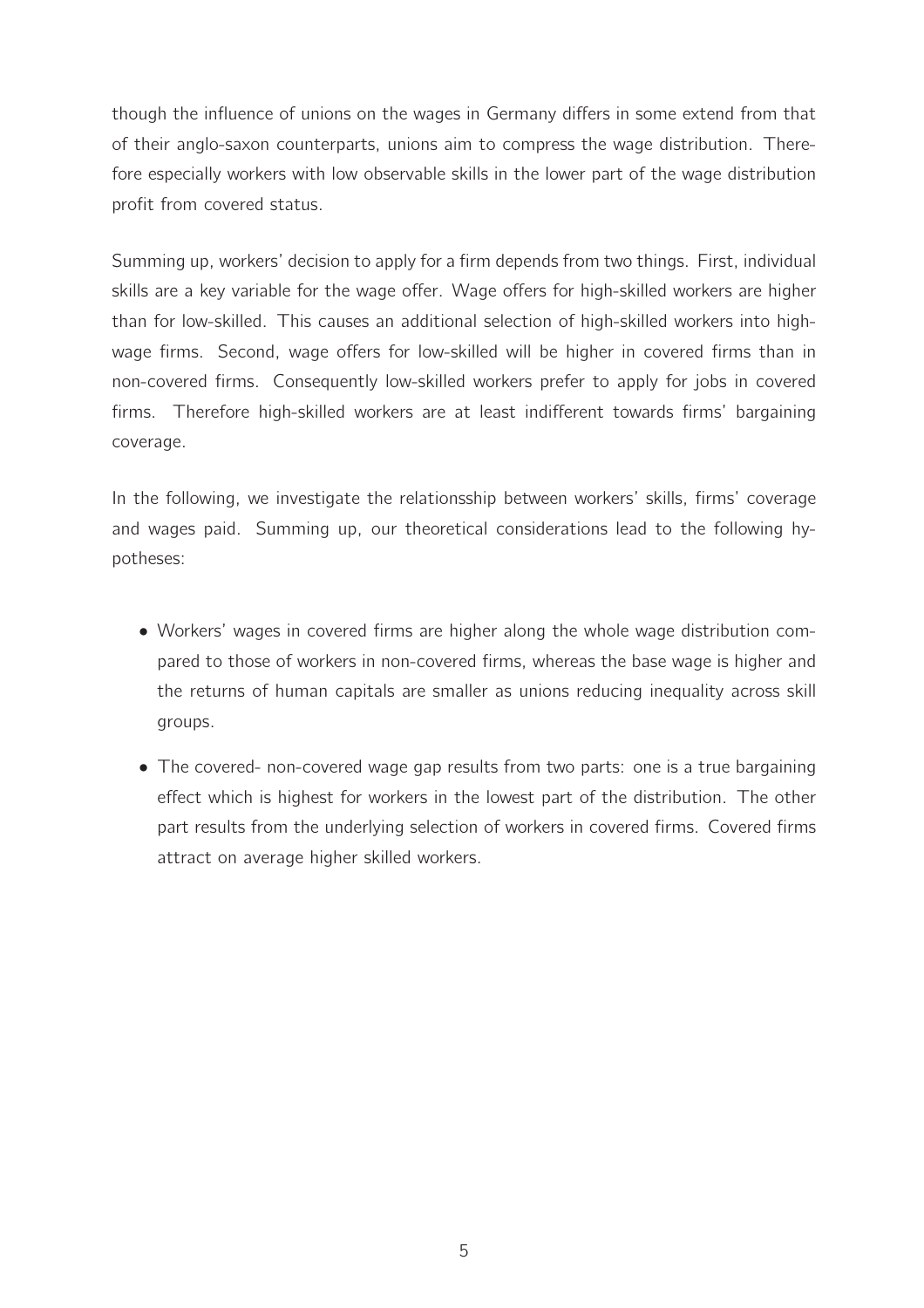though the influence of unions on the wages in Germany differs in some extend from that of their anglo-saxon counterparts, unions aim to compress the wage distribution. Therefore especially workers with low observable skills in the lower part of the wage distribution profit from covered status.

Summing up, workers' decision to apply for a firm depends from two things. First, individual skills are a key variable for the wage offer. Wage offers for high-skilled workers are higher than for low-skilled. This causes an additional selection of high-skilled workers into high-wage firms. Second, wage offers for low-skilled will be higher in covered firms than in non-covered firms. Consequently low-skilled workers prefer to apply for jobs in covered firms. Therefore high-skilled workers are at least indifferent towards firms' bargaining coverage.

In the following, we investigate the relationsship between workers' skills, firms' coverage and wages paid. Summing up, our theoretical considerations lead to the following hypotheses:

- Workers' wages in covered firms are higher along the whole wage distribution compared to those of workers in non-covered firms, whereas the base wage is higher and the returns of human capitals are smaller as unions reducing inequality across skill groups.
- The covered- non-covered wage gap results from two parts: one is a true bargaining effect which is highest for workers in the lowest part of the distribution. The other part results from the underlying selection of workers in covered firms. Covered firms attract on average higher skilled workers.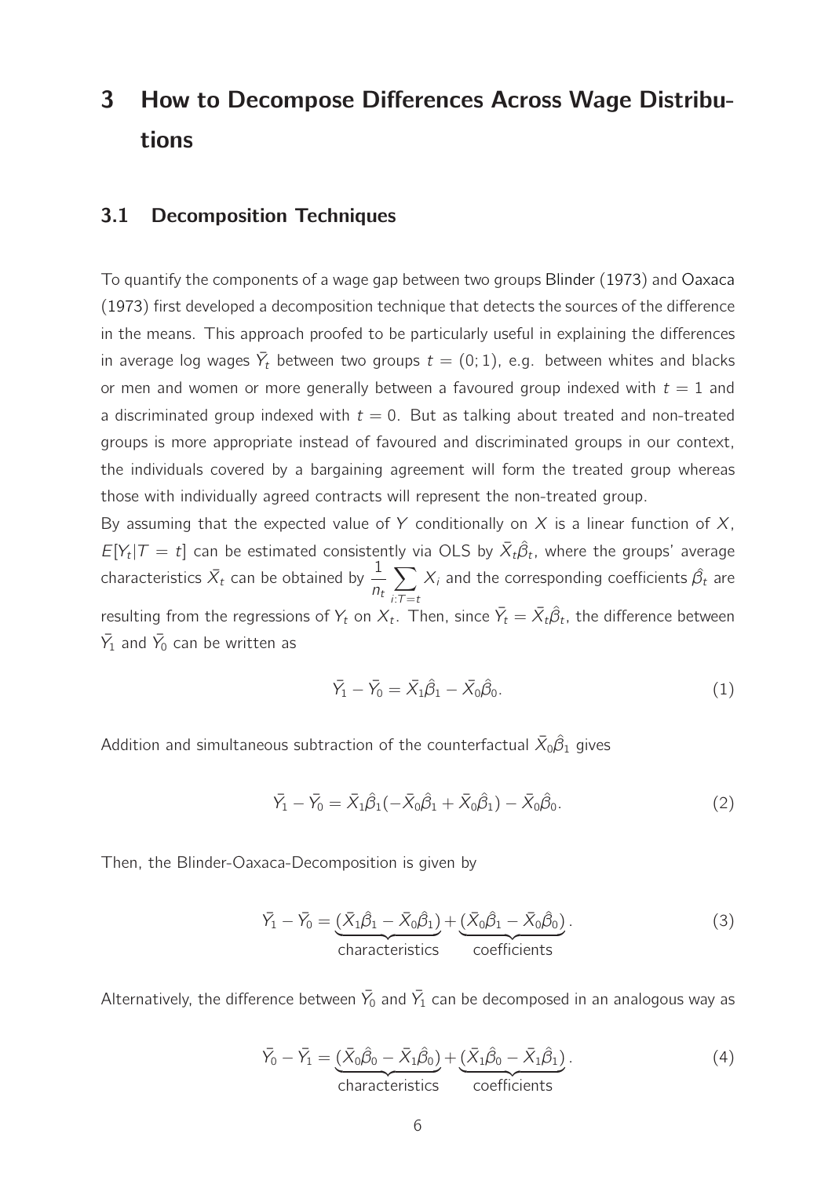# 3 How to Decompose Differences Across Wage Distributions

## 3.1 Decomposition Techniques

To quantify the components of a wage gap between two groups Blinder (1973) and Oaxaca (1973) first developed a decomposition technique that detects the sources of the difference in the means. This approach proofed to be particularly useful in explaining the differences in average log wages $\bar{Y}_t$ between two groups $t = (0; 1)$, e.g. between whites and blacks or men and women or more generally between a favoured group indexed with $t = 1$ and a discriminated group indexed with $t = 0$. But as talking about treated and non-treated groups is more appropriate instead of favoured and discriminated groups in our context, the individuals covered by a bargaining agreement will form the treated group whereas those with individually agreed contracts will represent the non-treated group.

By assuming that the expected value of $Y$ conditionally on $X$ is a linear function of $X$, $E[Y_t|T = t]$ can be estimated consistently via OLS by $\bar{X}_t\hat{\beta}_t$, where the groups' average characteristics $\bar{X}_t$ can be obtained by $\frac{1}{n_t}\sum_{i:T=t} X_i$ and the corresponding coefficients $\hat{\beta}_t$ are resulting from the regressions of $Y_t$ on $X_t$. Then, since $\bar{Y}_t = \bar{X}_t\hat{\beta}_t$, the difference between $\bar{Y}_1$ and $\bar{Y}_0$ can be written as

$$\bar{Y}_1 - \bar{Y}_0 = \bar{X}_1\hat{\beta}_1 - \bar{X}_0\hat{\beta}_0. \tag{1}$$

Addition and simultaneous subtraction of the counterfactual $\bar{X}_0\hat{\beta}_1$ gives

$$\bar{Y}_1 - \bar{Y}_0 = \bar{X}_1\hat{\beta}_1(-\bar{X}_0\hat{\beta}_1 + \bar{X}_0\hat{\beta}_1) - \bar{X}_0\hat{\beta}_0. \tag{2}$$

Then, the Blinder-Oaxaca-Decomposition is given by

$$\bar{Y}_1 - \bar{Y}_0 = \underbrace{(\bar{X}_1\hat{\beta}_1 - \bar{X}_0\hat{\beta}_1)}_{\text{characteristics}} + \underbrace{(\bar{X}_0\hat{\beta}_1 - \bar{X}_0\hat{\beta}_0)}_{\text{coefficients}}. \tag{3}$$

Alternatively, the difference between $\bar{Y}_0$ and $\bar{Y}_1$ can be decomposed in an analogous way as

$$\bar{Y}_0 - \bar{Y}_1 = \underbrace{(\bar{X}_0\hat{\beta}_0 - \bar{X}_1\hat{\beta}_0)}_{\text{characteristics}} + \underbrace{(\bar{X}_1\hat{\beta}_0 - \bar{X}_1\hat{\beta}_1)}_{\text{coefficients}}. \tag{4}$$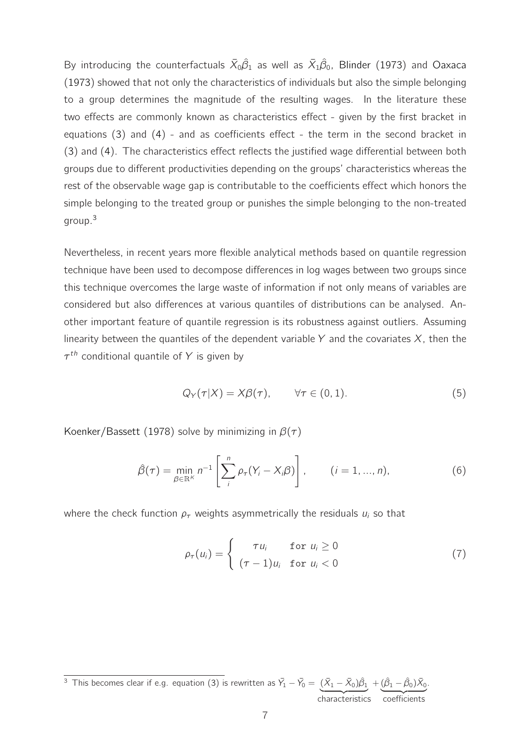By introducing the counterfactuals $\bar{X}_0\hat{\beta}_1$ as well as $\bar{X}_1\hat{\beta}_0$, Blinder (1973) and Oaxaca (1973) showed that not only the characteristics of individuals but also the simple belonging to a group determines the magnitude of the resulting wages. In the literature these two effects are commonly known as characteristics effect - given by the first bracket in equations (3) and (4) - and as coefficients effect - the term in the second bracket in (3) and (4). The characteristics effect reflects the justified wage differential between both groups due to different productivities depending on the groups' characteristics whereas the rest of the observable wage gap is contributable to the coefficients effect which honors the simple belonging to the treated group or punishes the simple belonging to the non-treated group.[3]

Nevertheless, in recent years more flexible analytical methods based on quantile regression technique have been used to decompose differences in log wages between two groups since this technique overcomes the large waste of information if not only means of variables are considered but also differences at various quantiles of distributions can be analysed. Another important feature of quantile regression is its robustness against outliers. Assuming linearity between the quantiles of the dependent variable $Y$ and the covariates $X$, then the $\tau^{th}$ conditional quantile of $Y$ is given by

$$Q_Y(\tau|X) = X\beta(\tau), \qquad \forall \tau \in (0,1). \tag{5}$$

Koenker/Bassett (1978) solve by minimizing in $\beta(\tau)$

$$\hat{\beta}(\tau) = \min_{\beta \in \mathbb{R}^K} n^{-1} \left[ \sum_{i}^{n} \rho_\tau(Y_i - X_i\beta) \right], \qquad (i = 1, ..., n), \tag{6}$$

where the check function $\rho_\tau$ weights asymmetrically the residuals $u_i$ so that

$$\rho_\tau(u_i) = \begin{cases} \tau u_i & \texttt{for } u_i \geq 0 \\ (\tau - 1)u_i & \texttt{for } u_i < 0 \end{cases} \tag{7}$$

[3] This becomes clear if e.g. equation (3) is rewritten as $\bar{Y}_1 - \bar{Y}_0 = \underbrace{(\bar{X}_1 - \bar{X}_0)\hat{\beta}_1}_{\text{characteristics}} + \underbrace{(\hat{\beta}_1 - \hat{\beta}_0)\bar{X}_0}_{\text{coefficients}}$.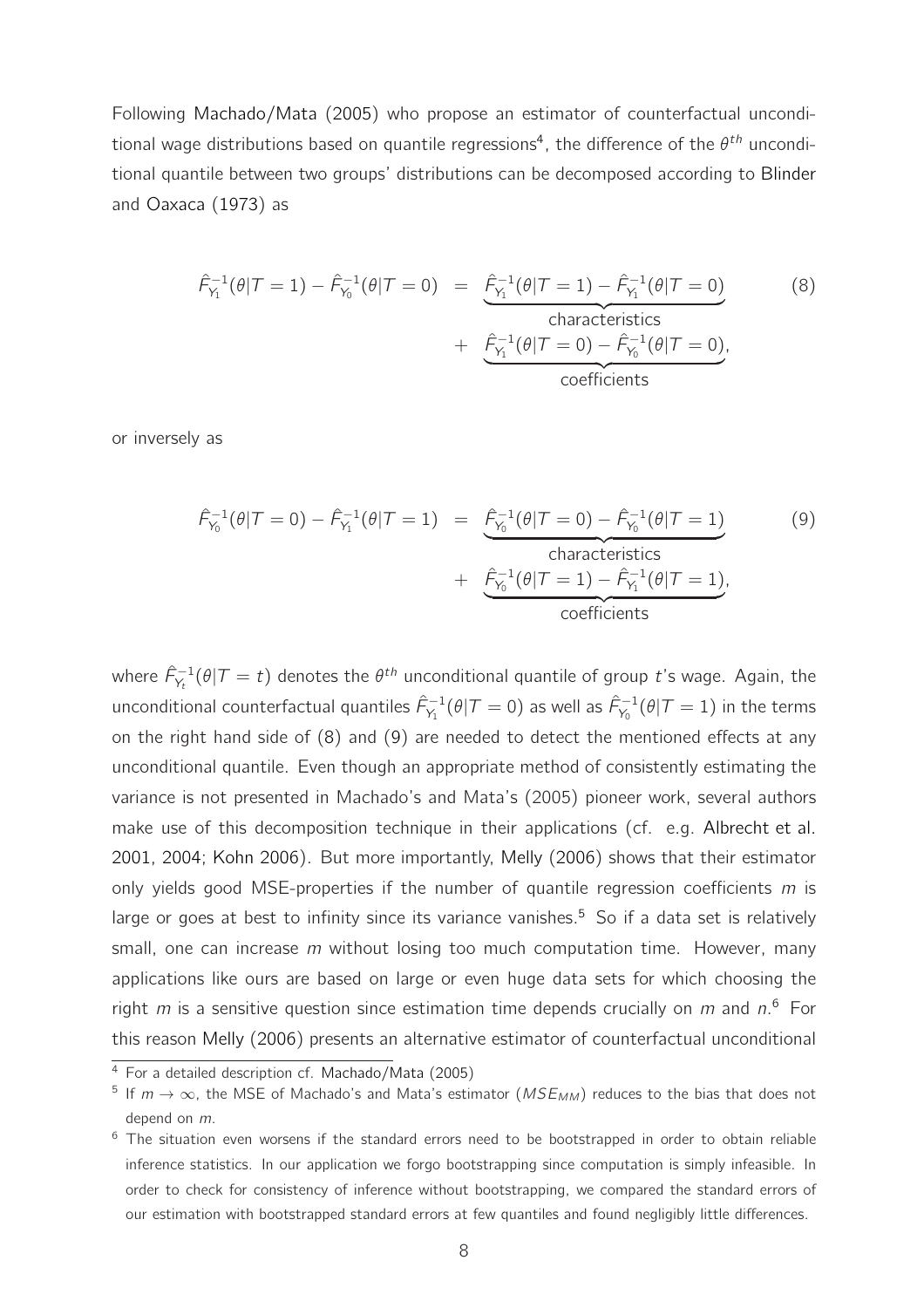Following Machado/Mata (2005) who propose an estimator of counterfactual unconditional wage distributions based on quantile regressions[4], the difference of the $\theta^{th}$ unconditional quantile between two groups' distributions can be decomposed according to Blinder and Oaxaca (1973) as

$$
\begin{aligned}
\hat{F}_{Y_1}^{-1}(\theta|T=1) - \hat{F}_{Y_0}^{-1}(\theta|T=0) &= \underbrace{\hat{F}_{Y_1}^{-1}(\theta|T=1) - \hat{F}_{Y_1}^{-1}(\theta|T=0)}_{\text{characteristics}} \\
&+ \underbrace{\hat{F}_{Y_1}^{-1}(\theta|T=0) - \hat{F}_{Y_0}^{-1}(\theta|T=0)}_{\text{coefficients}},
\end{aligned} \tag{8}
$$

or inversely as

$$
\begin{aligned}
\hat{F}_{Y_0}^{-1}(\theta|T=0) - \hat{F}_{Y_1}^{-1}(\theta|T=1) &= \underbrace{\hat{F}_{Y_0}^{-1}(\theta|T=0) - \hat{F}_{Y_0}^{-1}(\theta|T=1)}_{\text{characteristics}} \\
&+ \underbrace{\hat{F}_{Y_0}^{-1}(\theta|T=1) - \hat{F}_{Y_1}^{-1}(\theta|T=1)}_{\text{coefficients}},
\end{aligned} \tag{9}
$$

where $\hat{F}_{Y_t}^{-1}(\theta|T=t)$ denotes the $\theta^{th}$ unconditional quantile of group $t$'s wage. Again, the unconditional counterfactual quantiles $\hat{F}_{Y_1}^{-1}(\theta|T=0)$ as well as $\hat{F}_{Y_0}^{-1}(\theta|T=1)$ in the terms on the right hand side of (8) and (9) are needed to detect the mentioned effects at any unconditional quantile. Even though an appropriate method of consistently estimating the variance is not presented in Machado's and Mata's (2005) pioneer work, several authors make use of this decomposition technique in their applications (cf. e.g. Albrecht et al. 2001, 2004; Kohn 2006). But more importantly, Melly (2006) shows that their estimator only yields good MSE-properties if the number of quantile regression coefficients $m$ is large or goes at best to infinity since its variance vanishes.[5] So if a data set is relatively small, one can increase $m$ without losing too much computation time. However, many applications like ours are based on large or even huge data sets for which choosing the right $m$ is a sensitive question since estimation time depends crucially on $m$ and $n$.[6] For this reason Melly (2006) presents an alternative estimator of counterfactual unconditional

[4] For a detailed description cf. Machado/Mata (2005)

[5] If $m \to \infty$, the MSE of Machado's and Mata's estimator ($MSE_{MM}$) reduces to the bias that does not depend on $m$.

[6] The situation even worsens if the standard errors need to be bootstrapped in order to obtain reliable inference statistics. In our application we forgo bootstrapping since computation is simply infeasible. In order to check for consistency of inference without bootstrapping, we compared the standard errors of our estimation with bootstrapped standard errors at few quantiles and found negligibly little differences.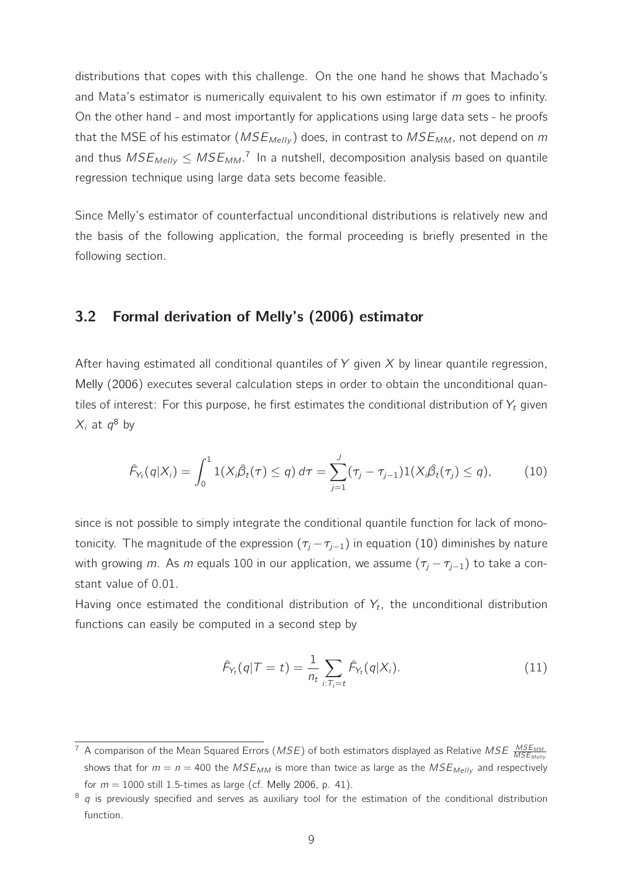distributions that copes with this challenge. On the one hand he shows that Machado's and Mata's estimator is numerically equivalent to his own estimator if $m$ goes to infinity. On the other hand - and most importantly for applications using large data sets - he proofs that the MSE of his estimator ($MSE_{Melly}$) does, in contrast to $MSE_{MM}$, not depend on $m$ and thus $MSE_{Melly} \leq MSE_{MM}$.[7] In a nutshell, decomposition analysis based on quantile regression technique using large data sets become feasible.

Since Melly's estimator of counterfactual unconditional distributions is relatively new and the basis of the following application, the formal proceeding is briefly presented in the following section.

## 3.2 Formal derivation of Melly's (2006) estimator

After having estimated all conditional quantiles of $Y$ given $X$ by linear quantile regression, Melly (2006) executes several calculation steps in order to obtain the unconditional quantiles of interest: For this purpose, he first estimates the conditional distribution of $Y_t$ given $X_i$ at $q$[8] by

$$\hat{F}_{Y_t}(q|X_i) = \int_0^1 1(X_i\hat{\beta}_t(\tau) \leq q)\, d\tau = \sum_{j=1}^{J}(\tau_j - \tau_{j-1})1(X_i\hat{\beta}_t(\tau_j) \leq q), \tag{10}$$

since is not possible to simply integrate the conditional quantile function for lack of monotonicity. The magnitude of the expression $(\tau_j - \tau_{j-1})$ in equation (10) diminishes by nature with growing $m$. As $m$ equals 100 in our application, we assume $(\tau_j - \tau_{j-1})$ to take a constant value of 0.01.

Having once estimated the conditional distribution of $Y_t$, the unconditional distribution functions can easily be computed in a second step by

$$\hat{F}_{Y_t}(q|T = t) = \frac{1}{n_t}\sum_{i:T_i=t}\hat{F}_{Y_t}(q|X_i). \tag{11}$$

[7] A comparison of the Mean Squared Errors ($MSE$) of both estimators displayed as Relative $MSE$ $\frac{MSE_{MM}}{MSE_{Melly}}$ shows that for $m = n = 400$ the $MSE_{MM}$ is more than twice as large as the $MSE_{Melly}$ and respectively for $m = 1000$ still 1.5-times as large (cf. Melly 2006, p. 41).

[8] $q$ is previously specified and serves as auxiliary tool for the estimation of the conditional distribution function.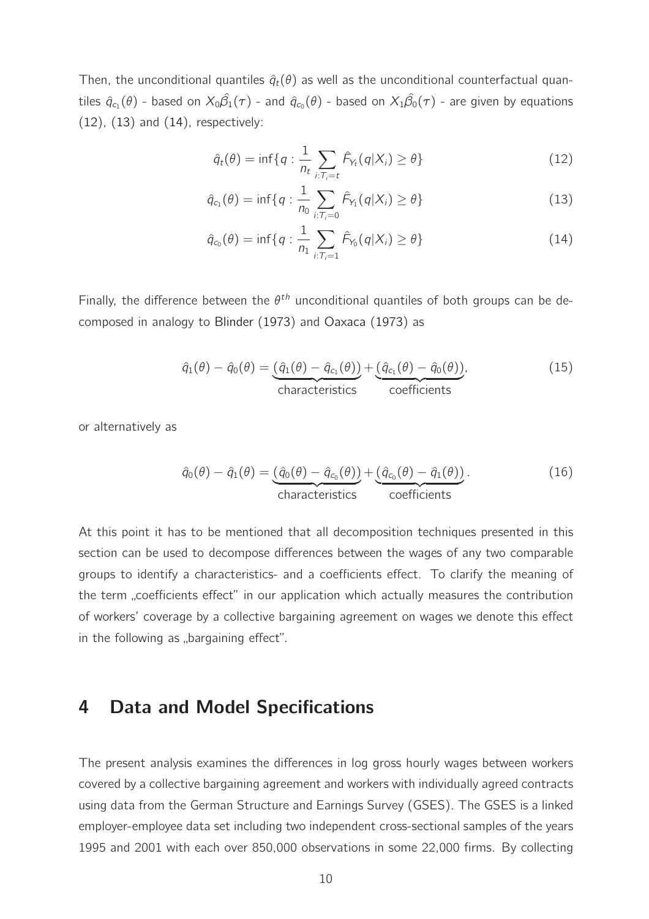Then, the unconditional quantiles $\hat{q}_t(\theta)$ as well as the unconditional counterfactual quantiles $\hat{q}_{c_1}(\theta)$ - based on $X_0\hat{\beta}_1(\tau)$ - and $\hat{q}_{c_0}(\theta)$ - based on $X_1\hat{\beta}_0(\tau)$ - are given by equations (12), (13) and (14), respectively:

$$\hat{q}_t(\theta) = \inf\{q : \frac{1}{n_t} \sum_{i:T_i=t} \hat{F}_{Y_t}(q|X_i) \geq \theta\} \tag{12}$$

$$\hat{q}_{c_1}(\theta) = \inf\{q : \frac{1}{n_0} \sum_{i:T_i=0} \hat{F}_{Y_1}(q|X_i) \geq \theta\} \tag{13}$$

$$\hat{q}_{c_0}(\theta) = \inf\{q : \frac{1}{n_1} \sum_{i:T_i=1} \hat{F}_{Y_0}(q|X_i) \geq \theta\} \tag{14}$$

Finally, the difference between the $\theta^{th}$ unconditional quantiles of both groups can be decomposed in analogy to Blinder (1973) and Oaxaca (1973) as

$$\hat{q}_1(\theta) - \hat{q}_0(\theta) = \underbrace{(\hat{q}_1(\theta) - \hat{q}_{c_1}(\theta))}_{\text{characteristics}} + \underbrace{(\hat{q}_{c_1}(\theta) - \hat{q}_0(\theta))}_{\text{coefficients}}, \tag{15}$$

or alternatively as

$$\hat{q}_0(\theta) - \hat{q}_1(\theta) = \underbrace{(\hat{q}_0(\theta) - \hat{q}_{c_0}(\theta))}_{\text{characteristics}} + \underbrace{(\hat{q}_{c_0}(\theta) - \hat{q}_1(\theta))}_{\text{coefficients}}. \tag{16}$$

At this point it has to be mentioned that all decomposition techniques presented in this section can be used to decompose differences between the wages of any two comparable groups to identify a characteristics- and a coefficients effect. To clarify the meaning of the term „coefficients effect" in our application which actually measures the contribution of workers' coverage by a collective bargaining agreement on wages we denote this effect in the following as „bargaining effect".

## 4 Data and Model Specifications

The present analysis examines the differences in log gross hourly wages between workers covered by a collective bargaining agreement and workers with individually agreed contracts using data from the German Structure and Earnings Survey (GSES). The GSES is a linked employer-employee data set including two independent cross-sectional samples of the years 1995 and 2001 with each over 850,000 observations in some 22,000 firms. By collecting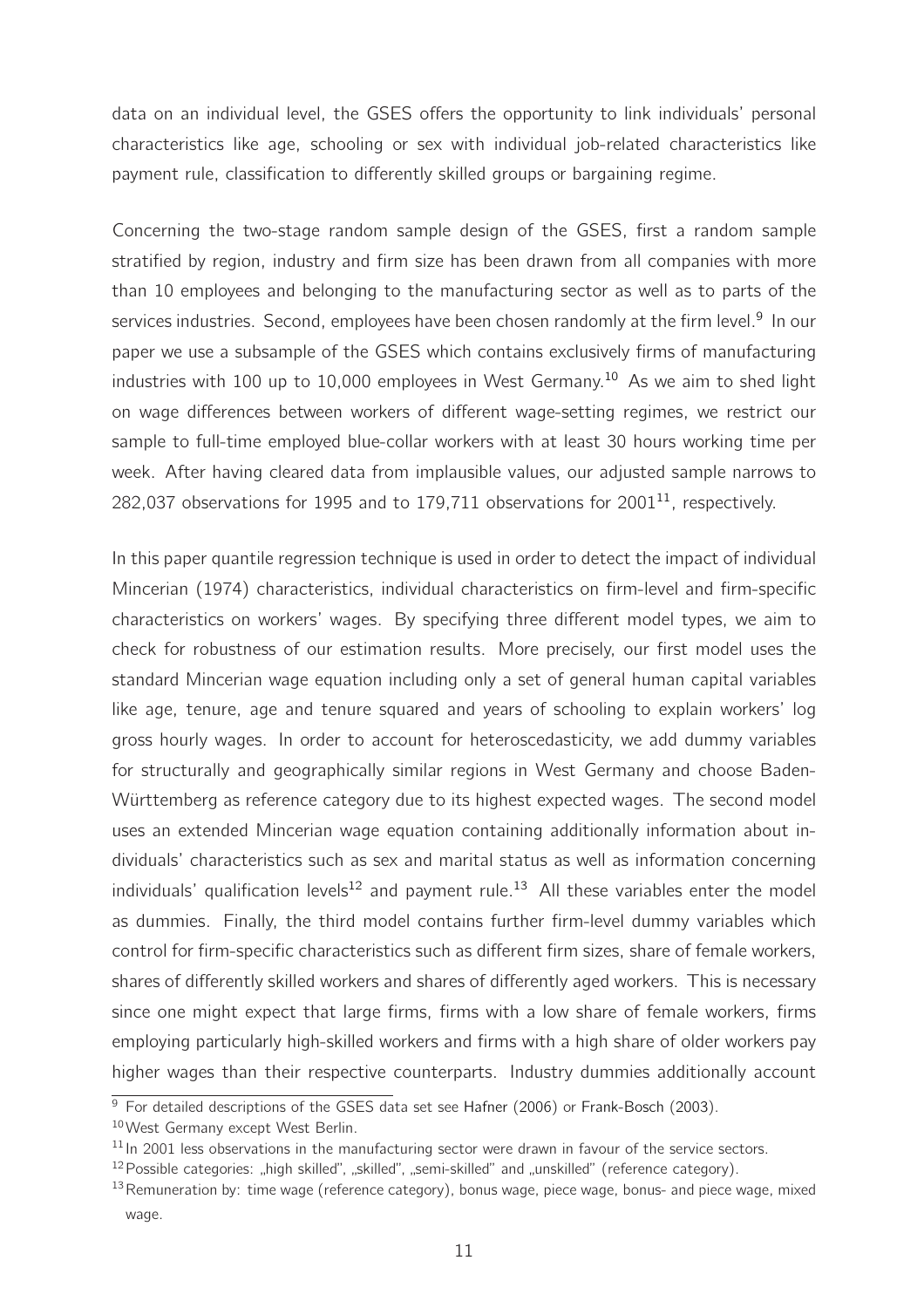data on an individual level, the GSES offers the opportunity to link individuals' personal characteristics like age, schooling or sex with individual job-related characteristics like payment rule, classification to differently skilled groups or bargaining regime.

Concerning the two-stage random sample design of the GSES, first a random sample stratified by region, industry and firm size has been drawn from all companies with more than 10 employees and belonging to the manufacturing sector as well as to parts of the services industries. Second, employees have been chosen randomly at the firm level.[9] In our paper we use a subsample of the GSES which contains exclusively firms of manufacturing industries with 100 up to 10,000 employees in West Germany.[10] As we aim to shed light on wage differences between workers of different wage-setting regimes, we restrict our sample to full-time employed blue-collar workers with at least 30 hours working time per week. After having cleared data from implausible values, our adjusted sample narrows to 282,037 observations for 1995 and to 179,711 observations for 2001[11], respectively.

In this paper quantile regression technique is used in order to detect the impact of individual Mincerian (1974) characteristics, individual characteristics on firm-level and firm-specific characteristics on workers' wages. By specifying three different model types, we aim to check for robustness of our estimation results. More precisely, our first model uses the standard Mincerian wage equation including only a set of general human capital variables like age, tenure, age and tenure squared and years of schooling to explain workers' log gross hourly wages. In order to account for heteroscedasticity, we add dummy variables for structurally and geographically similar regions in West Germany and choose Baden-Württemberg as reference category due to its highest expected wages. The second model uses an extended Mincerian wage equation containing additionally information about individuals' characteristics such as sex and marital status as well as information concerning individuals' qualification levels[12] and payment rule.[13] All these variables enter the model as dummies. Finally, the third model contains further firm-level dummy variables which control for firm-specific characteristics such as different firm sizes, share of female workers, shares of differently skilled workers and shares of differently aged workers. This is necessary since one might expect that large firms, firms with a low share of female workers, firms employing particularly high-skilled workers and firms with a high share of older workers pay higher wages than their respective counterparts. Industry dummies additionally account

---

[9] For detailed descriptions of the GSES data set see Hafner (2006) or Frank-Bosch (2003).

[10] West Germany except West Berlin.

[11] In 2001 less observations in the manufacturing sector were drawn in favour of the service sectors.

[12] Possible categories: „high skilled", „skilled", „semi-skilled" and „unskilled" (reference category).

[13] Remuneration by: time wage (reference category), bonus wage, piece wage, bonus- and piece wage, mixed wage.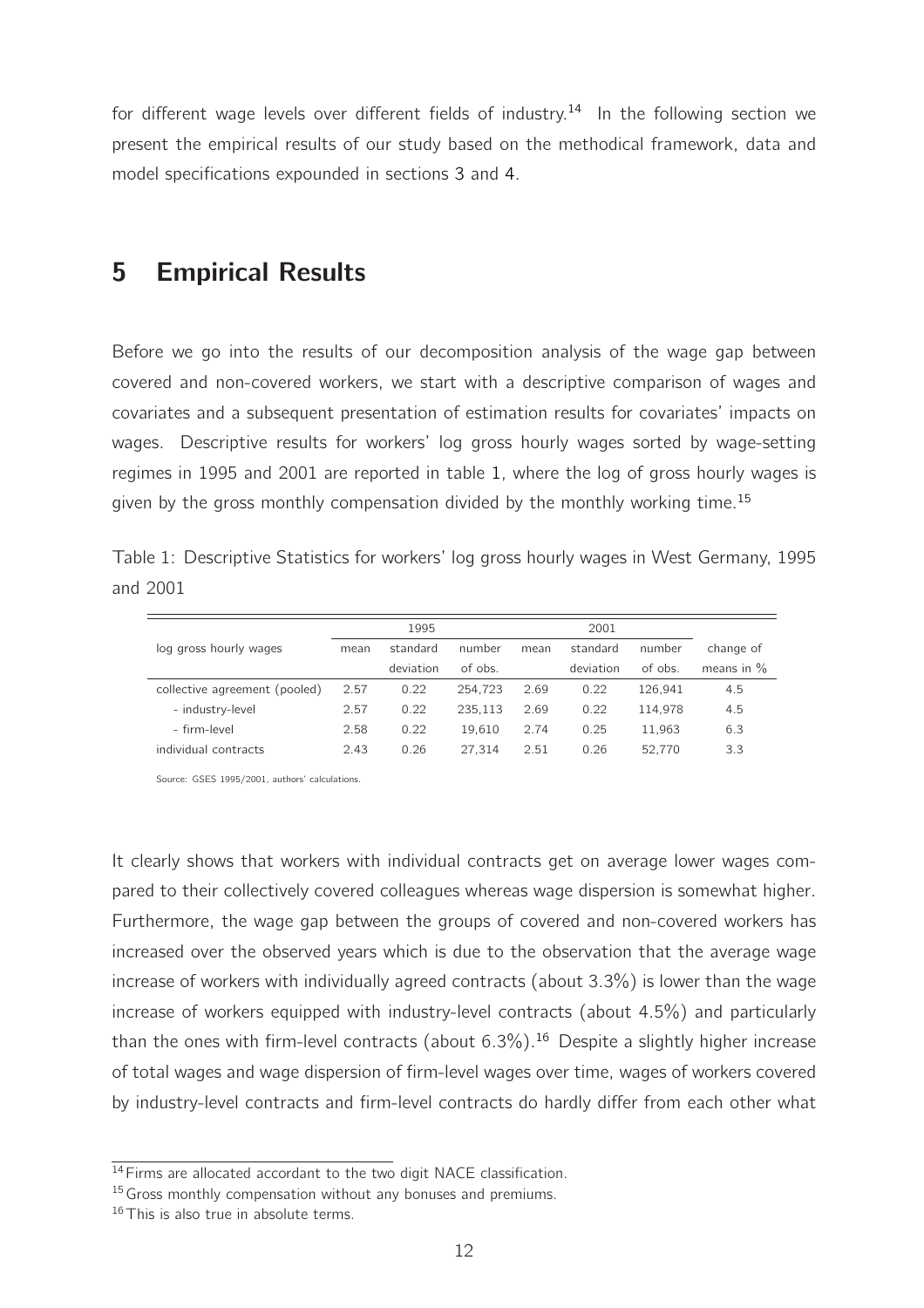for different wage levels over different fields of industry.[14] In the following section we present the empirical results of our study based on the methodical framework, data and model specifications expounded in sections 3 and 4.

# 5 Empirical Results

Before we go into the results of our decomposition analysis of the wage gap between covered and non-covered workers, we start with a descriptive comparison of wages and covariates and a subsequent presentation of estimation results for covariates' impacts on wages. Descriptive results for workers' log gross hourly wages sorted by wage-setting regimes in 1995 and 2001 are reported in table 1, where the log of gross hourly wages is given by the gross monthly compensation divided by the monthly working time.[15]

Table 1: Descriptive Statistics for workers' log gross hourly wages in West Germany, 1995 and 2001

| | 1995 | | | 2001 | | | |
|---|---|---|---|---|---|---|---|
| log gross hourly wages | mean | standard deviation | number of obs. | mean | standard deviation | number of obs. | change of means in % |
| collective agreement (pooled) | 2.57 | 0.22 | 254,723 | 2.69 | 0.22 | 126,941 | 4.5 |
| - industry-level | 2.57 | 0.22 | 235,113 | 2.69 | 0.22 | 114,978 | 4.5 |
| - firm-level | 2.58 | 0.22 | 19,610 | 2.74 | 0.25 | 11,963 | 6.3 |
| individual contracts | 2.43 | 0.26 | 27,314 | 2.51 | 0.26 | 52,770 | 3.3 |

Source: GSES 1995/2001, authors' calculations.

It clearly shows that workers with individual contracts get on average lower wages compared to their collectively covered colleagues whereas wage dispersion is somewhat higher. Furthermore, the wage gap between the groups of covered and non-covered workers has increased over the observed years which is due to the observation that the average wage increase of workers with individually agreed contracts (about 3.3%) is lower than the wage increase of workers equipped with industry-level contracts (about 4.5%) and particularly than the ones with firm-level contracts (about 6.3%).[16] Despite a slightly higher increase of total wages and wage dispersion of firm-level wages over time, wages of workers covered by industry-level contracts and firm-level contracts do hardly differ from each other what

[14] Firms are allocated accordant to the two digit NACE classification.

[15] Gross monthly compensation without any bonuses and premiums.

[16] This is also true in absolute terms.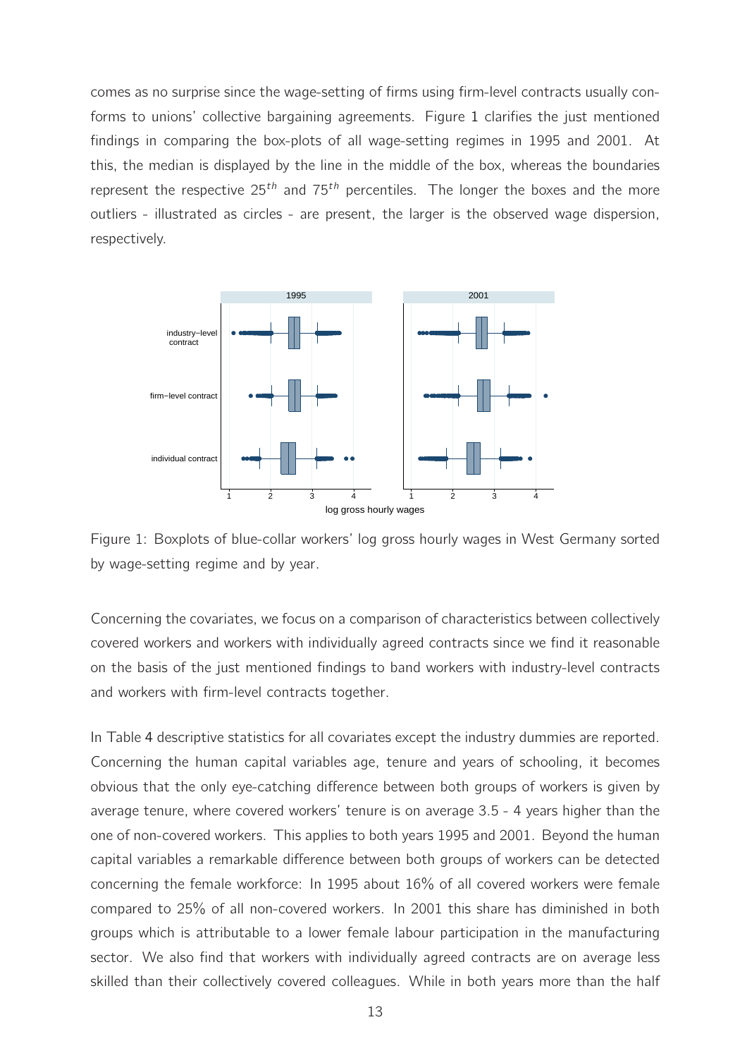comes as no surprise since the wage-setting of firms using firm-level contracts usually conforms to unions' collective bargaining agreements. Figure 1 clarifies the just mentioned findings in comparing the box-plots of all wage-setting regimes in 1995 and 2001. At this, the median is displayed by the line in the middle of the box, whereas the boundaries represent the respective $25^{th}$ and $75^{th}$ percentiles. The longer the boxes and the more outliers - illustrated as circles - are present, the larger is the observed wage dispersion, respectively.

1995

2001

industry–level contract

firm–level contract

individual contract

1 2 3 4

1 2 3 4

log gross hourly wages

Figure 1: Boxplots of blue-collar workers' log gross hourly wages in West Germany sorted by wage-setting regime and by year.

Concerning the covariates, we focus on a comparison of characteristics between collectively covered workers and workers with individually agreed contracts since we find it reasonable on the basis of the just mentioned findings to band workers with industry-level contracts and workers with firm-level contracts together.

In Table 4 descriptive statistics for all covariates except the industry dummies are reported. Concerning the human capital variables age, tenure and years of schooling, it becomes obvious that the only eye-catching difference between both groups of workers is given by average tenure, where covered workers' tenure is on average 3.5 - 4 years higher than the one of non-covered workers. This applies to both years 1995 and 2001. Beyond the human capital variables a remarkable difference between both groups of workers can be detected concerning the female workforce: In 1995 about 16% of all covered workers were female compared to 25% of all non-covered workers. In 2001 this share has diminished in both groups which is attributable to a lower female labour participation in the manufacturing sector. We also find that workers with individually agreed contracts are on average less skilled than their collectively covered colleagues. While in both years more than the half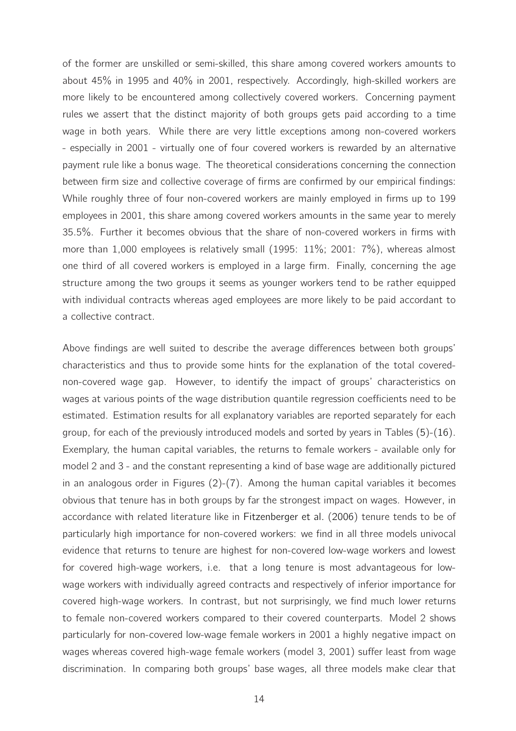of the former are unskilled or semi-skilled, this share among covered workers amounts to about 45% in 1995 and 40% in 2001, respectively. Accordingly, high-skilled workers are more likely to be encountered among collectively covered workers. Concerning payment rules we assert that the distinct majority of both groups gets paid according to a time wage in both years. While there are very little exceptions among non-covered workers - especially in 2001 - virtually one of four covered workers is rewarded by an alternative payment rule like a bonus wage. The theoretical considerations concerning the connection between firm size and collective coverage of firms are confirmed by our empirical findings: While roughly three of four non-covered workers are mainly employed in firms up to 199 employees in 2001, this share among covered workers amounts in the same year to merely 35.5%. Further it becomes obvious that the share of non-covered workers in firms with more than 1,000 employees is relatively small (1995: 11%; 2001: 7%), whereas almost one third of all covered workers is employed in a large firm. Finally, concerning the age structure among the two groups it seems as younger workers tend to be rather equipped with individual contracts whereas aged employees are more likely to be paid accordant to a collective contract.

Above findings are well suited to describe the average differences between both groups' characteristics and thus to provide some hints for the explanation of the total covered-non-covered wage gap. However, to identify the impact of groups' characteristics on wages at various points of the wage distribution quantile regression coefficients need to be estimated. Estimation results for all explanatory variables are reported separately for each group, for each of the previously introduced models and sorted by years in Tables (5)-(16). Exemplary, the human capital variables, the returns to female workers - available only for model 2 and 3 - and the constant representing a kind of base wage are additionally pictured in an analogous order in Figures (2)-(7). Among the human capital variables it becomes obvious that tenure has in both groups by far the strongest impact on wages. However, in accordance with related literature like in Fitzenberger et al. (2006) tenure tends to be of particularly high importance for non-covered workers: we find in all three models univocal evidence that returns to tenure are highest for non-covered low-wage workers and lowest for covered high-wage workers, i.e. that a long tenure is most advantageous for low-wage workers with individually agreed contracts and respectively of inferior importance for covered high-wage workers. In contrast, but not surprisingly, we find much lower returns to female non-covered workers compared to their covered counterparts. Model 2 shows particularly for non-covered low-wage female workers in 2001 a highly negative impact on wages whereas covered high-wage female workers (model 3, 2001) suffer least from wage discrimination. In comparing both groups' base wages, all three models make clear that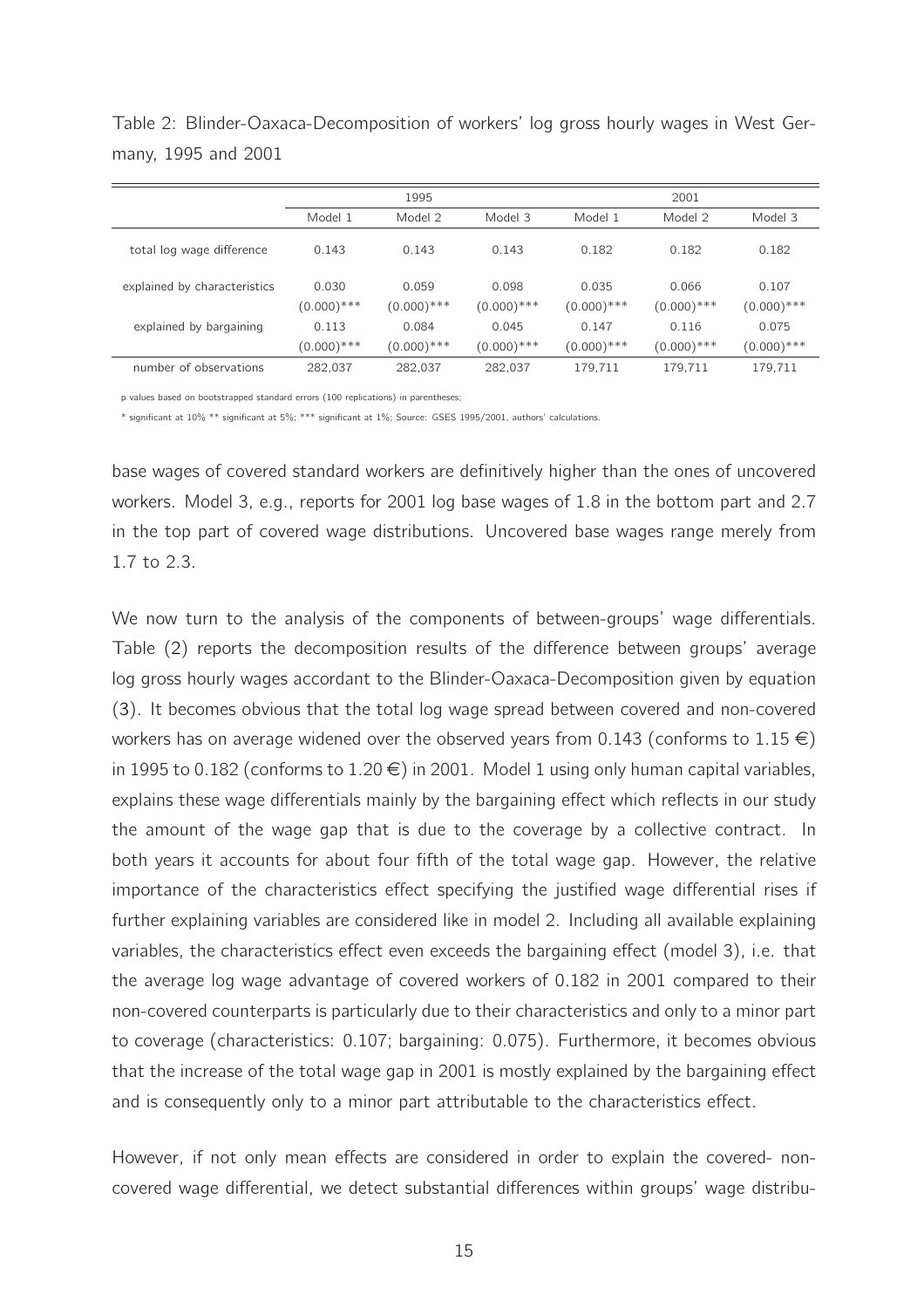Table 2: Blinder-Oaxaca-Decomposition of workers' log gross hourly wages in West Germany, 1995 and 2001

| | 1995 | | | 2001 | | |
|---|---|---|---|---|---|---|
| | Model 1 | Model 2 | Model 3 | Model 1 | Model 2 | Model 3 |
| total log wage difference | 0.143 | 0.143 | 0.143 | 0.182 | 0.182 | 0.182 |
| explained by characteristics | 0.030 | 0.059 | 0.098 | 0.035 | 0.066 | 0.107 |
| | (0.000)*** | (0.000)*** | (0.000)*** | (0.000)*** | (0.000)*** | (0.000)*** |
| explained by bargaining | 0.113 | 0.084 | 0.045 | 0.147 | 0.116 | 0.075 |
| | (0.000)*** | (0.000)*** | (0.000)*** | (0.000)*** | (0.000)*** | (0.000)*** |
| number of observations | 282,037 | 282,037 | 282,037 | 179,711 | 179,711 | 179,711 |

p values based on bootstrapped standard errors (100 replications) in parentheses;

* significant at 10% ** significant at 5%; *** significant at 1%; Source: GSES 1995/2001, authors' calculations.

base wages of covered standard workers are definitively higher than the ones of uncovered workers. Model 3, e.g., reports for 2001 log base wages of 1.8 in the bottom part and 2.7 in the top part of covered wage distributions. Uncovered base wages range merely from 1.7 to 2.3.

We now turn to the analysis of the components of between-groups' wage differentials. Table (2) reports the decomposition results of the difference between groups' average log gross hourly wages accordant to the Blinder-Oaxaca-Decomposition given by equation (3). It becomes obvious that the total log wage spread between covered and non-covered workers has on average widened over the observed years from 0.143 (conforms to 1.15 €) in 1995 to 0.182 (conforms to 1.20 €) in 2001. Model 1 using only human capital variables, explains these wage differentials mainly by the bargaining effect which reflects in our study the amount of the wage gap that is due to the coverage by a collective contract. In both years it accounts for about four fifth of the total wage gap. However, the relative importance of the characteristics effect specifying the justified wage differential rises if further explaining variables are considered like in model 2. Including all available explaining variables, the characteristics effect even exceeds the bargaining effect (model 3), i.e. that the average log wage advantage of covered workers of 0.182 in 2001 compared to their non-covered counterparts is particularly due to their characteristics and only to a minor part to coverage (characteristics: 0.107; bargaining: 0.075). Furthermore, it becomes obvious that the increase of the total wage gap in 2001 is mostly explained by the bargaining effect and is consequently only to a minor part attributable to the characteristics effect.

However, if not only mean effects are considered in order to explain the covered- non-covered wage differential, we detect substantial differences within groups' wage distribu-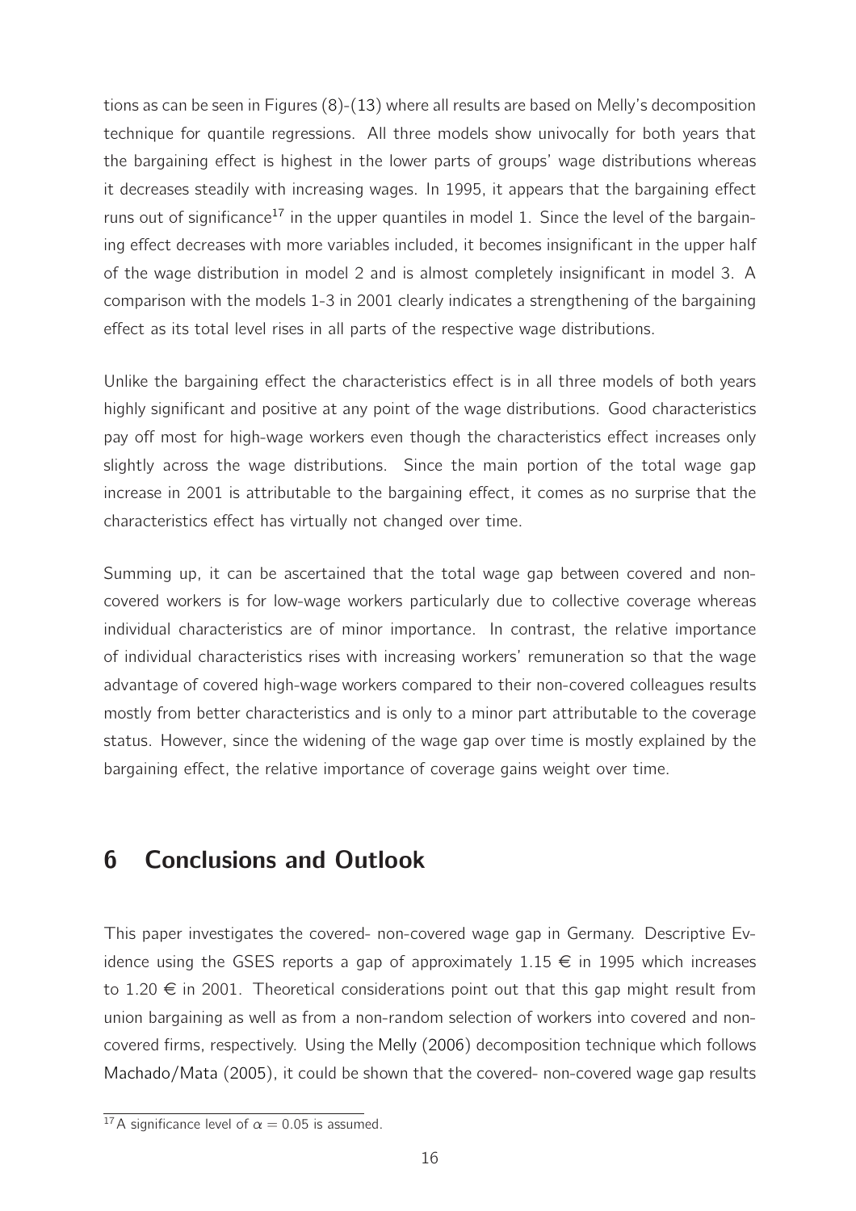tions as can be seen in Figures (8)-(13) where all results are based on Melly's decomposition technique for quantile regressions. All three models show univocally for both years that the bargaining effect is highest in the lower parts of groups' wage distributions whereas it decreases steadily with increasing wages. In 1995, it appears that the bargaining effect runs out of significance[17] in the upper quantiles in model 1. Since the level of the bargaining effect decreases with more variables included, it becomes insignificant in the upper half of the wage distribution in model 2 and is almost completely insignificant in model 3. A comparison with the models 1-3 in 2001 clearly indicates a strengthening of the bargaining effect as its total level rises in all parts of the respective wage distributions.

Unlike the bargaining effect the characteristics effect is in all three models of both years highly significant and positive at any point of the wage distributions. Good characteristics pay off most for high-wage workers even though the characteristics effect increases only slightly across the wage distributions. Since the main portion of the total wage gap increase in 2001 is attributable to the bargaining effect, it comes as no surprise that the characteristics effect has virtually not changed over time.

Summing up, it can be ascertained that the total wage gap between covered and non-covered workers is for low-wage workers particularly due to collective coverage whereas individual characteristics are of minor importance. In contrast, the relative importance of individual characteristics rises with increasing workers' remuneration so that the wage advantage of covered high-wage workers compared to their non-covered colleagues results mostly from better characteristics and is only to a minor part attributable to the coverage status. However, since the widening of the wage gap over time is mostly explained by the bargaining effect, the relative importance of coverage gains weight over time.

## 6 Conclusions and Outlook

This paper investigates the covered- non-covered wage gap in Germany. Descriptive Evidence using the GSES reports a gap of approximately 1.15 € in 1995 which increases to 1.20 € in 2001. Theoretical considerations point out that this gap might result from union bargaining as well as from a non-random selection of workers into covered and non-covered firms, respectively. Using the Melly (2006) decomposition technique which follows Machado/Mata (2005), it could be shown that the covered- non-covered wage gap results

[17] A significance level of $\alpha = 0.05$ is assumed.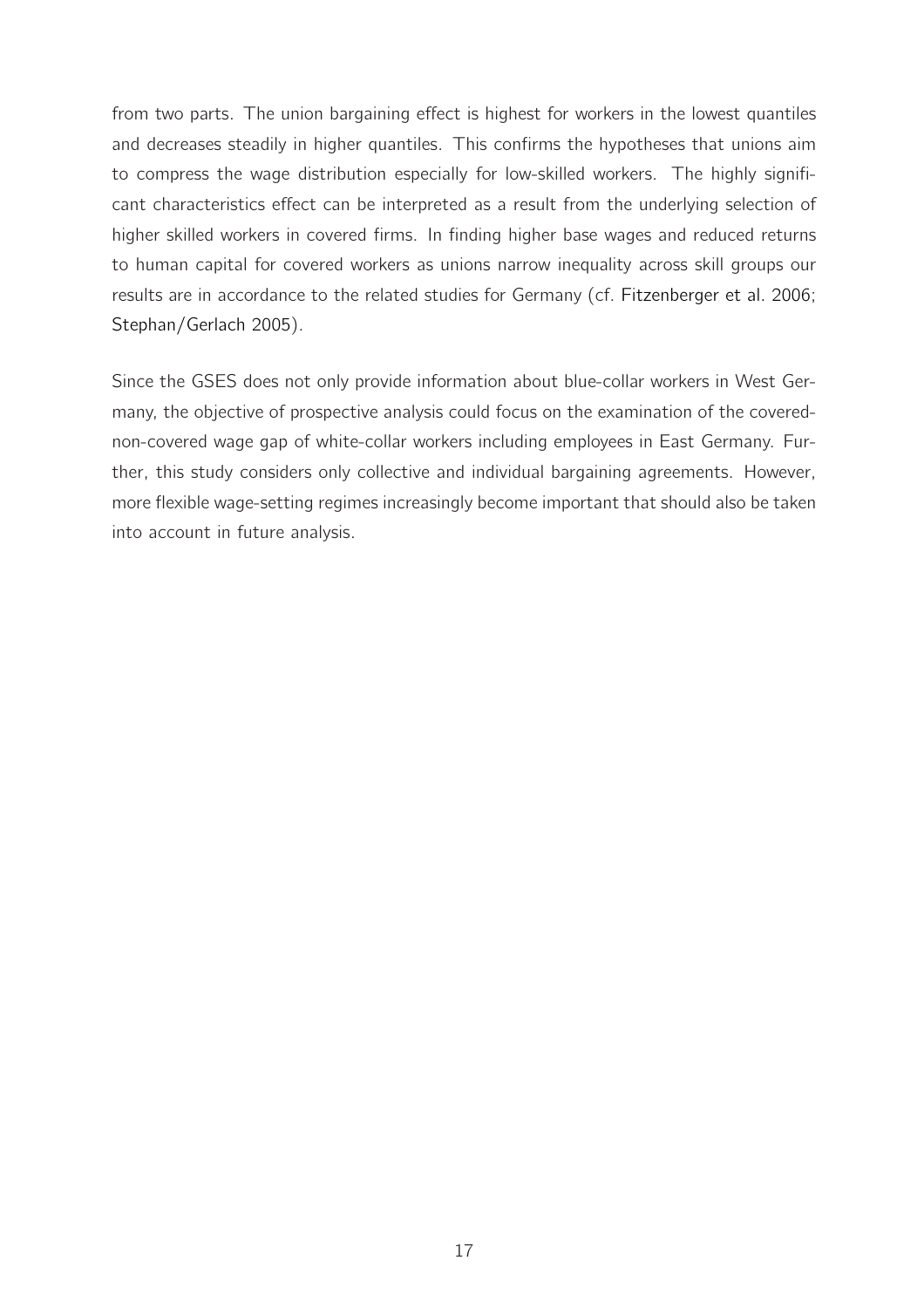from two parts. The union bargaining effect is highest for workers in the lowest quantiles and decreases steadily in higher quantiles. This confirms the hypotheses that unions aim to compress the wage distribution especially for low-skilled workers. The highly significant characteristics effect can be interpreted as a result from the underlying selection of higher skilled workers in covered firms. In finding higher base wages and reduced returns to human capital for covered workers as unions narrow inequality across skill groups our results are in accordance to the related studies for Germany (cf. Fitzenberger et al. 2006; Stephan/Gerlach 2005).

Since the GSES does not only provide information about blue-collar workers in West Germany, the objective of prospective analysis could focus on the examination of the covered-non-covered wage gap of white-collar workers including employees in East Germany. Further, this study considers only collective and individual bargaining agreements. However, more flexible wage-setting regimes increasingly become important that should also be taken into account in future analysis.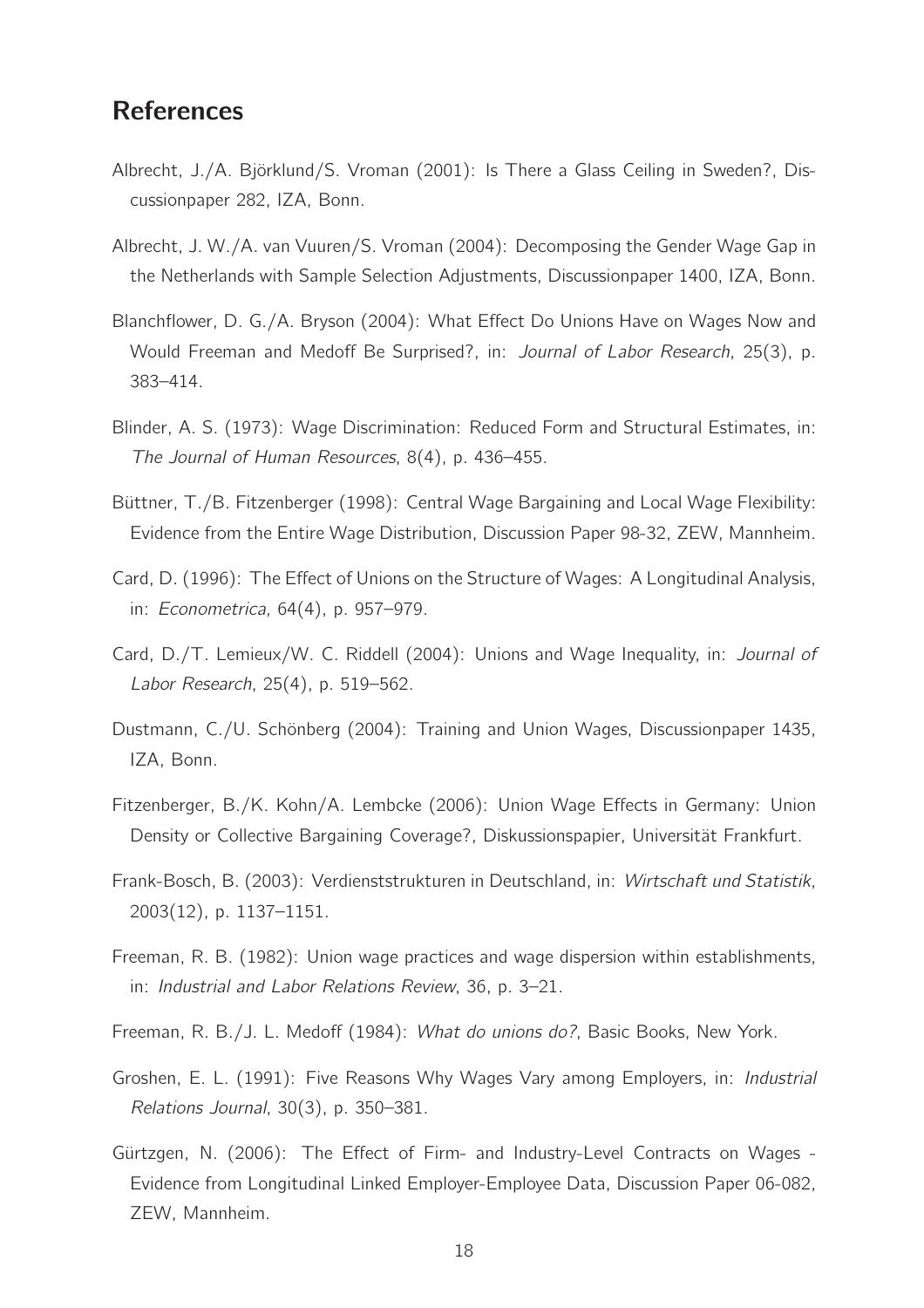## References

Albrecht, J./A. Björklund/S. Vroman (2001): Is There a Glass Ceiling in Sweden?, Discussionpaper 282, IZA, Bonn.

Albrecht, J. W./A. van Vuuren/S. Vroman (2004): Decomposing the Gender Wage Gap in the Netherlands with Sample Selection Adjustments, Discussionpaper 1400, IZA, Bonn.

Blanchflower, D. G./A. Bryson (2004): What Effect Do Unions Have on Wages Now and Would Freeman and Medoff Be Surprised?, in: *Journal of Labor Research*, 25(3), p. 383–414.

Blinder, A. S. (1973): Wage Discrimination: Reduced Form and Structural Estimates, in: *The Journal of Human Resources*, 8(4), p. 436–455.

Büttner, T./B. Fitzenberger (1998): Central Wage Bargaining and Local Wage Flexibility: Evidence from the Entire Wage Distribution, Discussion Paper 98-32, ZEW, Mannheim.

Card, D. (1996): The Effect of Unions on the Structure of Wages: A Longitudinal Analysis, in: *Econometrica*, 64(4), p. 957–979.

Card, D./T. Lemieux/W. C. Riddell (2004): Unions and Wage Inequality, in: *Journal of Labor Research*, 25(4), p. 519–562.

Dustmann, C./U. Schönberg (2004): Training and Union Wages, Discussionpaper 1435, IZA, Bonn.

Fitzenberger, B./K. Kohn/A. Lembcke (2006): Union Wage Effects in Germany: Union Density or Collective Bargaining Coverage?, Diskussionspapier, Universität Frankfurt.

Frank-Bosch, B. (2003): Verdienststrukturen in Deutschland, in: *Wirtschaft und Statistik*, 2003(12), p. 1137–1151.

Freeman, R. B. (1982): Union wage practices and wage dispersion within establishments, in: *Industrial and Labor Relations Review*, 36, p. 3–21.

Freeman, R. B./J. L. Medoff (1984): *What do unions do?*, Basic Books, New York.

Groshen, E. L. (1991): Five Reasons Why Wages Vary among Employers, in: *Industrial Relations Journal*, 30(3), p. 350–381.

Gürtzgen, N. (2006): The Effect of Firm- and Industry-Level Contracts on Wages - Evidence from Longitudinal Linked Employer-Employee Data, Discussion Paper 06-082, ZEW, Mannheim.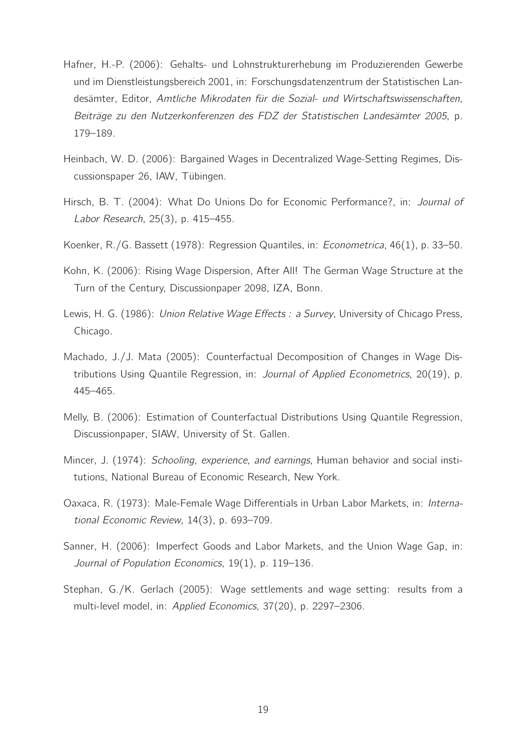Hafner, H.-P. (2006): Gehalts- und Lohnstrukturerhebung im Produzierenden Gewerbe und im Dienstleistungsbereich 2001, in: Forschungsdatenzentrum der Statistischen Landesämter, Editor, *Amtliche Mikrodaten für die Sozial- und Wirtschaftswissenschaften, Beiträge zu den Nutzerkonferenzen des FDZ der Statistischen Landesämter 2005*, p. 179–189.

Heinbach, W. D. (2006): Bargained Wages in Decentralized Wage-Setting Regimes, Discussionspaper 26, IAW, Tübingen.

Hirsch, B. T. (2004): What Do Unions Do for Economic Performance?, in: *Journal of Labor Research*, 25(3), p. 415–455.

Koenker, R./G. Bassett (1978): Regression Quantiles, in: *Econometrica*, 46(1), p. 33–50.

Kohn, K. (2006): Rising Wage Dispersion, After All! The German Wage Structure at the Turn of the Century, Discussionpaper 2098, IZA, Bonn.

Lewis, H. G. (1986): *Union Relative Wage Effects : a Survey*, University of Chicago Press, Chicago.

Machado, J./J. Mata (2005): Counterfactual Decomposition of Changes in Wage Distributions Using Quantile Regression, in: *Journal of Applied Econometrics*, 20(19), p. 445–465.

Melly, B. (2006): Estimation of Counterfactual Distributions Using Quantile Regression, Discussionpaper, SIAW, University of St. Gallen.

Mincer, J. (1974): *Schooling, experience, and earnings*, Human behavior and social institutions, National Bureau of Economic Research, New York.

Oaxaca, R. (1973): Male-Female Wage Differentials in Urban Labor Markets, in: *International Economic Review*, 14(3), p. 693–709.

Sanner, H. (2006): Imperfect Goods and Labor Markets, and the Union Wage Gap, in: *Journal of Population Economics*, 19(1), p. 119–136.

Stephan, G./K. Gerlach (2005): Wage settlements and wage setting: results from a multi-level model, in: *Applied Economics*, 37(20), p. 2297–2306.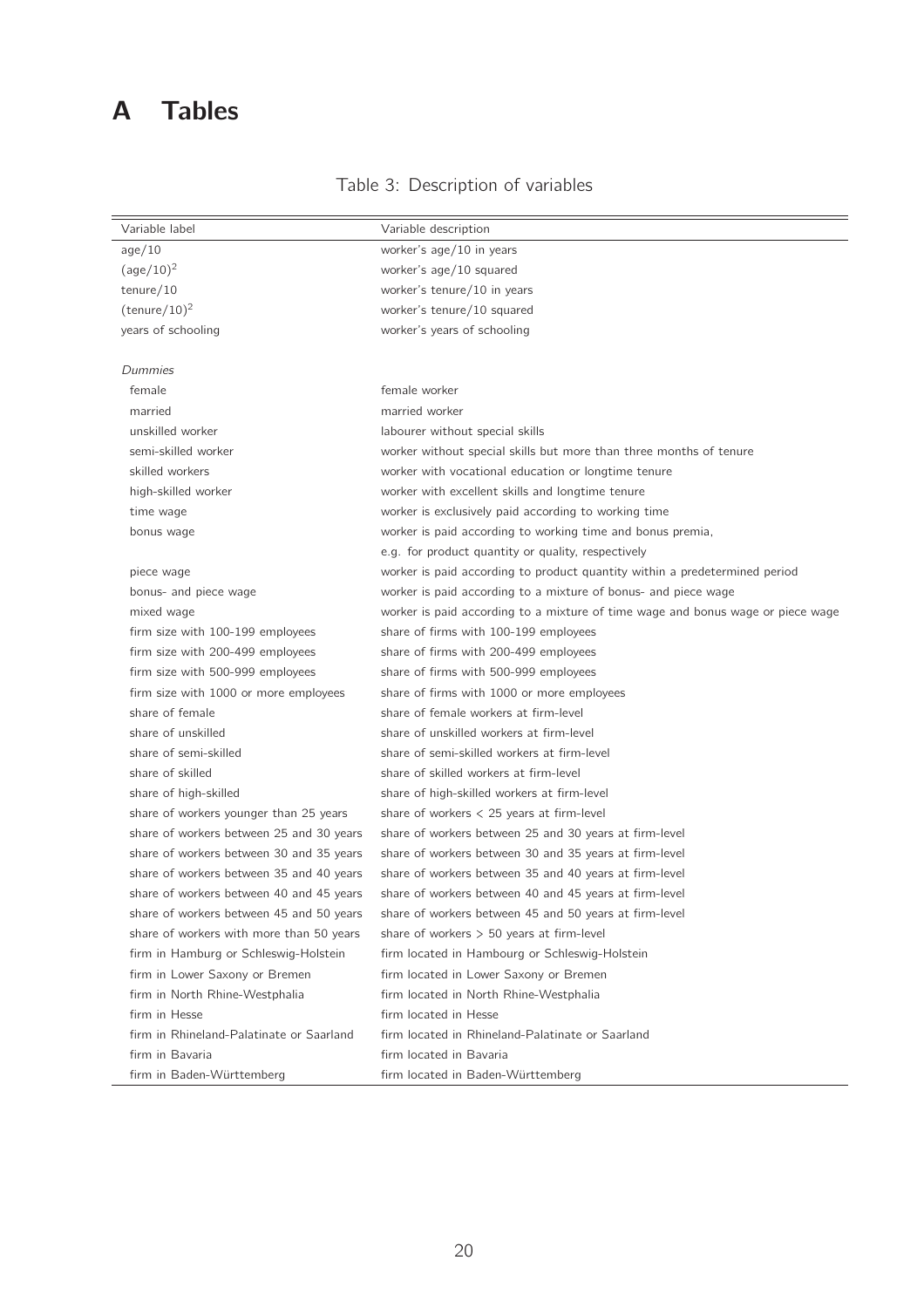# A Tables

Table 3: Description of variables

| Variable label | Variable description |
|---|---|
| age/10 | worker's age/10 in years |
| $(\text{age}/10)^2$ | worker's age/10 squared |
| tenure/10 | worker's tenure/10 in years |
| $(\text{tenure}/10)^2$ | worker's tenure/10 squared |
| years of schooling | worker's years of schooling |
| | |
| *Dummies* | |
| female | female worker |
| married | married worker |
| unskilled worker | labourer without special skills |
| semi-skilled worker | worker without special skills but more than three months of tenure |
| skilled workers | worker with vocational education or longtime tenure |
| high-skilled worker | worker with excellent skills and longtime tenure |
| time wage | worker is exclusively paid according to working time |
| bonus wage | worker is paid according to working time and bonus premia, e.g. for product quantity or quality, respectively |
| piece wage | worker is paid according to product quantity within a predetermined period |
| bonus- and piece wage | worker is paid according to a mixture of bonus- and piece wage |
| mixed wage | worker is paid according to a mixture of time wage and bonus wage or piece wage |
| firm size with 100-199 employees | share of firms with 100-199 employees |
| firm size with 200-499 employees | share of firms with 200-499 employees |
| firm size with 500-999 employees | share of firms with 500-999 employees |
| firm size with 1000 or more employees | share of firms with 1000 or more employees |
| share of female | share of female workers at firm-level |
| share of unskilled | share of unskilled workers at firm-level |
| share of semi-skilled | share of semi-skilled workers at firm-level |
| share of skilled | share of skilled workers at firm-level |
| share of high-skilled | share of high-skilled workers at firm-level |
| share of workers younger than 25 years | share of workers $< 25$ years at firm-level |
| share of workers between 25 and 30 years | share of workers between 25 and 30 years at firm-level |
| share of workers between 30 and 35 years | share of workers between 30 and 35 years at firm-level |
| share of workers between 35 and 40 years | share of workers between 35 and 40 years at firm-level |
| share of workers between 40 and 45 years | share of workers between 40 and 45 years at firm-level |
| share of workers between 45 and 50 years | share of workers between 45 and 50 years at firm-level |
| share of workers with more than 50 years | share of workers $> 50$ years at firm-level |
| firm in Hamburg or Schleswig-Holstein | firm located in Hambourg or Schleswig-Holstein |
| firm in Lower Saxony or Bremen | firm located in Lower Saxony or Bremen |
| firm in North Rhine-Westphalia | firm located in North Rhine-Westphalia |
| firm in Hesse | firm located in Hesse |
| firm in Rhineland-Palatinate or Saarland | firm located in Rhineland-Palatinate or Saarland |
| firm in Bavaria | firm located in Bavaria |
| firm in Baden-Württemberg | firm located in Baden-Württemberg |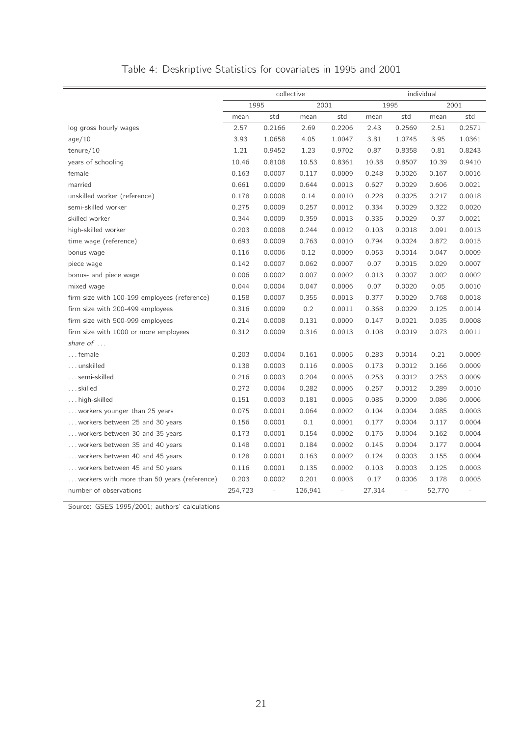Table 4: Deskriptive Statistics for covariates in 1995 and 2001

| | collective | | | | individual | | | |
|---|---|---|---|---|---|---|---|---|
| | 1995 | | 2001 | | 1995 | | 2001 | |
| | mean | std | mean | std | mean | std | mean | std |
| log gross hourly wages | 2.57 | 0.2166 | 2.69 | 0.2206 | 2.43 | 0.2569 | 2.51 | 0.2571 |
| age/10 | 3.93 | 1.0658 | 4.05 | 1.0047 | 3.81 | 1.0745 | 3.95 | 1.0361 |
| tenure/10 | 1.21 | 0.9452 | 1.23 | 0.9702 | 0.87 | 0.8358 | 0.81 | 0.8243 |
| years of schooling | 10.46 | 0.8108 | 10.53 | 0.8361 | 10.38 | 0.8507 | 10.39 | 0.9410 |
| female | 0.163 | 0.0007 | 0.117 | 0.0009 | 0.248 | 0.0026 | 0.167 | 0.0016 |
| married | 0.661 | 0.0009 | 0.644 | 0.0013 | 0.627 | 0.0029 | 0.606 | 0.0021 |
| unskilled worker (reference) | 0.178 | 0.0008 | 0.14 | 0.0010 | 0.228 | 0.0025 | 0.217 | 0.0018 |
| semi-skilled worker | 0.275 | 0.0009 | 0.257 | 0.0012 | 0.334 | 0.0029 | 0.322 | 0.0020 |
| skilled worker | 0.344 | 0.0009 | 0.359 | 0.0013 | 0.335 | 0.0029 | 0.37 | 0.0021 |
| high-skilled worker | 0.203 | 0.0008 | 0.244 | 0.0012 | 0.103 | 0.0018 | 0.091 | 0.0013 |
| time wage (reference) | 0.693 | 0.0009 | 0.763 | 0.0010 | 0.794 | 0.0024 | 0.872 | 0.0015 |
| bonus wage | 0.116 | 0.0006 | 0.12 | 0.0009 | 0.053 | 0.0014 | 0.047 | 0.0009 |
| piece wage | 0.142 | 0.0007 | 0.062 | 0.0007 | 0.07 | 0.0015 | 0.029 | 0.0007 |
| bonus- and piece wage | 0.006 | 0.0002 | 0.007 | 0.0002 | 0.013 | 0.0007 | 0.002 | 0.0002 |
| mixed wage | 0.044 | 0.0004 | 0.047 | 0.0006 | 0.07 | 0.0020 | 0.05 | 0.0010 |
| firm size with 100-199 employees (reference) | 0.158 | 0.0007 | 0.355 | 0.0013 | 0.377 | 0.0029 | 0.768 | 0.0018 |
| firm size with 200-499 employees | 0.316 | 0.0009 | 0.2 | 0.0011 | 0.368 | 0.0029 | 0.125 | 0.0014 |
| firm size with 500-999 employees | 0.214 | 0.0008 | 0.131 | 0.0009 | 0.147 | 0.0021 | 0.035 | 0.0008 |
| firm size with 1000 or more employees | 0.312 | 0.0009 | 0.316 | 0.0013 | 0.108 | 0.0019 | 0.073 | 0.0011 |
| *share of ...* | | | | | | | | |
| ... female | 0.203 | 0.0004 | 0.161 | 0.0005 | 0.283 | 0.0014 | 0.21 | 0.0009 |
| ... unskilled | 0.138 | 0.0003 | 0.116 | 0.0005 | 0.173 | 0.0012 | 0.166 | 0.0009 |
| ... semi-skilled | 0.216 | 0.0003 | 0.204 | 0.0005 | 0.253 | 0.0012 | 0.253 | 0.0009 |
| ... skilled | 0.272 | 0.0004 | 0.282 | 0.0006 | 0.257 | 0.0012 | 0.289 | 0.0010 |
| ... high-skilled | 0.151 | 0.0003 | 0.181 | 0.0005 | 0.085 | 0.0009 | 0.086 | 0.0006 |
| ... workers younger than 25 years | 0.075 | 0.0001 | 0.064 | 0.0002 | 0.104 | 0.0004 | 0.085 | 0.0003 |
| ... workers between 25 and 30 years | 0.156 | 0.0001 | 0.1 | 0.0001 | 0.177 | 0.0004 | 0.117 | 0.0004 |
| ... workers between 30 and 35 years | 0.173 | 0.0001 | 0.154 | 0.0002 | 0.176 | 0.0004 | 0.162 | 0.0004 |
| ... workers between 35 and 40 years | 0.148 | 0.0001 | 0.184 | 0.0002 | 0.145 | 0.0004 | 0.177 | 0.0004 |
| ... workers between 40 and 45 years | 0.128 | 0.0001 | 0.163 | 0.0002 | 0.124 | 0.0003 | 0.155 | 0.0004 |
| ... workers between 45 and 50 years | 0.116 | 0.0001 | 0.135 | 0.0002 | 0.103 | 0.0003 | 0.125 | 0.0003 |
| ... workers with more than 50 years (reference) | 0.203 | 0.0002 | 0.201 | 0.0003 | 0.17 | 0.0006 | 0.178 | 0.0005 |
| number of observations | 254,723 | - | 126,941 | - | 27,314 | - | 52,770 | - |

Source: GSES 1995/2001; authors' calculations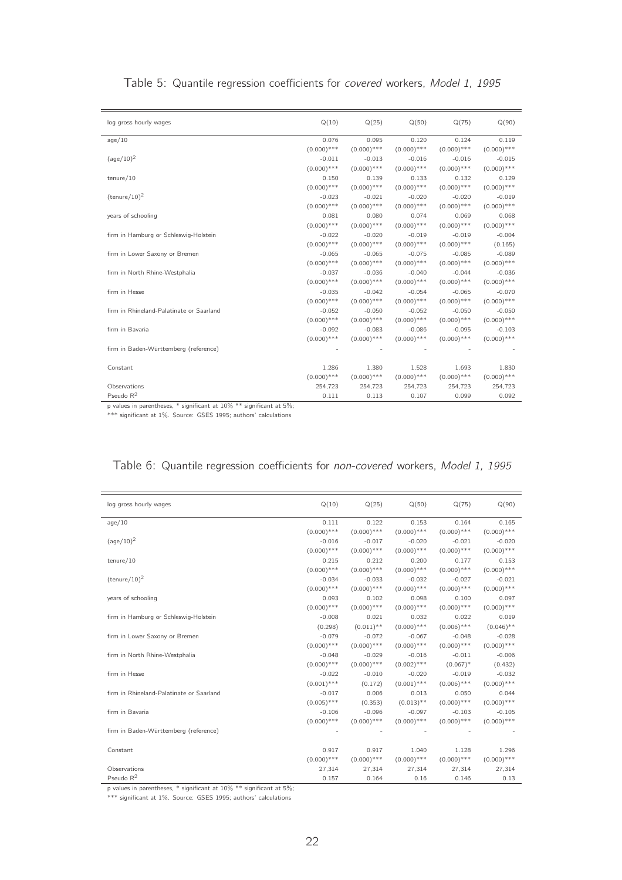Table 5: Quantile regression coefficients for *covered* workers, *Model 1, 1995*

| log gross hourly wages | Q(10) | Q(25) | Q(50) | Q(75) | Q(90) |
|---|---|---|---|---|---|
| age/10 | 0.076 | 0.095 | 0.120 | 0.124 | 0.119 |
| | (0.000)*** | (0.000)*** | (0.000)*** | (0.000)*** | (0.000)*** |
| $(age/10)^2$ | -0.011 | -0.013 | -0.016 | -0.016 | -0.015 |
| | (0.000)*** | (0.000)*** | (0.000)*** | (0.000)*** | (0.000)*** |
| tenure/10 | 0.150 | 0.139 | 0.133 | 0.132 | 0.129 |
| | (0.000)*** | (0.000)*** | (0.000)*** | (0.000)*** | (0.000)*** |
| $(tenure/10)^2$ | -0.023 | -0.021 | -0.020 | -0.020 | -0.019 |
| | (0.000)*** | (0.000)*** | (0.000)*** | (0.000)*** | (0.000)*** |
| years of schooling | 0.081 | 0.080 | 0.074 | 0.069 | 0.068 |
| | (0.000)*** | (0.000)*** | (0.000)*** | (0.000)*** | (0.000)*** |
| firm in Hamburg or Schleswig-Holstein | -0.022 | -0.020 | -0.019 | -0.019 | -0.004 |
| | (0.000)*** | (0.000)*** | (0.000)*** | (0.000)*** | (0.165) |
| firm in Lower Saxony or Bremen | -0.065 | -0.065 | -0.075 | -0.085 | -0.089 |
| | (0.000)*** | (0.000)*** | (0.000)*** | (0.000)*** | (0.000)*** |
| firm in North Rhine-Westphalia | -0.037 | -0.036 | -0.040 | -0.044 | -0.036 |
| | (0.000)*** | (0.000)*** | (0.000)*** | (0.000)*** | (0.000)*** |
| firm in Hesse | -0.035 | -0.042 | -0.054 | -0.065 | -0.070 |
| | (0.000)*** | (0.000)*** | (0.000)*** | (0.000)*** | (0.000)*** |
| firm in Rhineland-Palatinate or Saarland | -0.052 | -0.050 | -0.052 | -0.050 | -0.050 |
| | (0.000)*** | (0.000)*** | (0.000)*** | (0.000)*** | (0.000)*** |
| firm in Bavaria | -0.092 | -0.083 | -0.086 | -0.095 | -0.103 |
| | (0.000)*** | (0.000)*** | (0.000)*** | (0.000)*** | (0.000)*** |
| firm in Baden-Württemberg (reference) | - | - | - | - | - |
| Constant | 1.286 | 1.380 | 1.528 | 1.693 | 1.830 |
| | (0.000)*** | (0.000)*** | (0.000)*** | (0.000)*** | (0.000)*** |
| Observations | 254,723 | 254,723 | 254,723 | 254,723 | 254,723 |
| Pseudo $R^2$ | 0.111 | 0.113 | 0.107 | 0.099 | 0.092 |

p values in parentheses, * significant at 10% ** significant at 5%;
*** significant at 1%. Source: GSES 1995; authors' calculations

Table 6: Quantile regression coefficients for *non-covered* workers, *Model 1, 1995*

| log gross hourly wages | Q(10) | Q(25) | Q(50) | Q(75) | Q(90) |
|---|---|---|---|---|---|
| age/10 | 0.111 | 0.122 | 0.153 | 0.164 | 0.165 |
| | (0.000)*** | (0.000)*** | (0.000)*** | (0.000)*** | (0.000)*** |
| $(age/10)^2$ | -0.016 | -0.017 | -0.020 | -0.021 | -0.020 |
| | (0.000)*** | (0.000)*** | (0.000)*** | (0.000)*** | (0.000)*** |
| tenure/10 | 0.215 | 0.212 | 0.200 | 0.177 | 0.153 |
| | (0.000)*** | (0.000)*** | (0.000)*** | (0.000)*** | (0.000)*** |
| $(tenure/10)^2$ | -0.034 | -0.033 | -0.032 | -0.027 | -0.021 |
| | (0.000)*** | (0.000)*** | (0.000)*** | (0.000)*** | (0.000)*** |
| years of schooling | 0.093 | 0.102 | 0.098 | 0.100 | 0.097 |
| | (0.000)*** | (0.000)*** | (0.000)*** | (0.000)*** | (0.000)*** |
| firm in Hamburg or Schleswig-Holstein | -0.008 | 0.021 | 0.032 | 0.022 | 0.019 |
| | (0.298) | (0.011)** | (0.000)*** | (0.006)*** | (0.046)** |
| firm in Lower Saxony or Bremen | -0.079 | -0.072 | -0.067 | -0.048 | -0.028 |
| | (0.000)*** | (0.000)*** | (0.000)*** | (0.000)*** | (0.000)*** |
| firm in North Rhine-Westphalia | -0.048 | -0.029 | -0.016 | -0.011 | -0.006 |
| | (0.000)*** | (0.000)*** | (0.002)*** | (0.067)* | (0.432) |
| firm in Hesse | -0.022 | -0.010 | -0.020 | -0.019 | -0.032 |
| | (0.001)*** | (0.172) | (0.001)*** | (0.006)*** | (0.000)*** |
| firm in Rhineland-Palatinate or Saarland | -0.017 | 0.006 | 0.013 | 0.050 | 0.044 |
| | (0.005)*** | (0.353) | (0.013)** | (0.000)*** | (0.000)*** |
| firm in Bavaria | -0.106 | -0.096 | -0.097 | -0.103 | -0.105 |
| | (0.000)*** | (0.000)*** | (0.000)*** | (0.000)*** | (0.000)*** |
| firm in Baden-Württemberg (reference) | - | - | - | - | - |
| Constant | 0.917 | 0.917 | 1.040 | 1.128 | 1.296 |
| | (0.000)*** | (0.000)*** | (0.000)*** | (0.000)*** | (0.000)*** |
| Observations | 27,314 | 27,314 | 27,314 | 27,314 | 27,314 |
| Pseudo $R^2$ | 0.157 | 0.164 | 0.16 | 0.146 | 0.13 |

p values in parentheses, * significant at 10% ** significant at 5%;
*** significant at 1%. Source: GSES 1995; authors' calculations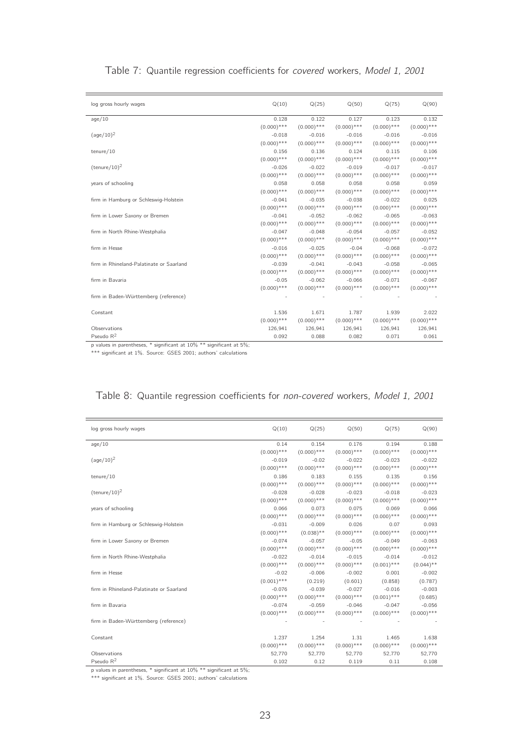Table 7: Quantile regression coefficients for *covered* workers, *Model 1, 2001*

| log gross hourly wages | Q(10) | Q(25) | Q(50) | Q(75) | Q(90) |
|---|---|---|---|---|---|
| age/10 | 0.128 | 0.122 | 0.127 | 0.123 | 0.132 |
| | (0.000)*** | (0.000)*** | (0.000)*** | (0.000)*** | (0.000)*** |
| $(\text{age}/10)^2$ | -0.018 | -0.016 | -0.016 | -0.016 | -0.016 |
| | (0.000)*** | (0.000)*** | (0.000)*** | (0.000)*** | (0.000)*** |
| tenure/10 | 0.156 | 0.136 | 0.124 | 0.115 | 0.106 |
| | (0.000)*** | (0.000)*** | (0.000)*** | (0.000)*** | (0.000)*** |
| $(\text{tenure}/10)^2$ | -0.026 | -0.022 | -0.019 | -0.017 | -0.017 |
| | (0.000)*** | (0.000)*** | (0.000)*** | (0.000)*** | (0.000)*** |
| years of schooling | 0.058 | 0.058 | 0.058 | 0.058 | 0.059 |
| | (0.000)*** | (0.000)*** | (0.000)*** | (0.000)*** | (0.000)*** |
| firm in Hamburg or Schleswig-Holstein | -0.041 | -0.035 | -0.038 | -0.022 | 0.025 |
| | (0.000)*** | (0.000)*** | (0.000)*** | (0.000)*** | (0.000)*** |
| firm in Lower Saxony or Bremen | -0.041 | -0.052 | -0.062 | -0.065 | -0.063 |
| | (0.000)*** | (0.000)*** | (0.000)*** | (0.000)*** | (0.000)*** |
| firm in North Rhine-Westphalia | -0.047 | -0.048 | -0.054 | -0.057 | -0.052 |
| | (0.000)*** | (0.000)*** | (0.000)*** | (0.000)*** | (0.000)*** |
| firm in Hesse | -0.016 | -0.025 | -0.04 | -0.068 | -0.072 |
| | (0.000)*** | (0.000)*** | (0.000)*** | (0.000)*** | (0.000)*** |
| firm in Rhineland-Palatinate or Saarland | -0.039 | -0.041 | -0.043 | -0.058 | -0.065 |
| | (0.000)*** | (0.000)*** | (0.000)*** | (0.000)*** | (0.000)*** |
| firm in Bavaria | -0.05 | -0.062 | -0.066 | -0.071 | -0.067 |
| | (0.000)*** | (0.000)*** | (0.000)*** | (0.000)*** | (0.000)*** |
| firm in Baden-Württemberg (reference) | - | - | - | - | - |
| Constant | 1.536 | 1.671 | 1.787 | 1.939 | 2.022 |
| | (0.000)*** | (0.000)*** | (0.000)*** | (0.000)*** | (0.000)*** |
| Observations | 126,941 | 126,941 | 126,941 | 126,941 | 126,941 |
| Pseudo $R^2$ | 0.092 | 0.088 | 0.082 | 0.071 | 0.061 |

p values in parentheses, * significant at 10% ** significant at 5%; *** significant at 1%. Source: GSES 2001; authors' calculations

Table 8: Quantile regression coefficients for *non-covered* workers, *Model 1, 2001*

| log gross hourly wages | Q(10) | Q(25) | Q(50) | Q(75) | Q(90) |
|---|---|---|---|---|---|
| age/10 | 0.14 | 0.154 | 0.176 | 0.194 | 0.188 |
| | (0.000)*** | (0.000)*** | (0.000)*** | (0.000)*** | (0.000)*** |
| $(\text{age}/10)^2$ | -0.019 | -0.02 | -0.022 | -0.023 | -0.022 |
| | (0.000)*** | (0.000)*** | (0.000)*** | (0.000)*** | (0.000)*** |
| tenure/10 | 0.186 | 0.183 | 0.155 | 0.135 | 0.156 |
| | (0.000)*** | (0.000)*** | (0.000)*** | (0.000)*** | (0.000)*** |
| $(\text{tenure}/10)^2$ | -0.028 | -0.028 | -0.023 | -0.018 | -0.023 |
| | (0.000)*** | (0.000)*** | (0.000)*** | (0.000)*** | (0.000)*** |
| years of schooling | 0.066 | 0.073 | 0.075 | 0.069 | 0.066 |
| | (0.000)*** | (0.000)*** | (0.000)*** | (0.000)*** | (0.000)*** |
| firm in Hamburg or Schleswig-Holstein | -0.031 | -0.009 | 0.026 | 0.07 | 0.093 |
| | (0.000)*** | (0.038)** | (0.000)*** | (0.000)*** | (0.000)*** |
| firm in Lower Saxony or Bremen | -0.074 | -0.057 | -0.05 | -0.049 | -0.063 |
| | (0.000)*** | (0.000)*** | (0.000)*** | (0.000)*** | (0.000)*** |
| firm in North Rhine-Westphalia | -0.022 | -0.014 | -0.015 | -0.014 | -0.012 |
| | (0.000)*** | (0.000)*** | (0.000)*** | (0.001)*** | (0.044)** |
| firm in Hesse | -0.02 | -0.006 | -0.002 | 0.001 | -0.002 |
| | (0.001)*** | (0.219) | (0.601) | (0.858) | (0.787) |
| firm in Rhineland-Palatinate or Saarland | -0.076 | -0.039 | -0.027 | -0.016 | -0.003 |
| | (0.000)*** | (0.000)*** | (0.000)*** | (0.001)*** | (0.685) |
| firm in Bavaria | -0.074 | -0.059 | -0.046 | -0.047 | -0.056 |
| | (0.000)*** | (0.000)*** | (0.000)*** | (0.000)*** | (0.000)*** |
| firm in Baden-Württemberg (reference) | - | - | - | - | - |
| Constant | 1.237 | 1.254 | 1.31 | 1.465 | 1.638 |
| | (0.000)*** | (0.000)*** | (0.000)*** | (0.000)*** | (0.000)*** |
| Observations | 52,770 | 52,770 | 52,770 | 52,770 | 52,770 |
| Pseudo $R^2$ | 0.102 | 0.12 | 0.119 | 0.11 | 0.108 |

p values in parentheses, * significant at 10% ** significant at 5%; *** significant at 1%. Source: GSES 2001; authors' calculations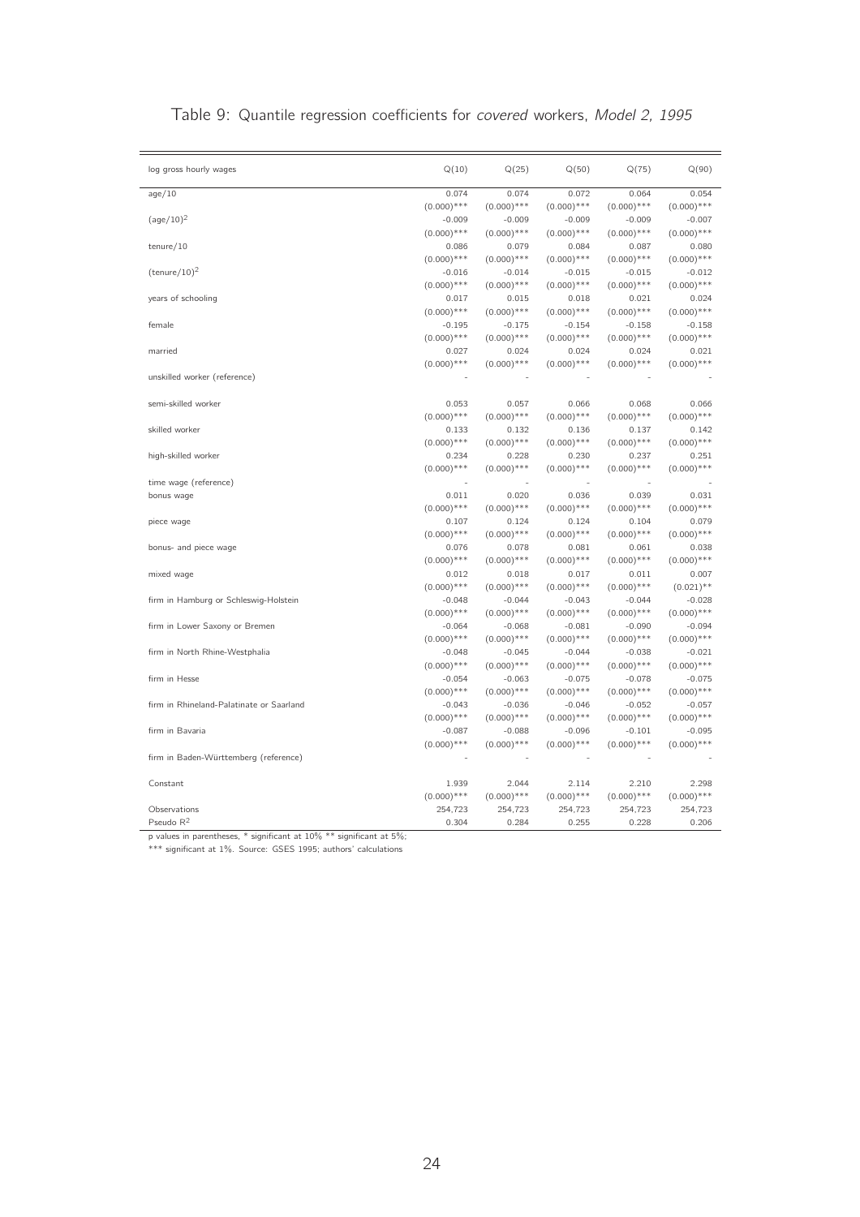# Table 9: Quantile regression coefficients for *covered* workers, *Model 2, 1995*

| log gross hourly wages | Q(10) | Q(25) | Q(50) | Q(75) | Q(90) |
|---|---|---|---|---|---|
| age/10 | 0.074 | 0.074 | 0.072 | 0.064 | 0.054 |
| | (0.000)*** | (0.000)*** | (0.000)*** | (0.000)*** | (0.000)*** |
| $(\text{age}/10)^2$ | -0.009 | -0.009 | -0.009 | -0.009 | -0.007 |
| | (0.000)*** | (0.000)*** | (0.000)*** | (0.000)*** | (0.000)*** |
| tenure/10 | 0.086 | 0.079 | 0.084 | 0.087 | 0.080 |
| | (0.000)*** | (0.000)*** | (0.000)*** | (0.000)*** | (0.000)*** |
| $(\text{tenure}/10)^2$ | -0.016 | -0.014 | -0.015 | -0.015 | -0.012 |
| | (0.000)*** | (0.000)*** | (0.000)*** | (0.000)*** | (0.000)*** |
| years of schooling | 0.017 | 0.015 | 0.018 | 0.021 | 0.024 |
| | (0.000)*** | (0.000)*** | (0.000)*** | (0.000)*** | (0.000)*** |
| female | -0.195 | -0.175 | -0.154 | -0.158 | -0.158 |
| | (0.000)*** | (0.000)*** | (0.000)*** | (0.000)*** | (0.000)*** |
| married | 0.027 | 0.024 | 0.024 | 0.024 | 0.021 |
| | (0.000)*** | (0.000)*** | (0.000)*** | (0.000)*** | (0.000)*** |
| unskilled worker (reference) | - | - | - | - | - |
| semi-skilled worker | 0.053 | 0.057 | 0.066 | 0.068 | 0.066 |
| | (0.000)*** | (0.000)*** | (0.000)*** | (0.000)*** | (0.000)*** |
| skilled worker | 0.133 | 0.132 | 0.136 | 0.137 | 0.142 |
| | (0.000)*** | (0.000)*** | (0.000)*** | (0.000)*** | (0.000)*** |
| high-skilled worker | 0.234 | 0.228 | 0.230 | 0.237 | 0.251 |
| | (0.000)*** | (0.000)*** | (0.000)*** | (0.000)*** | (0.000)*** |
| time wage (reference) | - | - | - | - | - |
| bonus wage | 0.011 | 0.020 | 0.036 | 0.039 | 0.031 |
| | (0.000)*** | (0.000)*** | (0.000)*** | (0.000)*** | (0.000)*** |
| piece wage | 0.107 | 0.124 | 0.124 | 0.104 | 0.079 |
| | (0.000)*** | (0.000)*** | (0.000)*** | (0.000)*** | (0.000)*** |
| bonus- and piece wage | 0.076 | 0.078 | 0.081 | 0.061 | 0.038 |
| | (0.000)*** | (0.000)*** | (0.000)*** | (0.000)*** | (0.000)*** |
| mixed wage | 0.012 | 0.018 | 0.017 | 0.011 | 0.007 |
| | (0.000)*** | (0.000)*** | (0.000)*** | (0.000)*** | (0.021)** |
| firm in Hamburg or Schleswig-Holstein | -0.048 | -0.044 | -0.043 | -0.044 | -0.028 |
| | (0.000)*** | (0.000)*** | (0.000)*** | (0.000)*** | (0.000)*** |
| firm in Lower Saxony or Bremen | -0.064 | -0.068 | -0.081 | -0.090 | -0.094 |
| | (0.000)*** | (0.000)*** | (0.000)*** | (0.000)*** | (0.000)*** |
| firm in North Rhine-Westphalia | -0.048 | -0.045 | -0.044 | -0.038 | -0.021 |
| | (0.000)*** | (0.000)*** | (0.000)*** | (0.000)*** | (0.000)*** |
| firm in Hesse | -0.054 | -0.063 | -0.075 | -0.078 | -0.075 |
| | (0.000)*** | (0.000)*** | (0.000)*** | (0.000)*** | (0.000)*** |
| firm in Rhineland-Palatinate or Saarland | -0.043 | -0.036 | -0.046 | -0.052 | -0.057 |
| | (0.000)*** | (0.000)*** | (0.000)*** | (0.000)*** | (0.000)*** |
| firm in Bavaria | -0.087 | -0.088 | -0.096 | -0.101 | -0.095 |
| | (0.000)*** | (0.000)*** | (0.000)*** | (0.000)*** | (0.000)*** |
| firm in Baden-Württemberg (reference) | - | - | - | - | - |
| Constant | 1.939 | 2.044 | 2.114 | 2.210 | 2.298 |
| | (0.000)*** | (0.000)*** | (0.000)*** | (0.000)*** | (0.000)*** |
| Observations | 254,723 | 254,723 | 254,723 | 254,723 | 254,723 |
| Pseudo $R^2$ | 0.304 | 0.284 | 0.255 | 0.228 | 0.206 |

p values in parentheses, * significant at 10% ** significant at 5%;
*** significant at 1%. Source: GSES 1995; authors' calculations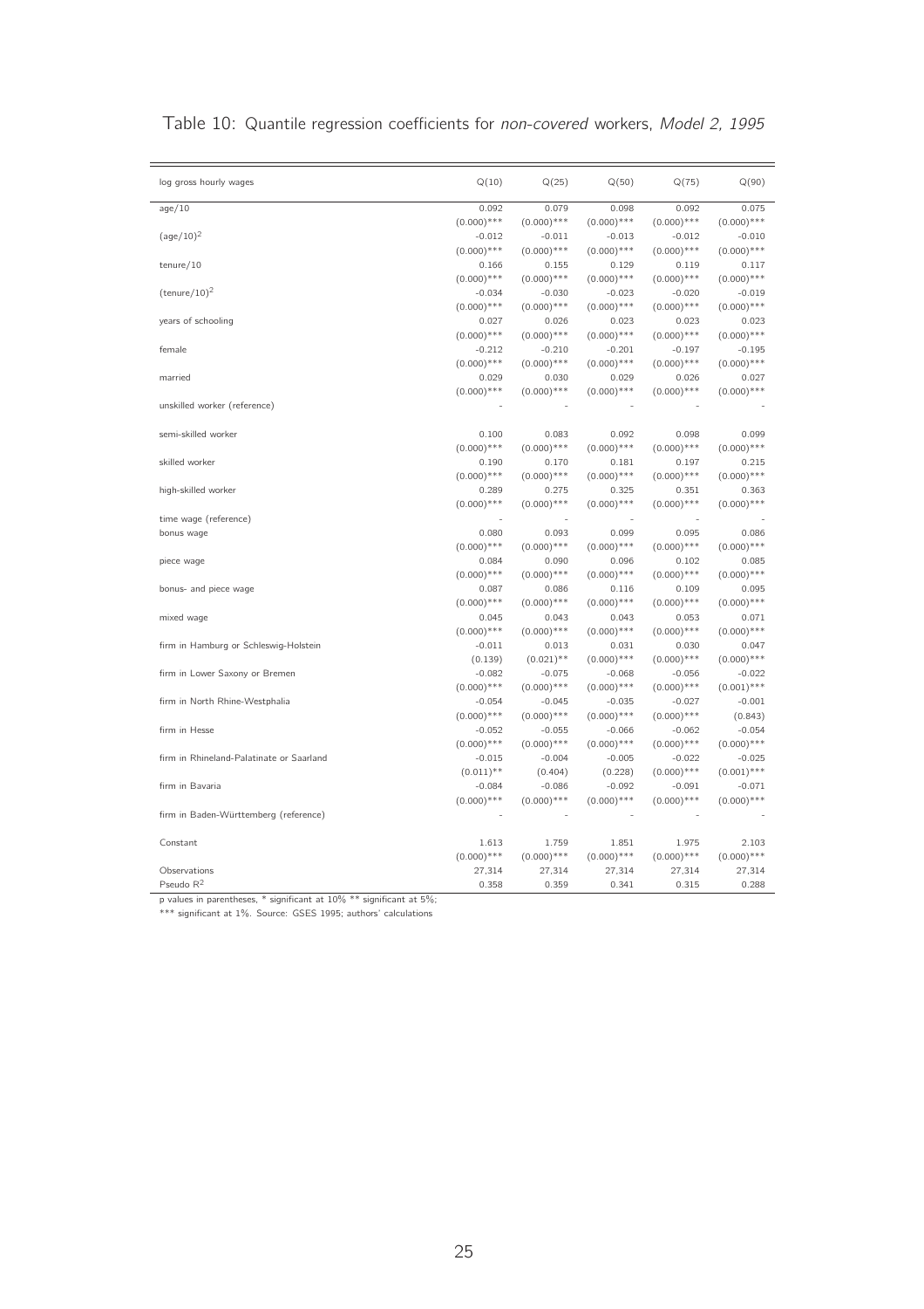Table 10: Quantile regression coefficients for *non-covered* workers, *Model 2, 1995*

| log gross hourly wages | Q(10) | Q(25) | Q(50) | Q(75) | Q(90) |
|---|---|---|---|---|---|
| age/10 | 0.092 | 0.079 | 0.098 | 0.092 | 0.075 |
| | (0.000)*** | (0.000)*** | (0.000)*** | (0.000)*** | (0.000)*** |
| $(age/10)^2$ | -0.012 | -0.011 | -0.013 | -0.012 | -0.010 |
| | (0.000)*** | (0.000)*** | (0.000)*** | (0.000)*** | (0.000)*** |
| tenure/10 | 0.166 | 0.155 | 0.129 | 0.119 | 0.117 |
| | (0.000)*** | (0.000)*** | (0.000)*** | (0.000)*** | (0.000)*** |
| $(tenure/10)^2$ | -0.034 | -0.030 | -0.023 | -0.020 | -0.019 |
| | (0.000)*** | (0.000)*** | (0.000)*** | (0.000)*** | (0.000)*** |
| years of schooling | 0.027 | 0.026 | 0.023 | 0.023 | 0.023 |
| | (0.000)*** | (0.000)*** | (0.000)*** | (0.000)*** | (0.000)*** |
| female | -0.212 | -0.210 | -0.201 | -0.197 | -0.195 |
| | (0.000)*** | (0.000)*** | (0.000)*** | (0.000)*** | (0.000)*** |
| married | 0.029 | 0.030 | 0.029 | 0.026 | 0.027 |
| | (0.000)*** | (0.000)*** | (0.000)*** | (0.000)*** | (0.000)*** |
| unskilled worker (reference) | - | - | - | - | - |
| semi-skilled worker | 0.100 | 0.083 | 0.092 | 0.098 | 0.099 |
| | (0.000)*** | (0.000)*** | (0.000)*** | (0.000)*** | (0.000)*** |
| skilled worker | 0.190 | 0.170 | 0.181 | 0.197 | 0.215 |
| | (0.000)*** | (0.000)*** | (0.000)*** | (0.000)*** | (0.000)*** |
| high-skilled worker | 0.289 | 0.275 | 0.325 | 0.351 | 0.363 |
| | (0.000)*** | (0.000)*** | (0.000)*** | (0.000)*** | (0.000)*** |
| time wage (reference) | - | - | - | - | - |
| bonus wage | 0.080 | 0.093 | 0.099 | 0.095 | 0.086 |
| | (0.000)*** | (0.000)*** | (0.000)*** | (0.000)*** | (0.000)*** |
| piece wage | 0.084 | 0.090 | 0.096 | 0.102 | 0.085 |
| | (0.000)*** | (0.000)*** | (0.000)*** | (0.000)*** | (0.000)*** |
| bonus- and piece wage | 0.087 | 0.086 | 0.116 | 0.109 | 0.095 |
| | (0.000)*** | (0.000)*** | (0.000)*** | (0.000)*** | (0.000)*** |
| mixed wage | 0.045 | 0.043 | 0.043 | 0.053 | 0.071 |
| | (0.000)*** | (0.000)*** | (0.000)*** | (0.000)*** | (0.000)*** |
| firm in Hamburg or Schleswig-Holstein | -0.011 | 0.013 | 0.031 | 0.030 | 0.047 |
| | (0.139) | (0.021)** | (0.000)*** | (0.000)*** | (0.000)*** |
| firm in Lower Saxony or Bremen | -0.082 | -0.075 | -0.068 | -0.056 | -0.022 |
| | (0.000)*** | (0.000)*** | (0.000)*** | (0.000)*** | (0.001)*** |
| firm in North Rhine-Westphalia | -0.054 | -0.045 | -0.035 | -0.027 | -0.001 |
| | (0.000)*** | (0.000)*** | (0.000)*** | (0.000)*** | (0.843) |
| firm in Hesse | -0.052 | -0.055 | -0.066 | -0.062 | -0.054 |
| | (0.000)*** | (0.000)*** | (0.000)*** | (0.000)*** | (0.000)*** |
| firm in Rhineland-Palatinate or Saarland | -0.015 | -0.004 | -0.005 | -0.022 | -0.025 |
| | (0.011)** | (0.404) | (0.228) | (0.000)*** | (0.001)*** |
| firm in Bavaria | -0.084 | -0.086 | -0.092 | -0.091 | -0.071 |
| | (0.000)*** | (0.000)*** | (0.000)*** | (0.000)*** | (0.000)*** |
| firm in Baden-Württemberg (reference) | - | - | - | - | - |
| Constant | 1.613 | 1.759 | 1.851 | 1.975 | 2.103 |
| | (0.000)*** | (0.000)*** | (0.000)*** | (0.000)*** | (0.000)*** |
| Observations | 27,314 | 27,314 | 27,314 | 27,314 | 27,314 |
| Pseudo $R^2$ | 0.358 | 0.359 | 0.341 | 0.315 | 0.288 |

p values in parentheses, * significant at 10% ** significant at 5%;
*** significant at 1%. Source: GSES 1995; authors' calculations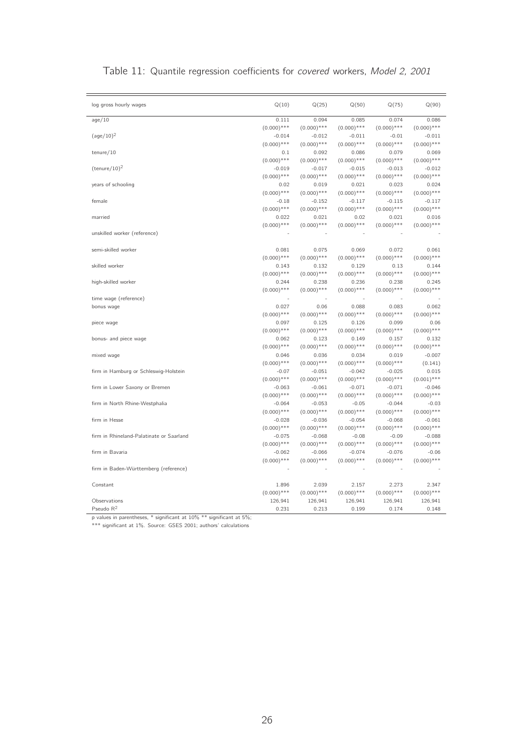Table 11: Quantile regression coefficients for *covered* workers, *Model 2, 2001*

| log gross hourly wages | Q(10) | Q(25) | Q(50) | Q(75) | Q(90) |
|---|---|---|---|---|---|
| age/10 | 0.111 | 0.094 | 0.085 | 0.074 | 0.086 |
| | (0.000)*** | (0.000)*** | (0.000)*** | (0.000)*** | (0.000)*** |
| $(\text{age}/10)^2$ | -0.014 | -0.012 | -0.011 | -0.01 | -0.011 |
| | (0.000)*** | (0.000)*** | (0.000)*** | (0.000)*** | (0.000)*** |
| tenure/10 | 0.1 | 0.092 | 0.086 | 0.079 | 0.069 |
| | (0.000)*** | (0.000)*** | (0.000)*** | (0.000)*** | (0.000)*** |
| $(\text{tenure}/10)^2$ | -0.019 | -0.017 | -0.015 | -0.013 | -0.012 |
| | (0.000)*** | (0.000)*** | (0.000)*** | (0.000)*** | (0.000)*** |
| years of schooling | 0.02 | 0.019 | 0.021 | 0.023 | 0.024 |
| | (0.000)*** | (0.000)*** | (0.000)*** | (0.000)*** | (0.000)*** |
| female | -0.18 | -0.152 | -0.117 | -0.115 | -0.117 |
| | (0.000)*** | (0.000)*** | (0.000)*** | (0.000)*** | (0.000)*** |
| married | 0.022 | 0.021 | 0.02 | 0.021 | 0.016 |
| | (0.000)*** | (0.000)*** | (0.000)*** | (0.000)*** | (0.000)*** |
| unskilled worker (reference) | - | - | - | - | - |
| semi-skilled worker | 0.081 | 0.075 | 0.069 | 0.072 | 0.061 |
| | (0.000)*** | (0.000)*** | (0.000)*** | (0.000)*** | (0.000)*** |
| skilled worker | 0.143 | 0.132 | 0.129 | 0.13 | 0.144 |
| | (0.000)*** | (0.000)*** | (0.000)*** | (0.000)*** | (0.000)*** |
| high-skilled worker | 0.244 | 0.238 | 0.236 | 0.238 | 0.245 |
| | (0.000)*** | (0.000)*** | (0.000)*** | (0.000)*** | (0.000)*** |
| time wage (reference) | - | - | - | - | - |
| bonus wage | 0.027 | 0.06 | 0.088 | 0.083 | 0.062 |
| | (0.000)*** | (0.000)*** | (0.000)*** | (0.000)*** | (0.000)*** |
| piece wage | 0.097 | 0.125 | 0.126 | 0.099 | 0.06 |
| | (0.000)*** | (0.000)*** | (0.000)*** | (0.000)*** | (0.000)*** |
| bonus- and piece wage | 0.062 | 0.123 | 0.149 | 0.157 | 0.132 |
| | (0.000)*** | (0.000)*** | (0.000)*** | (0.000)*** | (0.000)*** |
| mixed wage | 0.046 | 0.036 | 0.034 | 0.019 | -0.007 |
| | (0.000)*** | (0.000)*** | (0.000)*** | (0.000)*** | (0.141) |
| firm in Hamburg or Schleswig-Holstein | -0.07 | -0.051 | -0.042 | -0.025 | 0.015 |
| | (0.000)*** | (0.000)*** | (0.000)*** | (0.000)*** | (0.001)*** |
| firm in Lower Saxony or Bremen | -0.063 | -0.061 | -0.071 | -0.071 | -0.046 |
| | (0.000)*** | (0.000)*** | (0.000)*** | (0.000)*** | (0.000)*** |
| firm in North Rhine-Westphalia | -0.064 | -0.053 | -0.05 | -0.044 | -0.03 |
| | (0.000)*** | (0.000)*** | (0.000)*** | (0.000)*** | (0.000)*** |
| firm in Hesse | -0.028 | -0.036 | -0.054 | -0.068 | -0.061 |
| | (0.000)*** | (0.000)*** | (0.000)*** | (0.000)*** | (0.000)*** |
| firm in Rhineland-Palatinate or Saarland | -0.075 | -0.068 | -0.08 | -0.09 | -0.088 |
| | (0.000)*** | (0.000)*** | (0.000)*** | (0.000)*** | (0.000)*** |
| firm in Bavaria | -0.062 | -0.066 | -0.074 | -0.076 | -0.06 |
| | (0.000)*** | (0.000)*** | (0.000)*** | (0.000)*** | (0.000)*** |
| firm in Baden-Württemberg (reference) | - | - | - | - | - |
| Constant | 1.896 | 2.039 | 2.157 | 2.273 | 2.347 |
| | (0.000)*** | (0.000)*** | (0.000)*** | (0.000)*** | (0.000)*** |
| Observations | 126,941 | 126,941 | 126,941 | 126,941 | 126,941 |
| Pseudo $R^2$ | 0.231 | 0.213 | 0.199 | 0.174 | 0.148 |

p values in parentheses, * significant at 10% ** significant at 5%;
*** significant at 1%. Source: GSES 2001; authors' calculations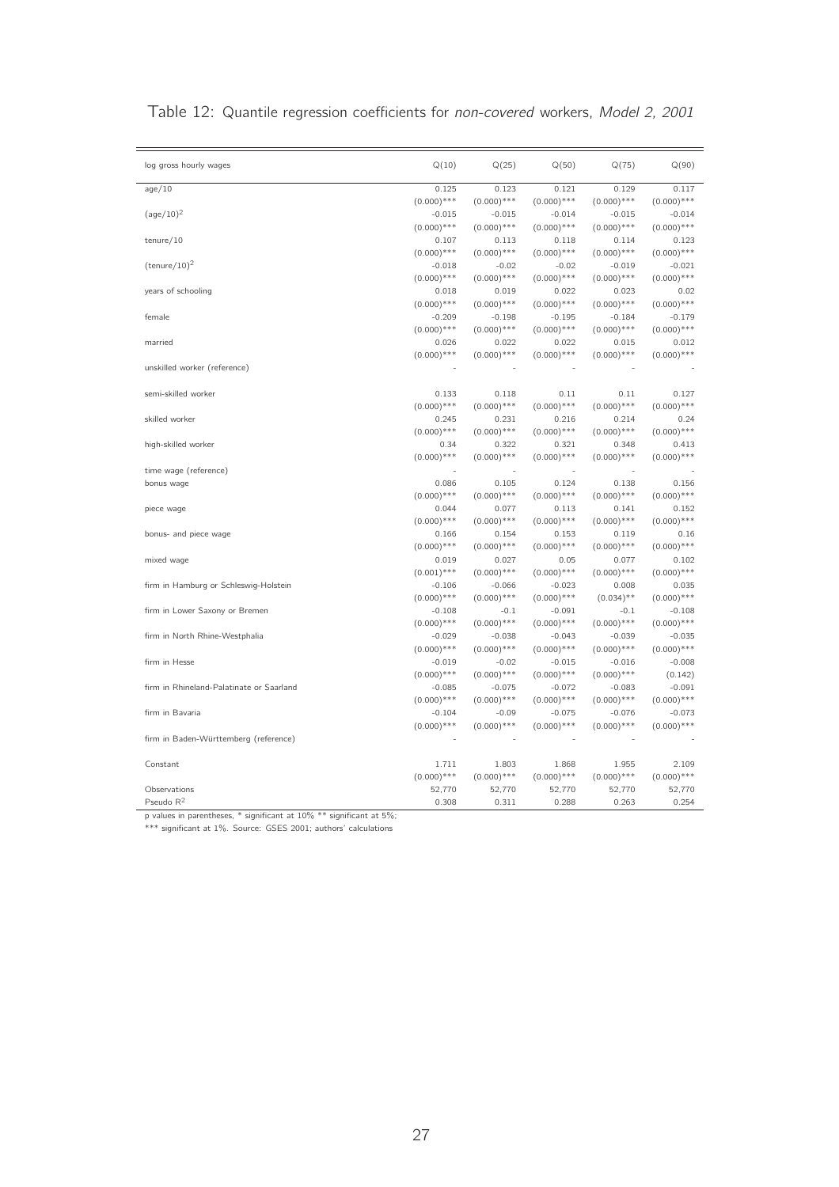Table 12: Quantile regression coefficients for *non-covered* workers, *Model 2, 2001*

| log gross hourly wages | Q(10) | Q(25) | Q(50) | Q(75) | Q(90) |
|---|---|---|---|---|---|
| age/10 | 0.125 | 0.123 | 0.121 | 0.129 | 0.117 |
| | (0.000)*** | (0.000)*** | (0.000)*** | (0.000)*** | (0.000)*** |
| $(\text{age}/10)^2$ | -0.015 | -0.015 | -0.014 | -0.015 | -0.014 |
| | (0.000)*** | (0.000)*** | (0.000)*** | (0.000)*** | (0.000)*** |
| tenure/10 | 0.107 | 0.113 | 0.118 | 0.114 | 0.123 |
| | (0.000)*** | (0.000)*** | (0.000)*** | (0.000)*** | (0.000)*** |
| $(\text{tenure}/10)^2$ | -0.018 | -0.02 | -0.02 | -0.019 | -0.021 |
| | (0.000)*** | (0.000)*** | (0.000)*** | (0.000)*** | (0.000)*** |
| years of schooling | 0.018 | 0.019 | 0.022 | 0.023 | 0.02 |
| | (0.000)*** | (0.000)*** | (0.000)*** | (0.000)*** | (0.000)*** |
| female | -0.209 | -0.198 | -0.195 | -0.184 | -0.179 |
| | (0.000)*** | (0.000)*** | (0.000)*** | (0.000)*** | (0.000)*** |
| married | 0.026 | 0.022 | 0.022 | 0.015 | 0.012 |
| | (0.000)*** | (0.000)*** | (0.000)*** | (0.000)*** | (0.000)*** |
| unskilled worker (reference) | - | - | - | - | - |
| semi-skilled worker | 0.133 | 0.118 | 0.11 | 0.11 | 0.127 |
| | (0.000)*** | (0.000)*** | (0.000)*** | (0.000)*** | (0.000)*** |
| skilled worker | 0.245 | 0.231 | 0.216 | 0.214 | 0.24 |
| | (0.000)*** | (0.000)*** | (0.000)*** | (0.000)*** | (0.000)*** |
| high-skilled worker | 0.34 | 0.322 | 0.321 | 0.348 | 0.413 |
| | (0.000)*** | (0.000)*** | (0.000)*** | (0.000)*** | (0.000)*** |
| time wage (reference) | - | - | - | - | - |
| bonus wage | 0.086 | 0.105 | 0.124 | 0.138 | 0.156 |
| | (0.000)*** | (0.000)*** | (0.000)*** | (0.000)*** | (0.000)*** |
| piece wage | 0.044 | 0.077 | 0.113 | 0.141 | 0.152 |
| | (0.000)*** | (0.000)*** | (0.000)*** | (0.000)*** | (0.000)*** |
| bonus- and piece wage | 0.166 | 0.154 | 0.153 | 0.119 | 0.16 |
| | (0.000)*** | (0.000)*** | (0.000)*** | (0.000)*** | (0.000)*** |
| mixed wage | 0.019 | 0.027 | 0.05 | 0.077 | 0.102 |
| | (0.001)*** | (0.000)*** | (0.000)*** | (0.000)*** | (0.000)*** |
| firm in Hamburg or Schleswig-Holstein | -0.106 | -0.066 | -0.023 | 0.008 | 0.035 |
| | (0.000)*** | (0.000)*** | (0.000)*** | (0.034)** | (0.000)*** |
| firm in Lower Saxony or Bremen | -0.108 | -0.1 | -0.091 | -0.1 | -0.108 |
| | (0.000)*** | (0.000)*** | (0.000)*** | (0.000)*** | (0.000)*** |
| firm in North Rhine-Westphalia | -0.029 | -0.038 | -0.043 | -0.039 | -0.035 |
| | (0.000)*** | (0.000)*** | (0.000)*** | (0.000)*** | (0.000)*** |
| firm in Hesse | -0.019 | -0.02 | -0.015 | -0.016 | -0.008 |
| | (0.000)*** | (0.000)*** | (0.000)*** | (0.000)*** | (0.142) |
| firm in Rhineland-Palatinate or Saarland | -0.085 | -0.075 | -0.072 | -0.083 | -0.091 |
| | (0.000)*** | (0.000)*** | (0.000)*** | (0.000)*** | (0.000)*** |
| firm in Bavaria | -0.104 | -0.09 | -0.075 | -0.076 | -0.073 |
| | (0.000)*** | (0.000)*** | (0.000)*** | (0.000)*** | (0.000)*** |
| firm in Baden-Württemberg (reference) | - | - | - | - | - |
| Constant | 1.711 | 1.803 | 1.868 | 1.955 | 2.109 |
| | (0.000)*** | (0.000)*** | (0.000)*** | (0.000)*** | (0.000)*** |
| Observations | 52,770 | 52,770 | 52,770 | 52,770 | 52,770 |
| Pseudo $R^2$ | 0.308 | 0.311 | 0.288 | 0.263 | 0.254 |

p values in parentheses, * significant at 10% ** significant at 5%;
*** significant at 1%. Source: GSES 2001; authors' calculations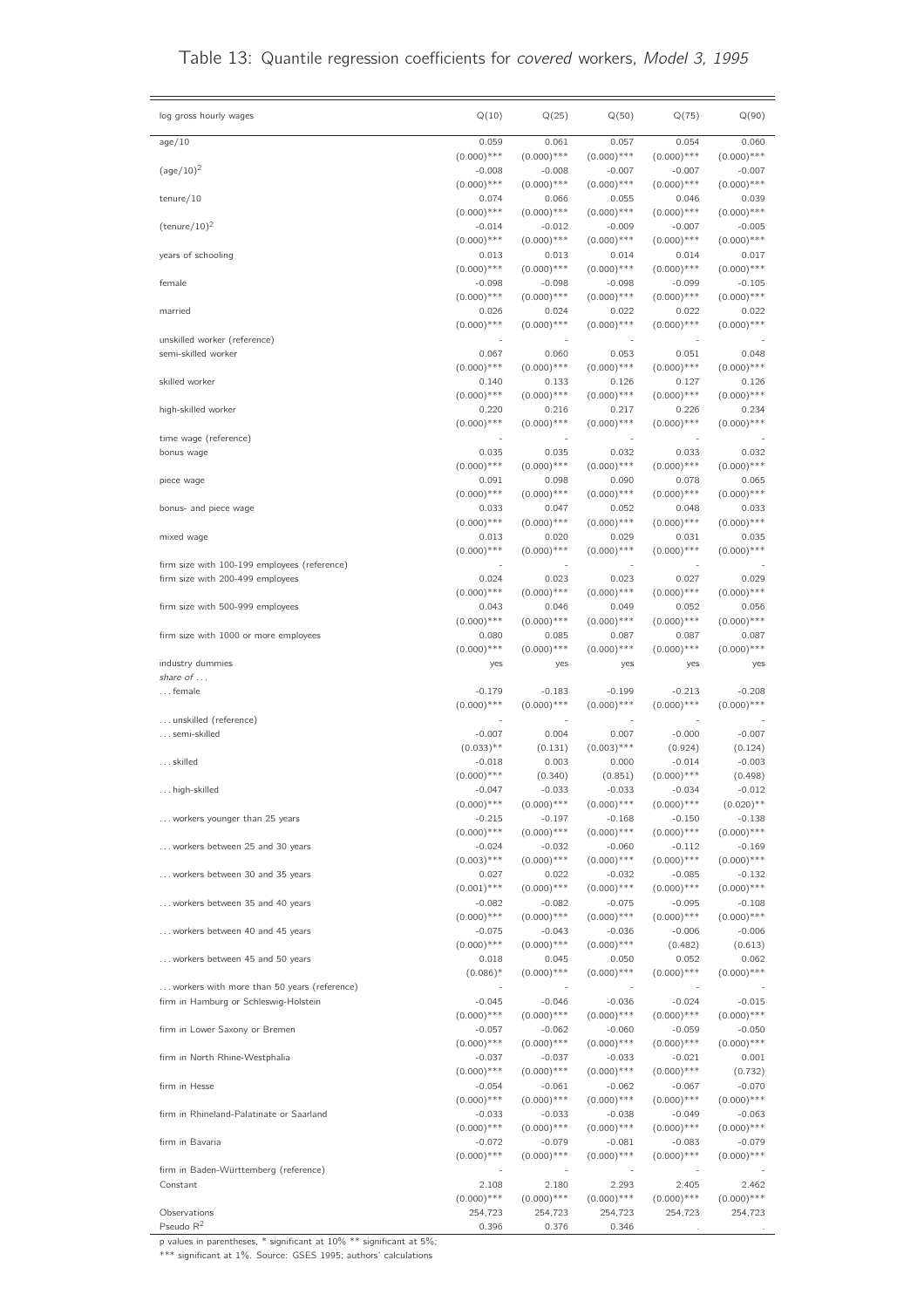Table 13: Quantile regression coefficients for *covered* workers, *Model 3, 1995*

| log gross hourly wages | Q(10) | Q(25) | Q(50) | Q(75) | Q(90) |
|---|---|---|---|---|---|
| age/10 | 0.059 | 0.061 | 0.057 | 0.054 | 0.060 |
| | (0.000)*** | (0.000)*** | (0.000)*** | (0.000)*** | (0.000)*** |
| $(\text{age}/10)^2$ | -0.008 | -0.008 | -0.007 | -0.007 | -0.007 |
| | (0.000)*** | (0.000)*** | (0.000)*** | (0.000)*** | (0.000)*** |
| tenure/10 | 0.074 | 0.066 | 0.055 | 0.046 | 0.039 |
| | (0.000)*** | (0.000)*** | (0.000)*** | (0.000)*** | (0.000)*** |
| $(\text{tenure}/10)^2$ | -0.014 | -0.012 | -0.009 | -0.007 | -0.005 |
| | (0.000)*** | (0.000)*** | (0.000)*** | (0.000)*** | (0.000)*** |
| years of schooling | 0.013 | 0.013 | 0.014 | 0.014 | 0.017 |
| | (0.000)*** | (0.000)*** | (0.000)*** | (0.000)*** | (0.000)*** |
| female | -0.098 | -0.098 | -0.098 | -0.099 | -0.105 |
| | (0.000)*** | (0.000)*** | (0.000)*** | (0.000)*** | (0.000)*** |
| married | 0.026 | 0.024 | 0.022 | 0.022 | 0.022 |
| | (0.000)*** | (0.000)*** | (0.000)*** | (0.000)*** | (0.000)*** |
| unskilled worker (reference) | - | - | - | - | - |
| semi-skilled worker | 0.067 | 0.060 | 0.053 | 0.051 | 0.048 |
| | (0.000)*** | (0.000)*** | (0.000)*** | (0.000)*** | (0.000)*** |
| skilled worker | 0.140 | 0.133 | 0.126 | 0.127 | 0.126 |
| | (0.000)*** | (0.000)*** | (0.000)*** | (0.000)*** | (0.000)*** |
| high-skilled worker | 0.220 | 0.216 | 0.217 | 0.226 | 0.234 |
| | (0.000)*** | (0.000)*** | (0.000)*** | (0.000)*** | (0.000)*** |
| time wage (reference) | - | - | - | - | - |
| bonus wage | 0.035 | 0.035 | 0.032 | 0.033 | 0.032 |
| | (0.000)*** | (0.000)*** | (0.000)*** | (0.000)*** | (0.000)*** |
| piece wage | 0.091 | 0.098 | 0.090 | 0.078 | 0.065 |
| | (0.000)*** | (0.000)*** | (0.000)*** | (0.000)*** | (0.000)*** |
| bonus- and piece wage | 0.033 | 0.047 | 0.052 | 0.048 | 0.033 |
| | (0.000)*** | (0.000)*** | (0.000)*** | (0.000)*** | (0.000)*** |
| mixed wage | 0.013 | 0.020 | 0.029 | 0.031 | 0.035 |
| | (0.000)*** | (0.000)*** | (0.000)*** | (0.000)*** | (0.000)*** |
| firm size with 100-199 employees (reference) | - | - | - | - | - |
| firm size with 200-499 employees | 0.024 | 0.023 | 0.023 | 0.027 | 0.029 |
| | (0.000)*** | (0.000)*** | (0.000)*** | (0.000)*** | (0.000)*** |
| firm size with 500-999 employees | 0.043 | 0.046 | 0.049 | 0.052 | 0.056 |
| | (0.000)*** | (0.000)*** | (0.000)*** | (0.000)*** | (0.000)*** |
| firm size with 1000 or more employees | 0.080 | 0.085 | 0.087 | 0.087 | 0.087 |
| | (0.000)*** | (0.000)*** | (0.000)*** | (0.000)*** | (0.000)*** |
| industry dummies | yes | yes | yes | yes | yes |
| *share of …* | | | | | |
| … female | -0.179 | -0.183 | -0.199 | -0.213 | -0.208 |
| | (0.000)*** | (0.000)*** | (0.000)*** | (0.000)*** | (0.000)*** |
| … unskilled (reference) | - | - | - | - | - |
| … semi-skilled | -0.007 | 0.004 | 0.007 | -0.000 | -0.007 |
| | (0.033)** | (0.131) | (0.003)*** | (0.924) | (0.124) |
| … skilled | -0.018 | 0.003 | 0.000 | -0.014 | -0.003 |
| | (0.000)*** | (0.340) | (0.851) | (0.000)*** | (0.498) |
| … high-skilled | -0.047 | -0.033 | -0.033 | -0.034 | -0.012 |
| | (0.000)*** | (0.000)*** | (0.000)*** | (0.000)*** | (0.020)** |
| … workers younger than 25 years | -0.215 | -0.197 | -0.168 | -0.150 | -0.138 |
| | (0.000)*** | (0.000)*** | (0.000)*** | (0.000)*** | (0.000)*** |
| … workers between 25 and 30 years | -0.024 | -0.032 | -0.060 | -0.112 | -0.169 |
| | (0.003)*** | (0.000)*** | (0.000)*** | (0.000)*** | (0.000)*** |
| … workers between 30 and 35 years | 0.027 | 0.022 | -0.032 | -0.085 | -0.132 |
| | (0.001)*** | (0.000)*** | (0.000)*** | (0.000)*** | (0.000)*** |
| … workers between 35 and 40 years | -0.082 | -0.082 | -0.075 | -0.095 | -0.108 |
| | (0.000)*** | (0.000)*** | (0.000)*** | (0.000)*** | (0.000)*** |
| … workers between 40 and 45 years | -0.075 | -0.043 | -0.036 | -0.006 | -0.006 |
| | (0.000)*** | (0.000)*** | (0.000)*** | (0.482) | (0.613) |
| … workers between 45 and 50 years | 0.018 | 0.045 | 0.050 | 0.052 | 0.062 |
| | (0.086)* | (0.000)*** | (0.000)*** | (0.000)*** | (0.000)*** |
| … workers with more than 50 years (reference) | - | - | - | - | - |
| firm in Hamburg or Schleswig-Holstein | -0.045 | -0.046 | -0.036 | -0.024 | -0.015 |
| | (0.000)*** | (0.000)*** | (0.000)*** | (0.000)*** | (0.000)*** |
| firm in Lower Saxony or Bremen | -0.057 | -0.062 | -0.060 | -0.059 | -0.050 |
| | (0.000)*** | (0.000)*** | (0.000)*** | (0.000)*** | (0.000)*** |
| firm in North Rhine-Westphalia | -0.037 | -0.037 | -0.033 | -0.021 | 0.001 |
| | (0.000)*** | (0.000)*** | (0.000)*** | (0.000)*** | (0.732) |
| firm in Hesse | -0.054 | -0.061 | -0.062 | -0.067 | -0.070 |
| | (0.000)*** | (0.000)*** | (0.000)*** | (0.000)*** | (0.000)*** |
| firm in Rhineland-Palatinate or Saarland | -0.033 | -0.033 | -0.038 | -0.049 | -0.063 |
| | (0.000)*** | (0.000)*** | (0.000)*** | (0.000)*** | (0.000)*** |
| firm in Bavaria | -0.072 | -0.079 | -0.081 | -0.083 | -0.079 |
| | (0.000)*** | (0.000)*** | (0.000)*** | (0.000)*** | (0.000)*** |
| firm in Baden-Württemberg (reference) | - | - | - | - | - |
| Constant | 2.108 | 2.180 | 2.293 | 2.405 | 2.462 |
| | (0.000)*** | (0.000)*** | (0.000)*** | (0.000)*** | (0.000)*** |
| Observations | 254,723 | 254,723 | 254,723 | 254,723 | 254,723 |
| Pseudo $R^2$ | 0.396 | 0.376 | 0.346 | . | . |

p values in parentheses, * significant at 10% ** significant at 5%; *** significant at 1%. Source: GSES 1995; authors' calculations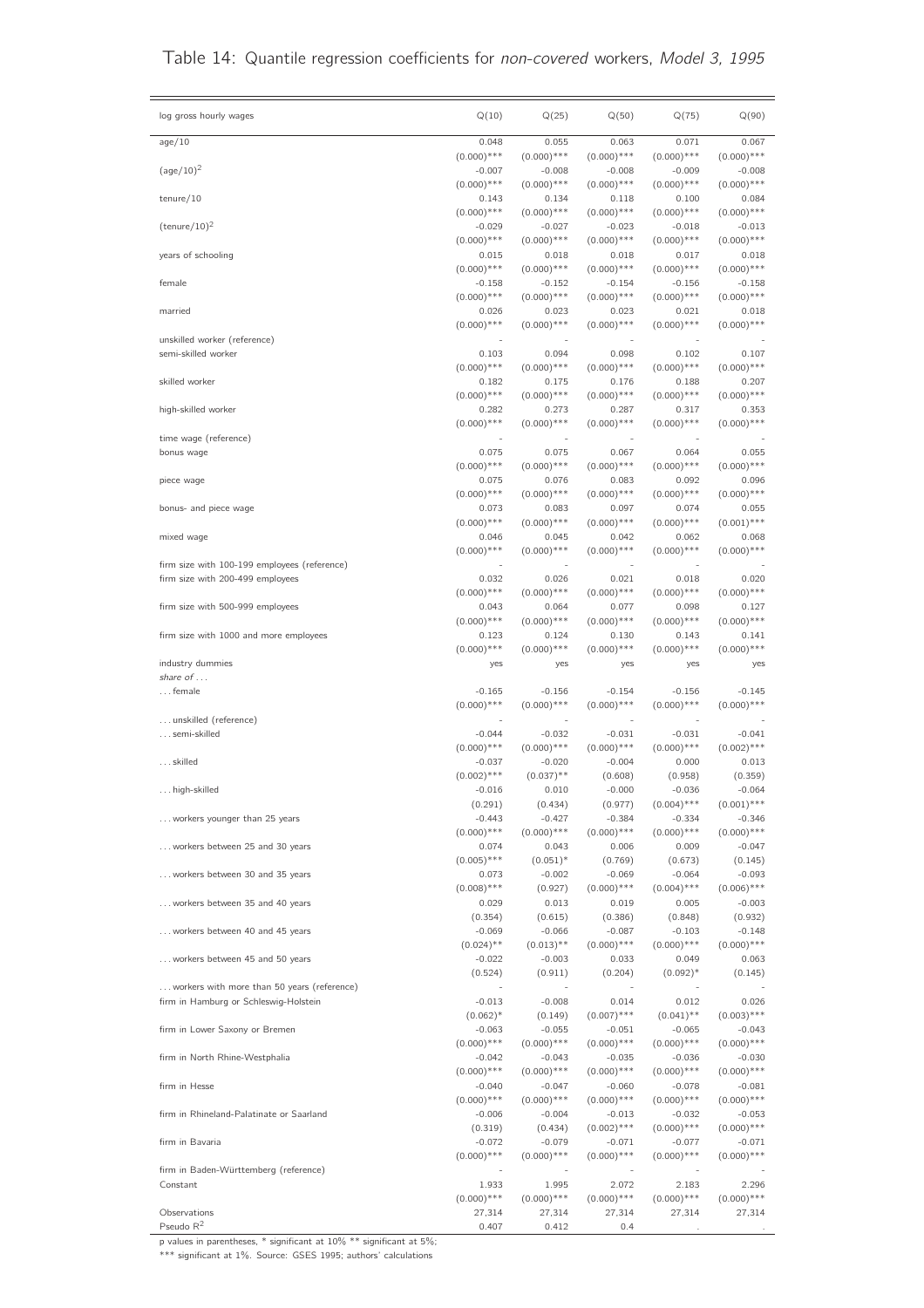# Table 14: Quantile regression coefficients for *non-covered* workers, *Model 3, 1995*

| log gross hourly wages | Q(10) | Q(25) | Q(50) | Q(75) | Q(90) |
|---|---|---|---|---|---|
| age/10 | 0.048 | 0.055 | 0.063 | 0.071 | 0.067 |
| | (0.000)*** | (0.000)*** | (0.000)*** | (0.000)*** | (0.000)*** |
| $(\text{age}/10)^2$ | -0.007 | -0.008 | -0.008 | -0.009 | -0.008 |
| | (0.000)*** | (0.000)*** | (0.000)*** | (0.000)*** | (0.000)*** |
| tenure/10 | 0.143 | 0.134 | 0.118 | 0.100 | 0.084 |
| | (0.000)*** | (0.000)*** | (0.000)*** | (0.000)*** | (0.000)*** |
| $(\text{tenure}/10)^2$ | -0.029 | -0.027 | -0.023 | -0.018 | -0.013 |
| | (0.000)*** | (0.000)*** | (0.000)*** | (0.000)*** | (0.000)*** |
| years of schooling | 0.015 | 0.018 | 0.018 | 0.017 | 0.018 |
| | (0.000)*** | (0.000)*** | (0.000)*** | (0.000)*** | (0.000)*** |
| female | -0.158 | -0.152 | -0.154 | -0.156 | -0.158 |
| | (0.000)*** | (0.000)*** | (0.000)*** | (0.000)*** | (0.000)*** |
| married | 0.026 | 0.023 | 0.023 | 0.021 | 0.018 |
| | (0.000)*** | (0.000)*** | (0.000)*** | (0.000)*** | (0.000)*** |
| unskilled worker (reference) | - | - | - | - | - |
| semi-skilled worker | 0.103 | 0.094 | 0.098 | 0.102 | 0.107 |
| | (0.000)*** | (0.000)*** | (0.000)*** | (0.000)*** | (0.000)*** |
| skilled worker | 0.182 | 0.175 | 0.176 | 0.188 | 0.207 |
| | (0.000)*** | (0.000)*** | (0.000)*** | (0.000)*** | (0.000)*** |
| high-skilled worker | 0.282 | 0.273 | 0.287 | 0.317 | 0.353 |
| | (0.000)*** | (0.000)*** | (0.000)*** | (0.000)*** | (0.000)*** |
| time wage (reference) | - | - | - | - | - |
| bonus wage | 0.075 | 0.075 | 0.067 | 0.064 | 0.055 |
| | (0.000)*** | (0.000)*** | (0.000)*** | (0.000)*** | (0.000)*** |
| piece wage | 0.075 | 0.076 | 0.083 | 0.092 | 0.096 |
| | (0.000)*** | (0.000)*** | (0.000)*** | (0.000)*** | (0.000)*** |
| bonus- and piece wage | 0.073 | 0.083 | 0.097 | 0.074 | 0.055 |
| | (0.000)*** | (0.000)*** | (0.000)*** | (0.000)*** | (0.001)*** |
| mixed wage | 0.046 | 0.045 | 0.042 | 0.062 | 0.068 |
| | (0.000)*** | (0.000)*** | (0.000)*** | (0.000)*** | (0.000)*** |
| firm size with 100-199 employees (reference) | - | - | - | - | - |
| firm size with 200-499 employees | 0.032 | 0.026 | 0.021 | 0.018 | 0.020 |
| | (0.000)*** | (0.000)*** | (0.000)*** | (0.000)*** | (0.000)*** |
| firm size with 500-999 employees | 0.043 | 0.064 | 0.077 | 0.098 | 0.127 |
| | (0.000)*** | (0.000)*** | (0.000)*** | (0.000)*** | (0.000)*** |
| firm size with 1000 and more employees | 0.123 | 0.124 | 0.130 | 0.143 | 0.141 |
| | (0.000)*** | (0.000)*** | (0.000)*** | (0.000)*** | (0.000)*** |
| industry dummies | yes | yes | yes | yes | yes |
| *share of ...* | | | | | |
| ... female | -0.165 | -0.156 | -0.154 | -0.156 | -0.145 |
| | (0.000)*** | (0.000)*** | (0.000)*** | (0.000)*** | (0.000)*** |
| ... unskilled (reference) | - | - | - | - | - |
| ... semi-skilled | -0.044 | -0.032 | -0.031 | -0.031 | -0.041 |
| | (0.000)*** | (0.000)*** | (0.000)*** | (0.000)*** | (0.002)*** |
| ... skilled | -0.037 | -0.020 | -0.004 | 0.000 | 0.013 |
| | (0.002)*** | (0.037)** | (0.608) | (0.958) | (0.359) |
| ... high-skilled | -0.016 | 0.010 | -0.000 | -0.036 | -0.064 |
| | (0.291) | (0.434) | (0.977) | (0.004)*** | (0.001)*** |
| ... workers younger than 25 years | -0.443 | -0.427 | -0.384 | -0.334 | -0.346 |
| | (0.000)*** | (0.000)*** | (0.000)*** | (0.000)*** | (0.000)*** |
| ... workers between 25 and 30 years | 0.074 | 0.043 | 0.006 | 0.009 | -0.047 |
| | (0.005)*** | (0.051)* | (0.769) | (0.673) | (0.145) |
| ... workers between 30 and 35 years | 0.073 | -0.002 | -0.069 | -0.064 | -0.093 |
| | (0.008)*** | (0.927) | (0.000)*** | (0.004)*** | (0.006)*** |
| ... workers between 35 and 40 years | 0.029 | 0.013 | 0.019 | 0.005 | -0.003 |
| | (0.354) | (0.615) | (0.386) | (0.848) | (0.932) |
| ... workers between 40 and 45 years | -0.069 | -0.066 | -0.087 | -0.103 | -0.148 |
| | (0.024)** | (0.013)** | (0.000)*** | (0.000)*** | (0.000)*** |
| ... workers between 45 and 50 years | -0.022 | -0.003 | 0.033 | 0.049 | 0.063 |
| | (0.524) | (0.911) | (0.204) | (0.092)* | (0.145) |
| ... workers with more than 50 years (reference) | - | - | - | - | - |
| firm in Hamburg or Schleswig-Holstein | -0.013 | -0.008 | 0.014 | 0.012 | 0.026 |
| | (0.062)* | (0.149) | (0.007)*** | (0.041)** | (0.003)*** |
| firm in Lower Saxony or Bremen | -0.063 | -0.055 | -0.051 | -0.065 | -0.043 |
| | (0.000)*** | (0.000)*** | (0.000)*** | (0.000)*** | (0.000)*** |
| firm in North Rhine-Westphalia | -0.042 | -0.043 | -0.035 | -0.036 | -0.030 |
| | (0.000)*** | (0.000)*** | (0.000)*** | (0.000)*** | (0.000)*** |
| firm in Hesse | -0.040 | -0.047 | -0.060 | -0.078 | -0.081 |
| | (0.000)*** | (0.000)*** | (0.000)*** | (0.000)*** | (0.000)*** |
| firm in Rhineland-Palatinate or Saarland | -0.006 | -0.004 | -0.013 | -0.032 | -0.053 |
| | (0.319) | (0.434) | (0.002)*** | (0.000)*** | (0.000)*** |
| firm in Bavaria | -0.072 | -0.079 | -0.071 | -0.077 | -0.071 |
| | (0.000)*** | (0.000)*** | (0.000)*** | (0.000)*** | (0.000)*** |
| firm in Baden-Württemberg (reference) | - | - | - | - | - |
| Constant | 1.933 | 1.995 | 2.072 | 2.183 | 2.296 |
| | (0.000)*** | (0.000)*** | (0.000)*** | (0.000)*** | (0.000)*** |
| Observations | 27,314 | 27,314 | 27,314 | 27,314 | 27,314 |
| Pseudo $R^2$ | 0.407 | 0.412 | 0.4 | . | . |

p values in parentheses, * significant at 10% ** significant at 5%;
*** significant at 1%. Source: GSES 1995; authors' calculations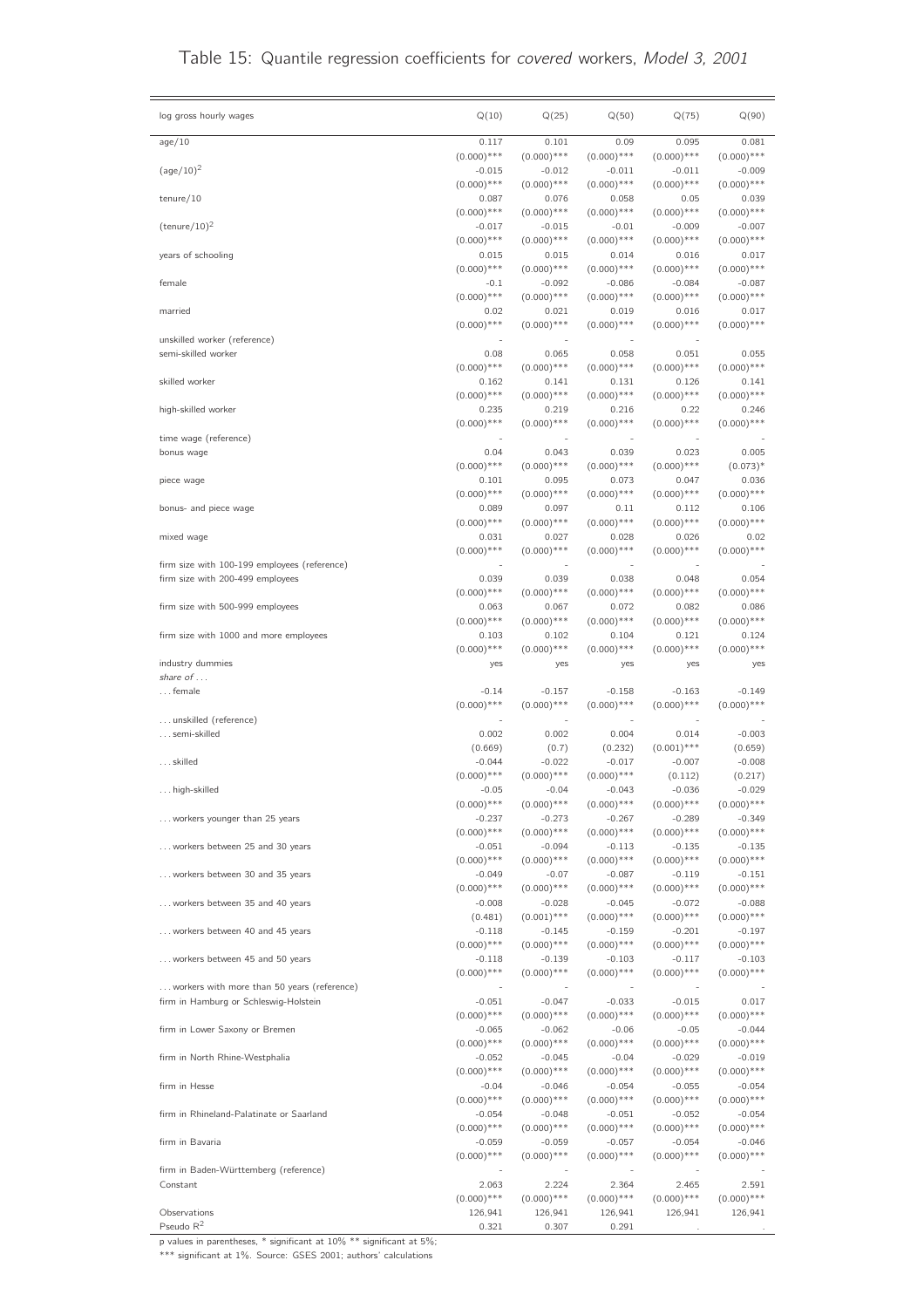Table 15: Quantile regression coefficients for *covered* workers, *Model 3, 2001*

| log gross hourly wages | Q(10) | Q(25) | Q(50) | Q(75) | Q(90) |
|---|---|---|---|---|---|
| age/10 | 0.117 | 0.101 | 0.09 | 0.095 | 0.081 |
| | (0.000)*** | (0.000)*** | (0.000)*** | (0.000)*** | (0.000)*** |
| $(age/10)^2$ | -0.015 | -0.012 | -0.011 | -0.011 | -0.009 |
| | (0.000)*** | (0.000)*** | (0.000)*** | (0.000)*** | (0.000)*** |
| tenure/10 | 0.087 | 0.076 | 0.058 | 0.05 | 0.039 |
| | (0.000)*** | (0.000)*** | (0.000)*** | (0.000)*** | (0.000)*** |
| $(tenure/10)^2$ | -0.017 | -0.015 | -0.01 | -0.009 | -0.007 |
| | (0.000)*** | (0.000)*** | (0.000)*** | (0.000)*** | (0.000)*** |
| years of schooling | 0.015 | 0.015 | 0.014 | 0.016 | 0.017 |
| | (0.000)*** | (0.000)*** | (0.000)*** | (0.000)*** | (0.000)*** |
| female | -0.1 | -0.092 | -0.086 | -0.084 | -0.087 |
| | (0.000)*** | (0.000)*** | (0.000)*** | (0.000)*** | (0.000)*** |
| married | 0.02 | 0.021 | 0.019 | 0.016 | 0.017 |
| | (0.000)*** | (0.000)*** | (0.000)*** | (0.000)*** | (0.000)*** |
| unskilled worker (reference) | - | - | - | - | |
| semi-skilled worker | 0.08 | 0.065 | 0.058 | 0.051 | 0.055 |
| | (0.000)*** | (0.000)*** | (0.000)*** | (0.000)*** | (0.000)*** |
| skilled worker | 0.162 | 0.141 | 0.131 | 0.126 | 0.141 |
| | (0.000)*** | (0.000)*** | (0.000)*** | (0.000)*** | (0.000)*** |
| high-skilled worker | 0.235 | 0.219 | 0.216 | 0.22 | 0.246 |
| | (0.000)*** | (0.000)*** | (0.000)*** | (0.000)*** | (0.000)*** |
| time wage (reference) | - | - | - | - | - |
| bonus wage | 0.04 | 0.043 | 0.039 | 0.023 | 0.005 |
| | (0.000)*** | (0.000)*** | (0.000)*** | (0.000)*** | (0.073)* |
| piece wage | 0.101 | 0.095 | 0.073 | 0.047 | 0.036 |
| | (0.000)*** | (0.000)*** | (0.000)*** | (0.000)*** | (0.000)*** |
| bonus- and piece wage | 0.089 | 0.097 | 0.11 | 0.112 | 0.106 |
| | (0.000)*** | (0.000)*** | (0.000)*** | (0.000)*** | (0.000)*** |
| mixed wage | 0.031 | 0.027 | 0.028 | 0.026 | 0.02 |
| | (0.000)*** | (0.000)*** | (0.000)*** | (0.000)*** | (0.000)*** |
| firm size with 100-199 employees (reference) | - | - | - | - | - |
| firm size with 200-499 employees | 0.039 | 0.039 | 0.038 | 0.048 | 0.054 |
| | (0.000)*** | (0.000)*** | (0.000)*** | (0.000)*** | (0.000)*** |
| firm size with 500-999 employees | 0.063 | 0.067 | 0.072 | 0.082 | 0.086 |
| | (0.000)*** | (0.000)*** | (0.000)*** | (0.000)*** | (0.000)*** |
| firm size with 1000 and more employees | 0.103 | 0.102 | 0.104 | 0.121 | 0.124 |
| | (0.000)*** | (0.000)*** | (0.000)*** | (0.000)*** | (0.000)*** |
| industry dummies | yes | yes | yes | yes | yes |
| *share of ...* | | | | | |
| ... female | -0.14 | -0.157 | -0.158 | -0.163 | -0.149 |
| | (0.000)*** | (0.000)*** | (0.000)*** | (0.000)*** | (0.000)*** |
| ... unskilled (reference) | - | - | - | - | - |
| ... semi-skilled | 0.002 | 0.002 | 0.004 | 0.014 | -0.003 |
| | (0.669) | (0.7) | (0.232) | (0.001)*** | (0.659) |
| ... skilled | -0.044 | -0.022 | -0.017 | -0.007 | -0.008 |
| | (0.000)*** | (0.000)*** | (0.000)*** | (0.112) | (0.217) |
| ... high-skilled | -0.05 | -0.04 | -0.043 | -0.036 | -0.029 |
| | (0.000)*** | (0.000)*** | (0.000)*** | (0.000)*** | (0.000)*** |
| ... workers younger than 25 years | -0.237 | -0.273 | -0.267 | -0.289 | -0.349 |
| | (0.000)*** | (0.000)*** | (0.000)*** | (0.000)*** | (0.000)*** |
| ... workers between 25 and 30 years | -0.051 | -0.094 | -0.113 | -0.135 | -0.135 |
| | (0.000)*** | (0.000)*** | (0.000)*** | (0.000)*** | (0.000)*** |
| ... workers between 30 and 35 years | -0.049 | -0.07 | -0.087 | -0.119 | -0.151 |
| | (0.000)*** | (0.000)*** | (0.000)*** | (0.000)*** | (0.000)*** |
| ... workers between 35 and 40 years | -0.008 | -0.028 | -0.045 | -0.072 | -0.088 |
| | (0.481) | (0.001)*** | (0.000)*** | (0.000)*** | (0.000)*** |
| ... workers between 40 and 45 years | -0.118 | -0.145 | -0.159 | -0.201 | -0.197 |
| | (0.000)*** | (0.000)*** | (0.000)*** | (0.000)*** | (0.000)*** |
| ... workers between 45 and 50 years | -0.118 | -0.139 | -0.103 | -0.117 | -0.103 |
| | (0.000)*** | (0.000)*** | (0.000)*** | (0.000)*** | (0.000)*** |
| ... workers with more than 50 years (reference) | - | - | - | - | - |
| firm in Hamburg or Schleswig-Holstein | -0.051 | -0.047 | -0.033 | -0.015 | 0.017 |
| | (0.000)*** | (0.000)*** | (0.000)*** | (0.000)*** | (0.000)*** |
| firm in Lower Saxony or Bremen | -0.065 | -0.062 | -0.06 | -0.05 | -0.044 |
| | (0.000)*** | (0.000)*** | (0.000)*** | (0.000)*** | (0.000)*** |
| firm in North Rhine-Westphalia | -0.052 | -0.045 | -0.04 | -0.029 | -0.019 |
| | (0.000)*** | (0.000)*** | (0.000)*** | (0.000)*** | (0.000)*** |
| firm in Hesse | -0.04 | -0.046 | -0.054 | -0.055 | -0.054 |
| | (0.000)*** | (0.000)*** | (0.000)*** | (0.000)*** | (0.000)*** |
| firm in Rhineland-Palatinate or Saarland | -0.054 | -0.048 | -0.051 | -0.052 | -0.054 |
| | (0.000)*** | (0.000)*** | (0.000)*** | (0.000)*** | (0.000)*** |
| firm in Bavaria | -0.059 | -0.059 | -0.057 | -0.054 | -0.046 |
| | (0.000)*** | (0.000)*** | (0.000)*** | (0.000)*** | (0.000)*** |
| firm in Baden-Württemberg (reference) | - | - | - | - | - |
| Constant | 2.063 | 2.224 | 2.364 | 2.465 | 2.591 |
| | (0.000)*** | (0.000)*** | (0.000)*** | (0.000)*** | (0.000)*** |
| Observations | 126,941 | 126,941 | 126,941 | 126,941 | 126,941 |
| Pseudo $R^2$ | 0.321 | 0.307 | 0.291 | . | . |

p values in parentheses, * significant at 10% ** significant at 5%;
*** significant at 1%. Source: GSES 2001; authors' calculations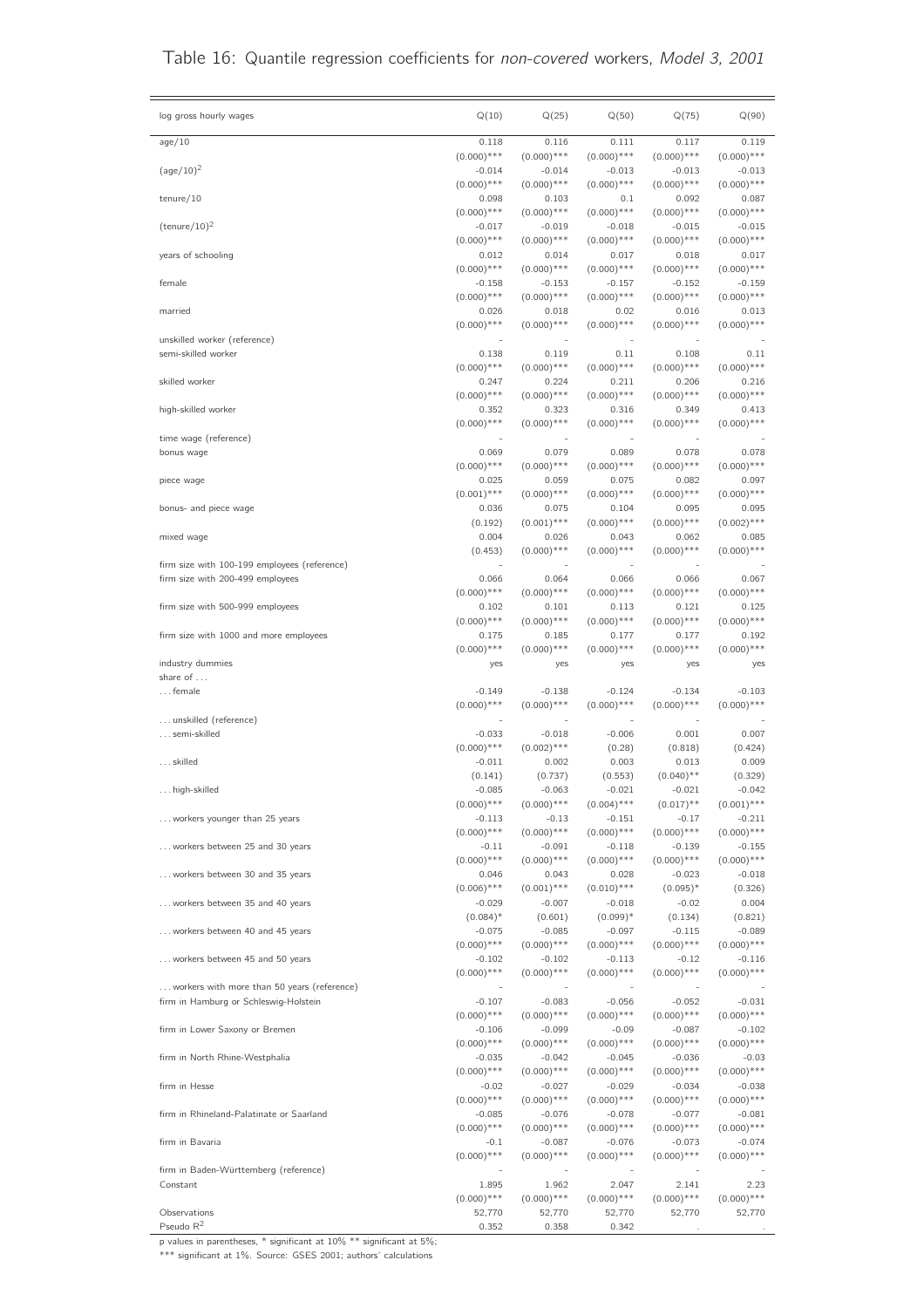# Table 16: Quantile regression coefficients for *non-covered* workers, *Model 3, 2001*

| log gross hourly wages | Q(10) | Q(25) | Q(50) | Q(75) | Q(90) |
|---|---|---|---|---|---|
| age/10 | 0.118 | 0.116 | 0.111 | 0.117 | 0.119 |
| | (0.000)*** | (0.000)*** | (0.000)*** | (0.000)*** | (0.000)*** |
| $(\text{age}/10)^2$ | -0.014 | -0.014 | -0.013 | -0.013 | -0.013 |
| | (0.000)*** | (0.000)*** | (0.000)*** | (0.000)*** | (0.000)*** |
| tenure/10 | 0.098 | 0.103 | 0.1 | 0.092 | 0.087 |
| | (0.000)*** | (0.000)*** | (0.000)*** | (0.000)*** | (0.000)*** |
| $(\text{tenure}/10)^2$ | -0.017 | -0.019 | -0.018 | -0.015 | -0.015 |
| | (0.000)*** | (0.000)*** | (0.000)*** | (0.000)*** | (0.000)*** |
| years of schooling | 0.012 | 0.014 | 0.017 | 0.018 | 0.017 |
| | (0.000)*** | (0.000)*** | (0.000)*** | (0.000)*** | (0.000)*** |
| female | -0.158 | -0.153 | -0.157 | -0.152 | -0.159 |
| | (0.000)*** | (0.000)*** | (0.000)*** | (0.000)*** | (0.000)*** |
| married | 0.026 | 0.018 | 0.02 | 0.016 | 0.013 |
| | (0.000)*** | (0.000)*** | (0.000)*** | (0.000)*** | (0.000)*** |
| unskilled worker (reference) | - | - | - | - | - |
| semi-skilled worker | 0.138 | 0.119 | 0.11 | 0.108 | 0.11 |
| | (0.000)*** | (0.000)*** | (0.000)*** | (0.000)*** | (0.000)*** |
| skilled worker | 0.247 | 0.224 | 0.211 | 0.206 | 0.216 |
| | (0.000)*** | (0.000)*** | (0.000)*** | (0.000)*** | (0.000)*** |
| high-skilled worker | 0.352 | 0.323 | 0.316 | 0.349 | 0.413 |
| | (0.000)*** | (0.000)*** | (0.000)*** | (0.000)*** | (0.000)*** |
| time wage (reference) | - | - | - | - | - |
| bonus wage | 0.069 | 0.079 | 0.089 | 0.078 | 0.078 |
| | (0.000)*** | (0.000)*** | (0.000)*** | (0.000)*** | (0.000)*** |
| piece wage | 0.025 | 0.059 | 0.075 | 0.082 | 0.097 |
| | (0.001)*** | (0.000)*** | (0.000)*** | (0.000)*** | (0.000)*** |
| bonus- and piece wage | 0.036 | 0.075 | 0.104 | 0.095 | 0.095 |
| | (0.192) | (0.001)*** | (0.000)*** | (0.000)*** | (0.002)*** |
| mixed wage | 0.004 | 0.026 | 0.043 | 0.062 | 0.085 |
| | (0.453) | (0.000)*** | (0.000)*** | (0.000)*** | (0.000)*** |
| firm size with 100-199 employees (reference) | - | - | - | - | - |
| firm size with 200-499 employees | 0.066 | 0.064 | 0.066 | 0.066 | 0.067 |
| | (0.000)*** | (0.000)*** | (0.000)*** | (0.000)*** | (0.000)*** |
| firm size with 500-999 employees | 0.102 | 0.101 | 0.113 | 0.121 | 0.125 |
| | (0.000)*** | (0.000)*** | (0.000)*** | (0.000)*** | (0.000)*** |
| firm size with 1000 and more employees | 0.175 | 0.185 | 0.177 | 0.177 | 0.192 |
| | (0.000)*** | (0.000)*** | (0.000)*** | (0.000)*** | (0.000)*** |
| industry dummies | yes | yes | yes | yes | yes |
| share of ... | | | | | |
| ... female | -0.149 | -0.138 | -0.124 | -0.134 | -0.103 |
| | (0.000)*** | (0.000)*** | (0.000)*** | (0.000)*** | (0.000)*** |
| ... unskilled (reference) | - | - | - | - | - |
| ... semi-skilled | -0.033 | -0.018 | -0.006 | 0.001 | 0.007 |
| | (0.000)*** | (0.002)*** | (0.28) | (0.818) | (0.424) |
| ... skilled | -0.011 | 0.002 | 0.003 | 0.013 | 0.009 |
| | (0.141) | (0.737) | (0.553) | (0.040)** | (0.329) |
| ... high-skilled | -0.085 | -0.063 | -0.021 | -0.021 | -0.042 |
| | (0.000)*** | (0.000)*** | (0.004)*** | (0.017)** | (0.001)*** |
| ... workers younger than 25 years | -0.113 | -0.13 | -0.151 | -0.17 | -0.211 |
| | (0.000)*** | (0.000)*** | (0.000)*** | (0.000)*** | (0.000)*** |
| ... workers between 25 and 30 years | -0.11 | -0.091 | -0.118 | -0.139 | -0.155 |
| | (0.000)*** | (0.000)*** | (0.000)*** | (0.000)*** | (0.000)*** |
| ... workers between 30 and 35 years | 0.046 | 0.043 | 0.028 | -0.023 | -0.018 |
| | (0.006)*** | (0.001)*** | (0.010)*** | (0.095)* | (0.326) |
| ... workers between 35 and 40 years | -0.029 | -0.007 | -0.018 | -0.02 | 0.004 |
| | (0.084)* | (0.601) | (0.099)* | (0.134) | (0.821) |
| ... workers between 40 and 45 years | -0.075 | -0.085 | -0.097 | -0.115 | -0.089 |
| | (0.000)*** | (0.000)*** | (0.000)*** | (0.000)*** | (0.000)*** |
| ... workers between 45 and 50 years | -0.102 | -0.102 | -0.113 | -0.12 | -0.116 |
| | (0.000)*** | (0.000)*** | (0.000)*** | (0.000)*** | (0.000)*** |
| ... workers with more than 50 years (reference) | - | - | - | - | - |
| firm in Hamburg or Schleswig-Holstein | -0.107 | -0.083 | -0.056 | -0.052 | -0.031 |
| | (0.000)*** | (0.000)*** | (0.000)*** | (0.000)*** | (0.000)*** |
| firm in Lower Saxony or Bremen | -0.106 | -0.099 | -0.09 | -0.087 | -0.102 |
| | (0.000)*** | (0.000)*** | (0.000)*** | (0.000)*** | (0.000)*** |
| firm in North Rhine-Westphalia | -0.035 | -0.042 | -0.045 | -0.036 | -0.03 |
| | (0.000)*** | (0.000)*** | (0.000)*** | (0.000)*** | (0.000)*** |
| firm in Hesse | -0.02 | -0.027 | -0.029 | -0.034 | -0.038 |
| | (0.000)*** | (0.000)*** | (0.000)*** | (0.000)*** | (0.000)*** |
| firm in Rhineland-Palatinate or Saarland | -0.085 | -0.076 | -0.078 | -0.077 | -0.081 |
| | (0.000)*** | (0.000)*** | (0.000)*** | (0.000)*** | (0.000)*** |
| firm in Bavaria | -0.1 | -0.087 | -0.076 | -0.073 | -0.074 |
| | (0.000)*** | (0.000)*** | (0.000)*** | (0.000)*** | (0.000)*** |
| firm in Baden-Württemberg (reference) | - | - | - | - | - |
| Constant | 1.895 | 1.962 | 2.047 | 2.141 | 2.23 |
| | (0.000)*** | (0.000)*** | (0.000)*** | (0.000)*** | (0.000)*** |
| Observations | 52,770 | 52,770 | 52,770 | 52,770 | 52,770 |
| Pseudo $R^2$ | 0.352 | 0.358 | 0.342 | . | . |

p values in parentheses, * significant at 10% ** significant at 5%; *** significant at 1%. Source: GSES 2001; authors' calculations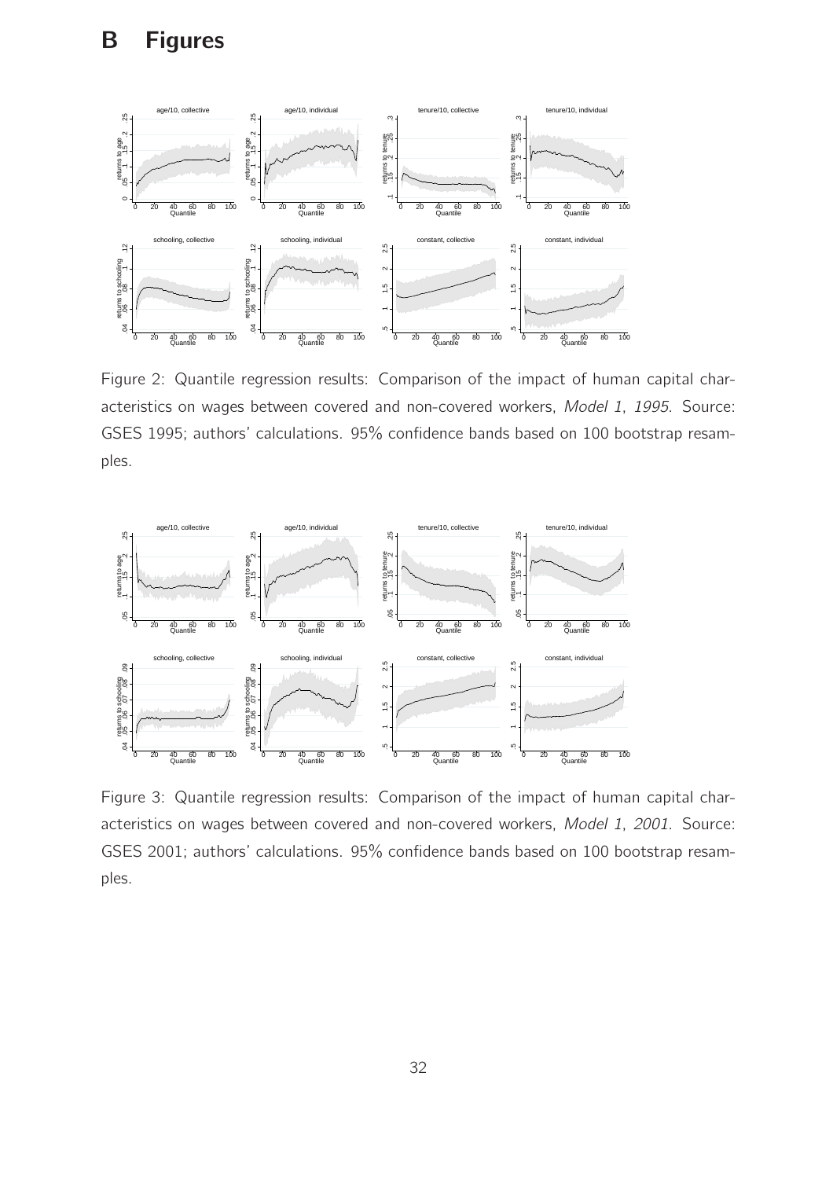# B Figures

age/10, collective

age/10, individual

tenure/10, collective

tenure/10, individual

schooling, collective

schooling, individual

constant, collective

constant, individual

Figure 2: Quantile regression results: Comparison of the impact of human capital characteristics on wages between covered and non-covered workers, *Model 1*, *1995*. Source: GSES 1995; authors' calculations. 95% confidence bands based on 100 bootstrap resamples.

age/10, collective

age/10, individual

tenure/10, collective

tenure/10, individual

schooling, collective

schooling, individual

constant, collective

constant, individual

Figure 3: Quantile regression results: Comparison of the impact of human capital characteristics on wages between covered and non-covered workers, *Model 1*, *2001*. Source: GSES 2001; authors' calculations. 95% confidence bands based on 100 bootstrap resamples.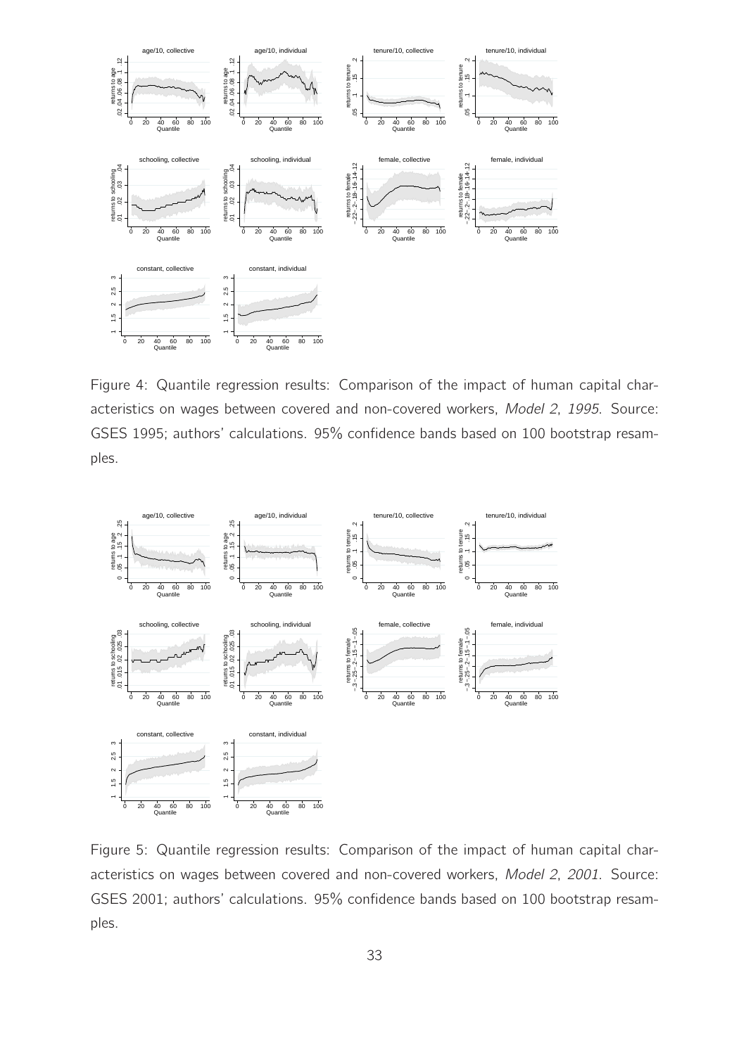age/10, collective
returns to age
.02 .04 .06 .08 .1 .12
0 20 40 60 80 100
Quantile

age/10, individual
returns to age
.02 .04 .06 .08 .1 .12
0 20 40 60 80 100
Quantile

tenure/10, collective
returns to tenure
.05 .1 .15 .2
0 20 40 60 80 100
Quantile

tenure/10, individual
returns to tenure
.05 .1 .15 .2
0 20 40 60 80 100
Quantile

schooling, collective
returns to schooling
.01 .02 .03 .04
0 20 40 60 80 100
Quantile

schooling, individual
returns to schooling
.01 .02 .03 .04
0 20 40 60 80 100
Quantile

female, collective
returns to female
−.22−.2−.18−.16−.14−.12
0 20 40 60 80 100
Quantile

female, individual
returns to female
−.22−.2−.18−.16−.14−.12
0 20 40 60 80 100
Quantile

constant, collective
1 1.5 2 2.5 3
0 20 40 60 80 100
Quantile

constant, individual
1 1.5 2 2.5 3
0 20 40 60 80 100
Quantile

Figure 4: Quantile regression results: Comparison of the impact of human capital characteristics on wages between covered and non-covered workers, *Model 2*, *1995*. Source: GSES 1995; authors' calculations. 95% confidence bands based on 100 bootstrap resamples.

age/10, collective
returns to age
0 .05 .1 .15 .2 .25
0 20 40 60 80 100
Quantile

age/10, individual
returns to age
0 .05 .1 .15 .2 .25
0 20 40 60 80 100
Quantile

tenure/10, collective
returns to tenure
0 .05 .1 .15 .2
0 20 40 60 80 100
Quantile

tenure/10, individual
returns to tenure
0 .05 .1 .15 .2
0 20 40 60 80 100
Quantile

schooling, collective
returns to schooling
.01 .015 .02 .025 .03
0 20 40 60 80 100
Quantile

schooling, individual
returns to schooling
.01 .015 .02 .025 .03
0 20 40 60 80 100
Quantile

female, collective
returns to female
−.3 −.25 −.2 −.15 −.1 −.05
0 20 40 60 80 100
Quantile

female, individual
returns to female
−.3 −.25 −.2 −.15 −.1 −.05
0 20 40 60 80 100
Quantile

constant, collective
1 1.5 2 2.5 3
0 20 40 60 80 100
Quantile

constant, individual
1 1.5 2 2.5 3
0 20 40 60 80 100
Quantile

Figure 5: Quantile regression results: Comparison of the impact of human capital characteristics on wages between covered and non-covered workers, *Model 2*, *2001*. Source: GSES 2001; authors' calculations. 95% confidence bands based on 100 bootstrap resamples.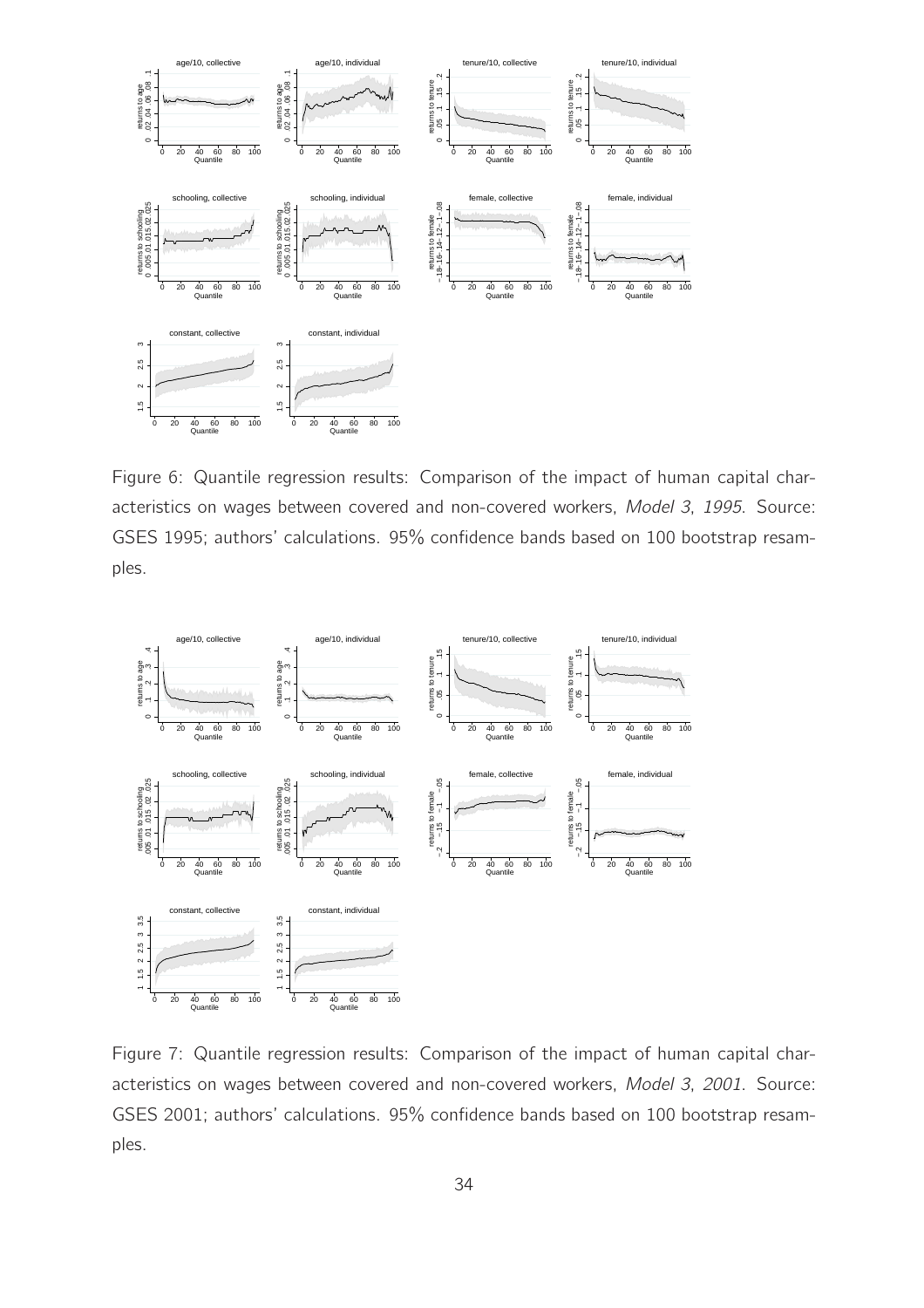age/10, collective
returns to age
.02 .04 .06 .08 .1
0 20 40 60 80 100
Quantile

age/10, individual
returns to age
.02 .04 .06 .08 .1
0 20 40 60 80 100
Quantile

tenure/10, collective
returns to tenure
.05 .1 .15 .2
0 20 40 60 80 100
Quantile

tenure/10, individual
returns to tenure
.05 .1 .15 .2
0 20 40 60 80 100
Quantile

schooling, collective
returns to schooling
0 .005 .01 .015 .02 .025
0 20 40 60 80 100
Quantile

schooling, individual
returns to schooling
0 .005 .01 .015 .02 .025
0 20 40 60 80 100
Quantile

female, collective
returns to female
−.18 −.16 −.14 −.12 −.1 −.08
0 20 40 60 80 100
Quantile

female, individual
returns to female
−.18 −.16 −.14 −.12 −.1 −.08
0 20 40 60 80 100
Quantile

constant, collective
1.5 2 2.5 3
0 20 40 60 80 100
Quantile

constant, individual
1.5 2 2.5 3
0 20 40 60 80 100
Quantile

Figure 6: Quantile regression results: Comparison of the impact of human capital characteristics on wages between covered and non-covered workers, *Model 3*, *1995*. Source: GSES 1995; authors' calculations. 95% confidence bands based on 100 bootstrap resamples.

age/10, collective
returns to age
0 .1 .2 .3 .4
0 20 40 60 80 100
Quantile

age/10, individual
returns to age
0 .1 .2 .3 .4
0 20 40 60 80 100
Quantile

tenure/10, collective
returns to tenure
0 .05 .1 .15
0 20 40 60 80 100
Quantile

tenure/10, individual
returns to tenure
0 .05 .1 .15
0 20 40 60 80 100
Quantile

schooling, collective
returns to schooling
.005 .01 .015 .02 .025
0 20 40 60 80 100
Quantile

schooling, individual
returns to schooling
.005 .01 .015 .02 .025
0 20 40 60 80 100
Quantile

female, collective
returns to female
−.2 −.15 −.1 −.05
0 20 40 60 80 100
Quantile

female, individual
returns to female
−.2 −.15 −.1 −.05
0 20 40 60 80 100
Quantile

constant, collective
1 1.5 2 2.5 3 3.5
0 20 40 60 80 100
Quantile

constant, individual
1 1.5 2 2.5 3 3.5
0 20 40 60 80 100
Quantile

Figure 7: Quantile regression results: Comparison of the impact of human capital characteristics on wages between covered and non-covered workers, *Model 3*, *2001*. Source: GSES 2001; authors' calculations. 95% confidence bands based on 100 bootstrap resamples.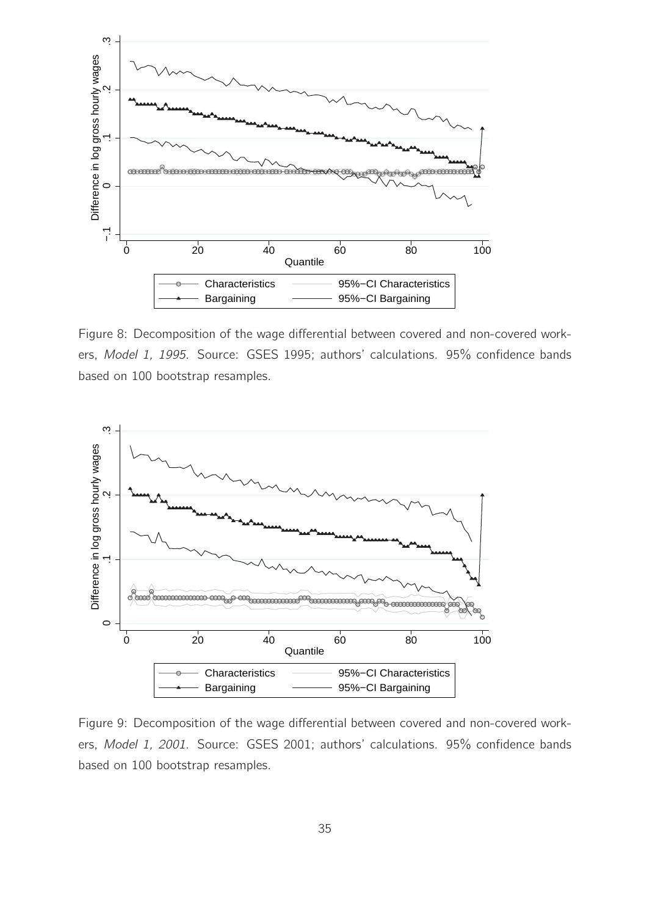.3
.2
.1
0
−.1
Difference in log gross hourly wages
0 20 40 60 80 100
Quantile
Characteristics
95%−CI Characteristics
Bargaining
95%−CI Bargaining

Figure 8: Decomposition of the wage differential between covered and non-covered workers, *Model 1, 1995*. Source: GSES 1995; authors' calculations. 95% confidence bands based on 100 bootstrap resamples.

.3
.2
.1
0
Difference in log gross hourly wages
0 20 40 60 80 100
Quantile
Characteristics
95%−CI Characteristics
Bargaining
95%−CI Bargaining

Figure 9: Decomposition of the wage differential between covered and non-covered workers, *Model 1, 2001*. Source: GSES 2001; authors' calculations. 95% confidence bands based on 100 bootstrap resamples.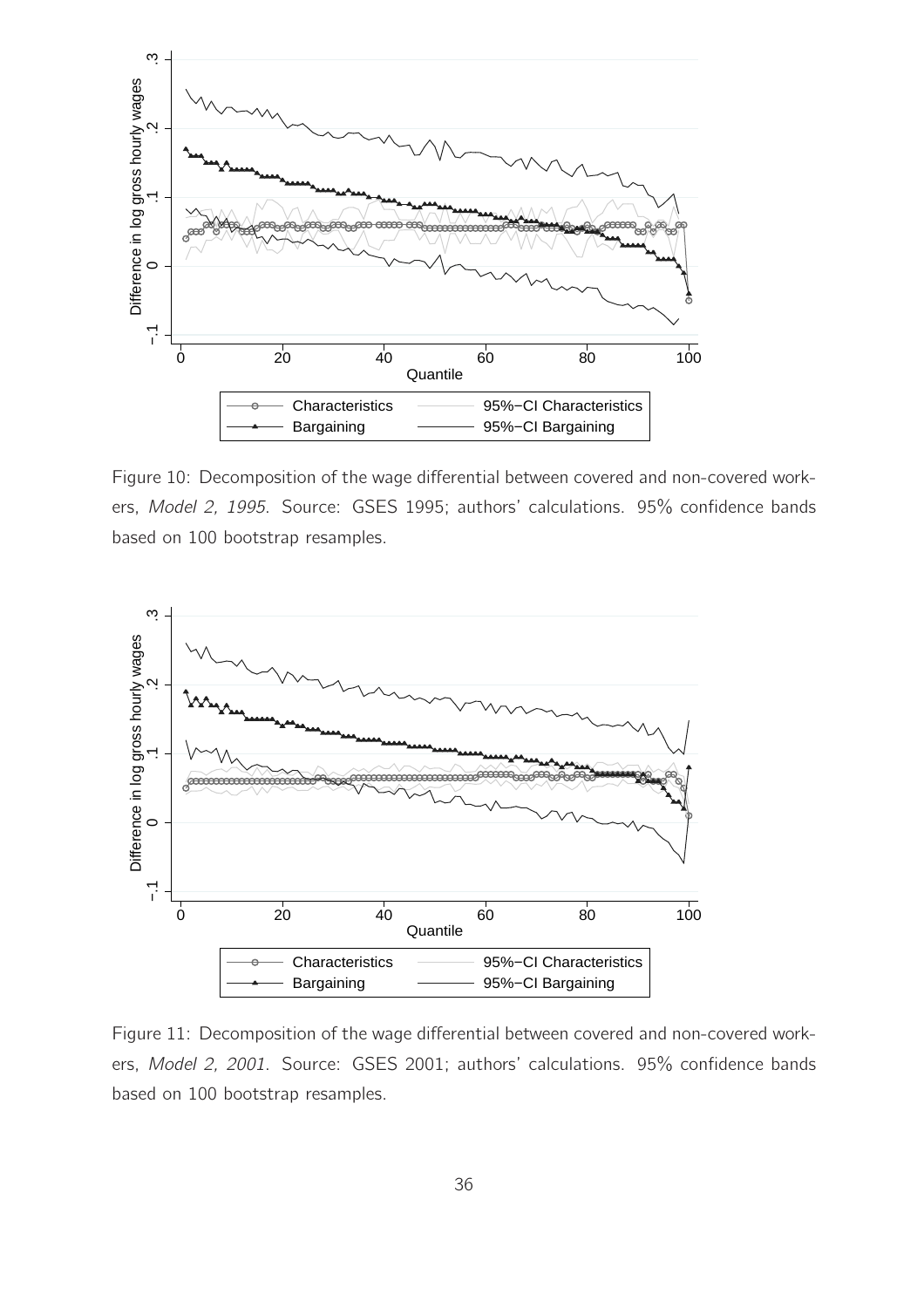Difference in log gross hourly wages

.3
.2
.1
0
−.1

0 20 40 60 80 100

Quantile

Characteristics
95%−CI Characteristics
Bargaining
95%−CI Bargaining

Figure 10: Decomposition of the wage differential between covered and non-covered workers, *Model 2, 1995*. Source: GSES 1995; authors' calculations. 95% confidence bands based on 100 bootstrap resamples.

Difference in log gross hourly wages

.3
.2
.1
0
−.1

0 20 40 60 80 100

Quantile

Characteristics
95%−CI Characteristics
Bargaining
95%−CI Bargaining

Figure 11: Decomposition of the wage differential between covered and non-covered workers, *Model 2, 2001*. Source: GSES 2001; authors' calculations. 95% confidence bands based on 100 bootstrap resamples.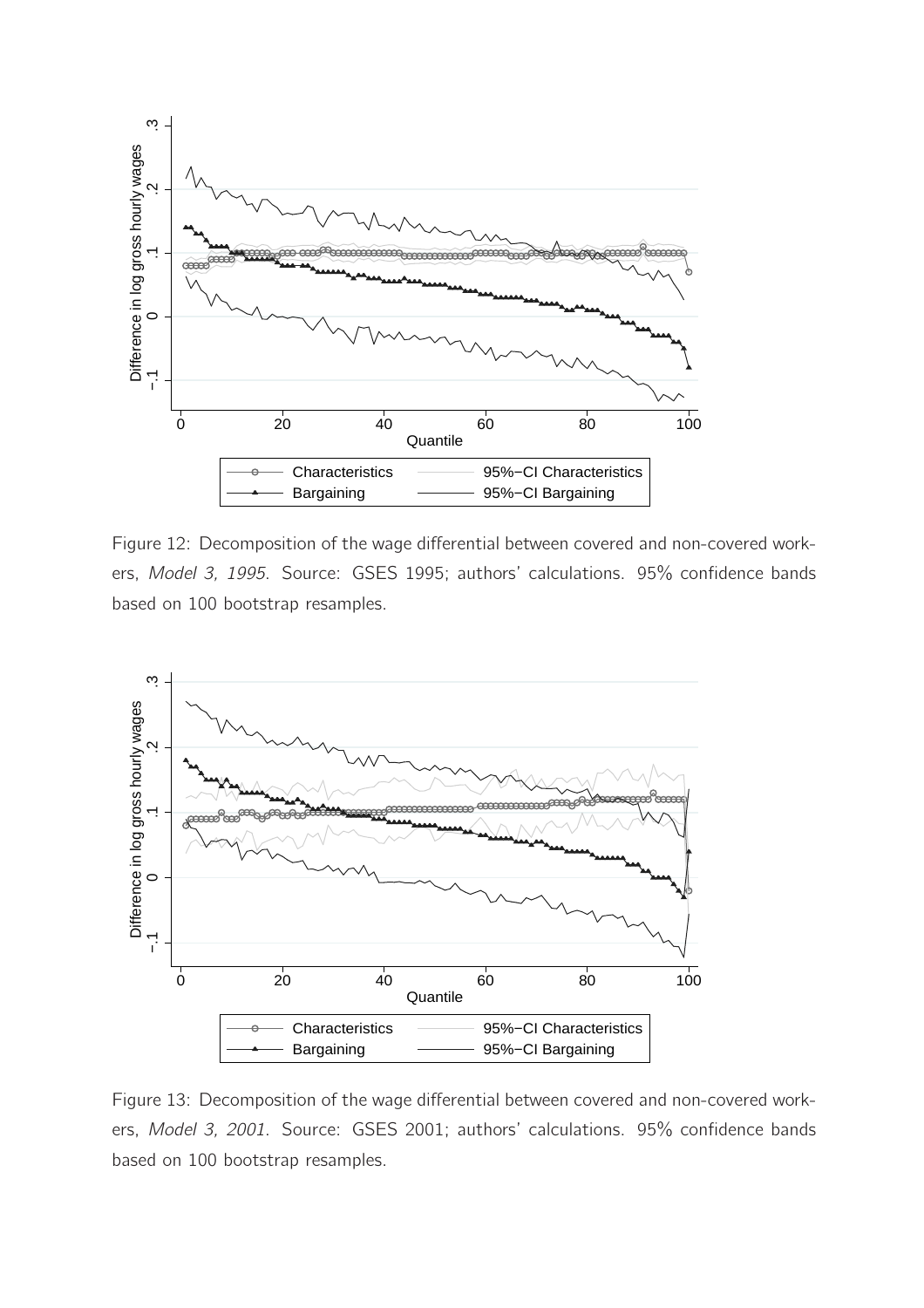Difference in log gross hourly wages

.3
.2
.1
0
−.1

0
20
40
60
80
100

Quantile

Characteristics
95%−CI Characteristics
Bargaining
95%−CI Bargaining

Figure 12: Decomposition of the wage differential between covered and non-covered workers, *Model 3, 1995*. Source: GSES 1995; authors' calculations. 95% confidence bands based on 100 bootstrap resamples.

Difference in log gross hourly wages

.3
.2
.1
0
−.1

0
20
40
60
80
100

Quantile

Characteristics
95%−CI Characteristics
Bargaining
95%−CI Bargaining

Figure 13: Decomposition of the wage differential between covered and non-covered workers, *Model 3, 2001*. Source: GSES 2001; authors' calculations. 95% confidence bands based on 100 bootstrap resamples.